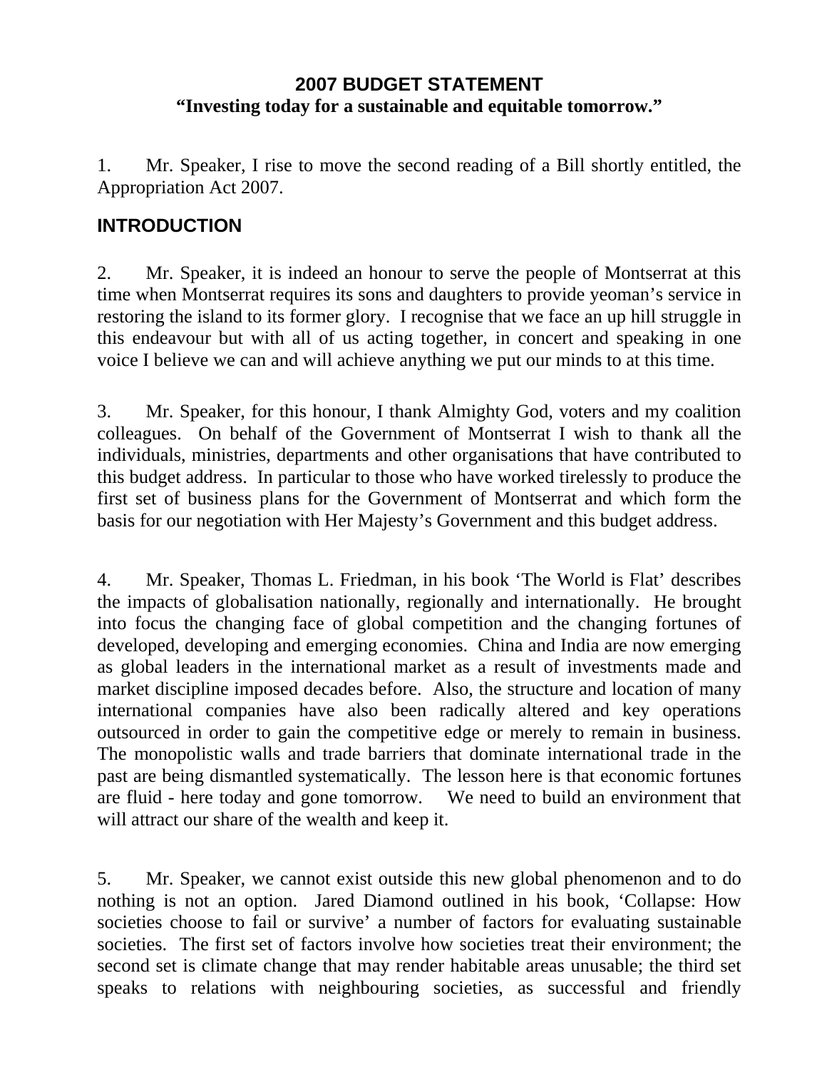# 2007 BUDGET STATEMENT
**"Investing today for a sustainable and equitable tomorrow."**

1. Mr. Speaker, I rise to move the second reading of a Bill shortly entitled, the Appropriation Act 2007.

## INTRODUCTION

2. Mr. Speaker, it is indeed an honour to serve the people of Montserrat at this time when Montserrat requires its sons and daughters to provide yeoman's service in restoring the island to its former glory. I recognise that we face an up hill struggle in this endeavour but with all of us acting together, in concert and speaking in one voice I believe we can and will achieve anything we put our minds to at this time.

3. Mr. Speaker, for this honour, I thank Almighty God, voters and my coalition colleagues. On behalf of the Government of Montserrat I wish to thank all the individuals, ministries, departments and other organisations that have contributed to this budget address. In particular to those who have worked tirelessly to produce the first set of business plans for the Government of Montserrat and which form the basis for our negotiation with Her Majesty's Government and this budget address.

4. Mr. Speaker, Thomas L. Friedman, in his book 'The World is Flat' describes the impacts of globalisation nationally, regionally and internationally. He brought into focus the changing face of global competition and the changing fortunes of developed, developing and emerging economies. China and India are now emerging as global leaders in the international market as a result of investments made and market discipline imposed decades before. Also, the structure and location of many international companies have also been radically altered and key operations outsourced in order to gain the competitive edge or merely to remain in business. The monopolistic walls and trade barriers that dominate international trade in the past are being dismantled systematically. The lesson here is that economic fortunes are fluid - here today and gone tomorrow. We need to build an environment that will attract our share of the wealth and keep it.

5. Mr. Speaker, we cannot exist outside this new global phenomenon and to do nothing is not an option. Jared Diamond outlined in his book, 'Collapse: How societies choose to fail or survive' a number of factors for evaluating sustainable societies. The first set of factors involve how societies treat their environment; the second set is climate change that may render habitable areas unusable; the third set speaks to relations with neighbouring societies, as successful and friendly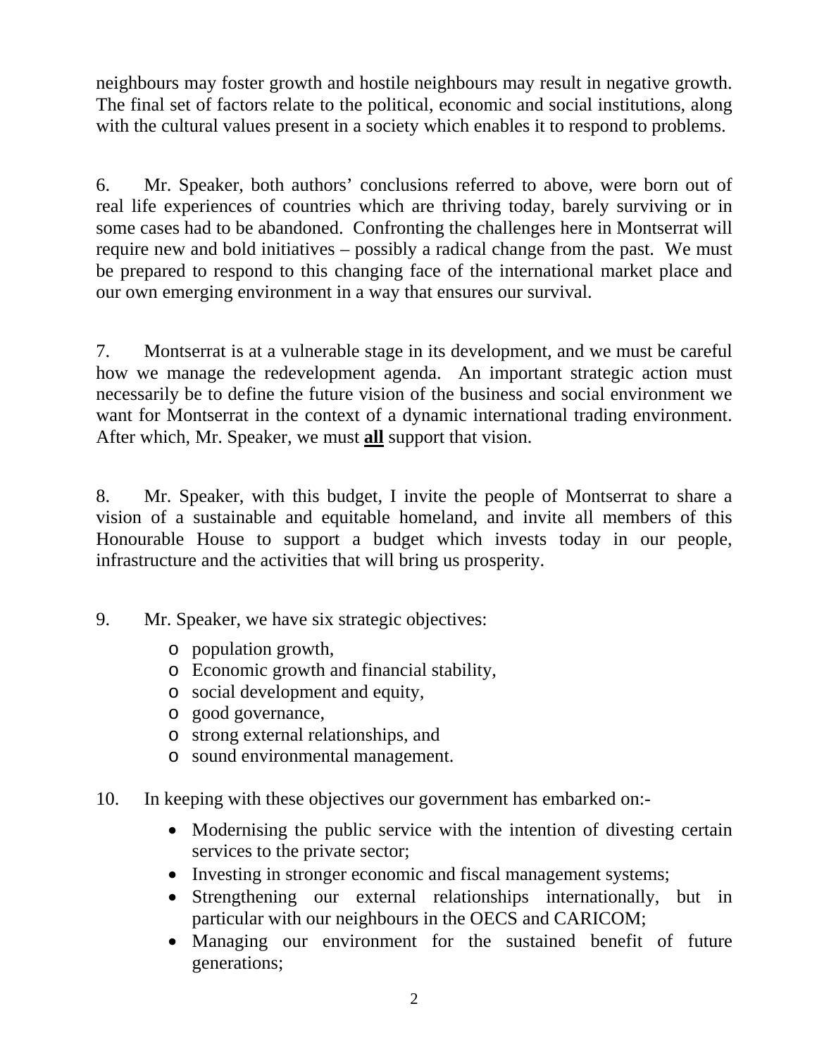neighbours may foster growth and hostile neighbours may result in negative growth. The final set of factors relate to the political, economic and social institutions, along with the cultural values present in a society which enables it to respond to problems.

6. Mr. Speaker, both authors' conclusions referred to above, were born out of real life experiences of countries which are thriving today, barely surviving or in some cases had to be abandoned. Confronting the challenges here in Montserrat will require new and bold initiatives – possibly a radical change from the past. We must be prepared to respond to this changing face of the international market place and our own emerging environment in a way that ensures our survival.

7. Montserrat is at a vulnerable stage in its development, and we must be careful how we manage the redevelopment agenda. An important strategic action must necessarily be to define the future vision of the business and social environment we want for Montserrat in the context of a dynamic international trading environment. After which, Mr. Speaker, we must **all** support that vision.

8. Mr. Speaker, with this budget, I invite the people of Montserrat to share a vision of a sustainable and equitable homeland, and invite all members of this Honourable House to support a budget which invests today in our people, infrastructure and the activities that will bring us prosperity.

9. Mr. Speaker, we have six strategic objectives:

- population growth,
- Economic growth and financial stability,
- social development and equity,
- good governance,
- strong external relationships, and
- sound environmental management.

10. In keeping with these objectives our government has embarked on:-

- Modernising the public service with the intention of divesting certain services to the private sector;
- Investing in stronger economic and fiscal management systems;
- Strengthening our external relationships internationally, but in particular with our neighbours in the OECS and CARICOM;
- Managing our environment for the sustained benefit of future generations;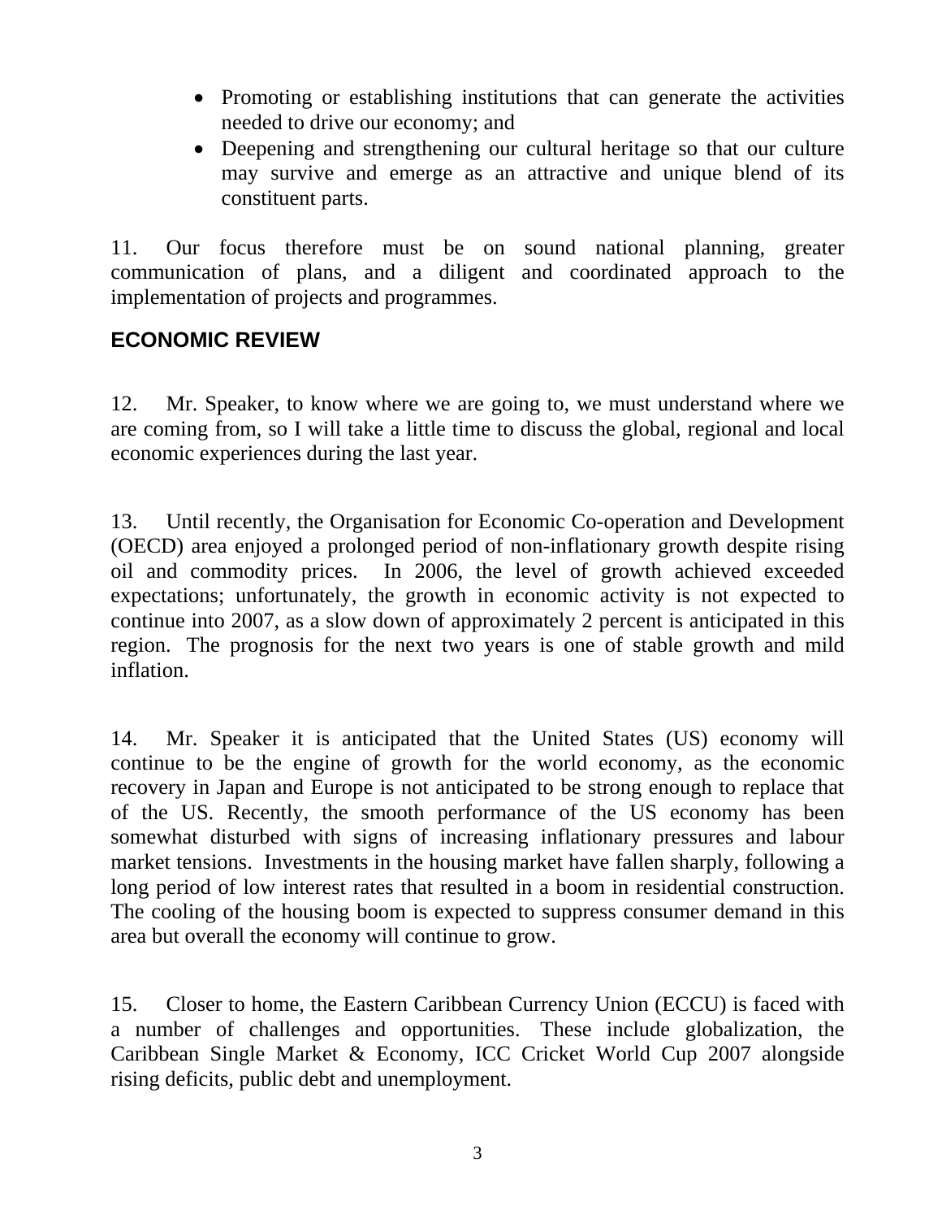- Promoting or establishing institutions that can generate the activities needed to drive our economy; and
- Deepening and strengthening our cultural heritage so that our culture may survive and emerge as an attractive and unique blend of its constituent parts.

11. Our focus therefore must be on sound national planning, greater communication of plans, and a diligent and coordinated approach to the implementation of projects and programmes.

## ECONOMIC REVIEW

12. Mr. Speaker, to know where we are going to, we must understand where we are coming from, so I will take a little time to discuss the global, regional and local economic experiences during the last year.

13. Until recently, the Organisation for Economic Co-operation and Development (OECD) area enjoyed a prolonged period of non-inflationary growth despite rising oil and commodity prices. In 2006, the level of growth achieved exceeded expectations; unfortunately, the growth in economic activity is not expected to continue into 2007, as a slow down of approximately 2 percent is anticipated in this region. The prognosis for the next two years is one of stable growth and mild inflation.

14. Mr. Speaker it is anticipated that the United States (US) economy will continue to be the engine of growth for the world economy, as the economic recovery in Japan and Europe is not anticipated to be strong enough to replace that of the US. Recently, the smooth performance of the US economy has been somewhat disturbed with signs of increasing inflationary pressures and labour market tensions. Investments in the housing market have fallen sharply, following a long period of low interest rates that resulted in a boom in residential construction. The cooling of the housing boom is expected to suppress consumer demand in this area but overall the economy will continue to grow.

15. Closer to home, the Eastern Caribbean Currency Union (ECCU) is faced with a number of challenges and opportunities. These include globalization, the Caribbean Single Market & Economy, ICC Cricket World Cup 2007 alongside rising deficits, public debt and unemployment.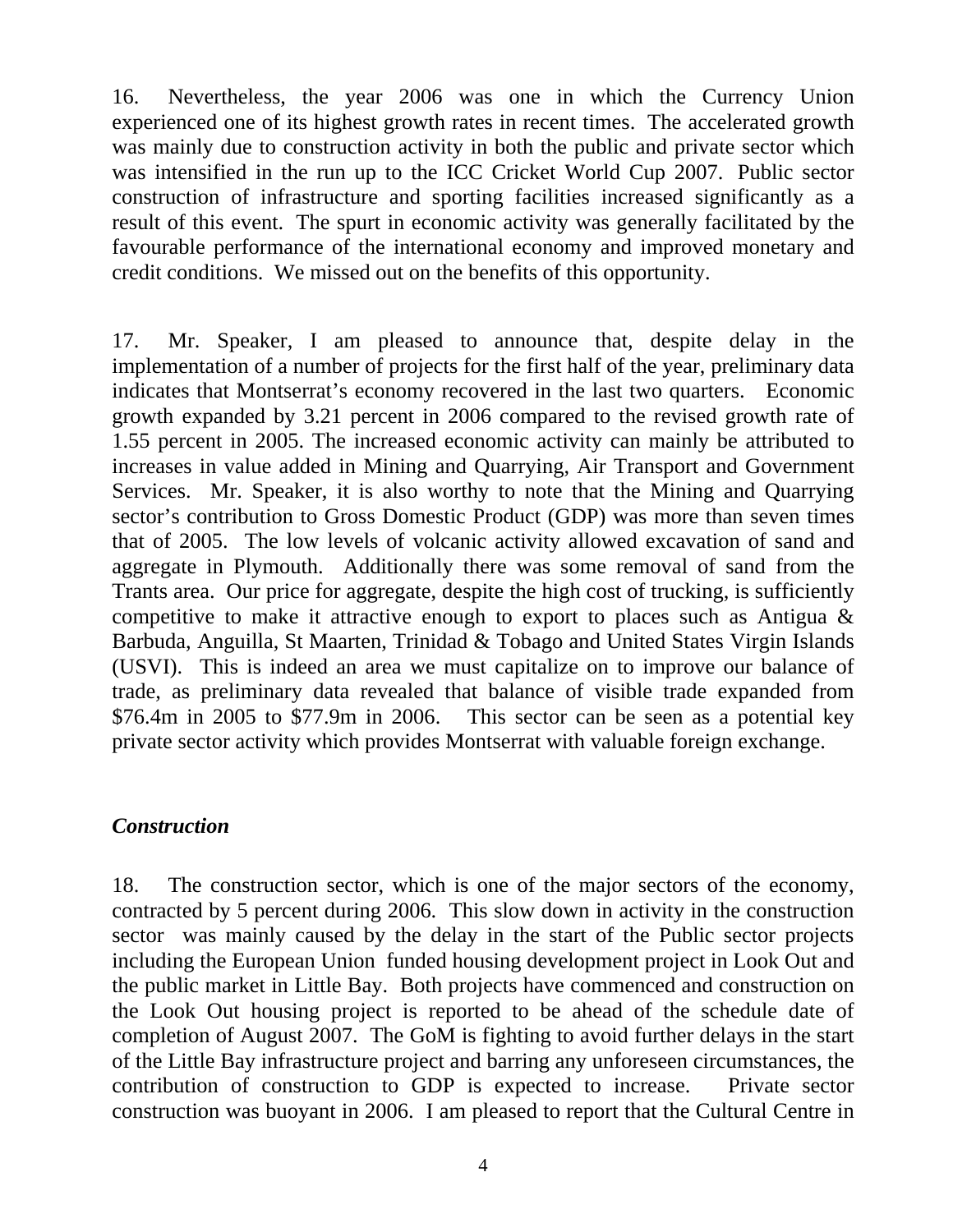16. Nevertheless, the year 2006 was one in which the Currency Union experienced one of its highest growth rates in recent times. The accelerated growth was mainly due to construction activity in both the public and private sector which was intensified in the run up to the ICC Cricket World Cup 2007. Public sector construction of infrastructure and sporting facilities increased significantly as a result of this event. The spurt in economic activity was generally facilitated by the favourable performance of the international economy and improved monetary and credit conditions. We missed out on the benefits of this opportunity.

17. Mr. Speaker, I am pleased to announce that, despite delay in the implementation of a number of projects for the first half of the year, preliminary data indicates that Montserrat's economy recovered in the last two quarters. Economic growth expanded by 3.21 percent in 2006 compared to the revised growth rate of 1.55 percent in 2005. The increased economic activity can mainly be attributed to increases in value added in Mining and Quarrying, Air Transport and Government Services. Mr. Speaker, it is also worthy to note that the Mining and Quarrying sector's contribution to Gross Domestic Product (GDP) was more than seven times that of 2005. The low levels of volcanic activity allowed excavation of sand and aggregate in Plymouth. Additionally there was some removal of sand from the Trants area. Our price for aggregate, despite the high cost of trucking, is sufficiently competitive to make it attractive enough to export to places such as Antigua & Barbuda, Anguilla, St Maarten, Trinidad & Tobago and United States Virgin Islands (USVI). This is indeed an area we must capitalize on to improve our balance of trade, as preliminary data revealed that balance of visible trade expanded from $76.4m in 2005 to $77.9m in 2006. This sector can be seen as a potential key private sector activity which provides Montserrat with valuable foreign exchange.

### *Construction*

18. The construction sector, which is one of the major sectors of the economy, contracted by 5 percent during 2006. This slow down in activity in the construction sector was mainly caused by the delay in the start of the Public sector projects including the European Union funded housing development project in Look Out and the public market in Little Bay. Both projects have commenced and construction on the Look Out housing project is reported to be ahead of the schedule date of completion of August 2007. The GoM is fighting to avoid further delays in the start of the Little Bay infrastructure project and barring any unforeseen circumstances, the contribution of construction to GDP is expected to increase. Private sector construction was buoyant in 2006. I am pleased to report that the Cultural Centre in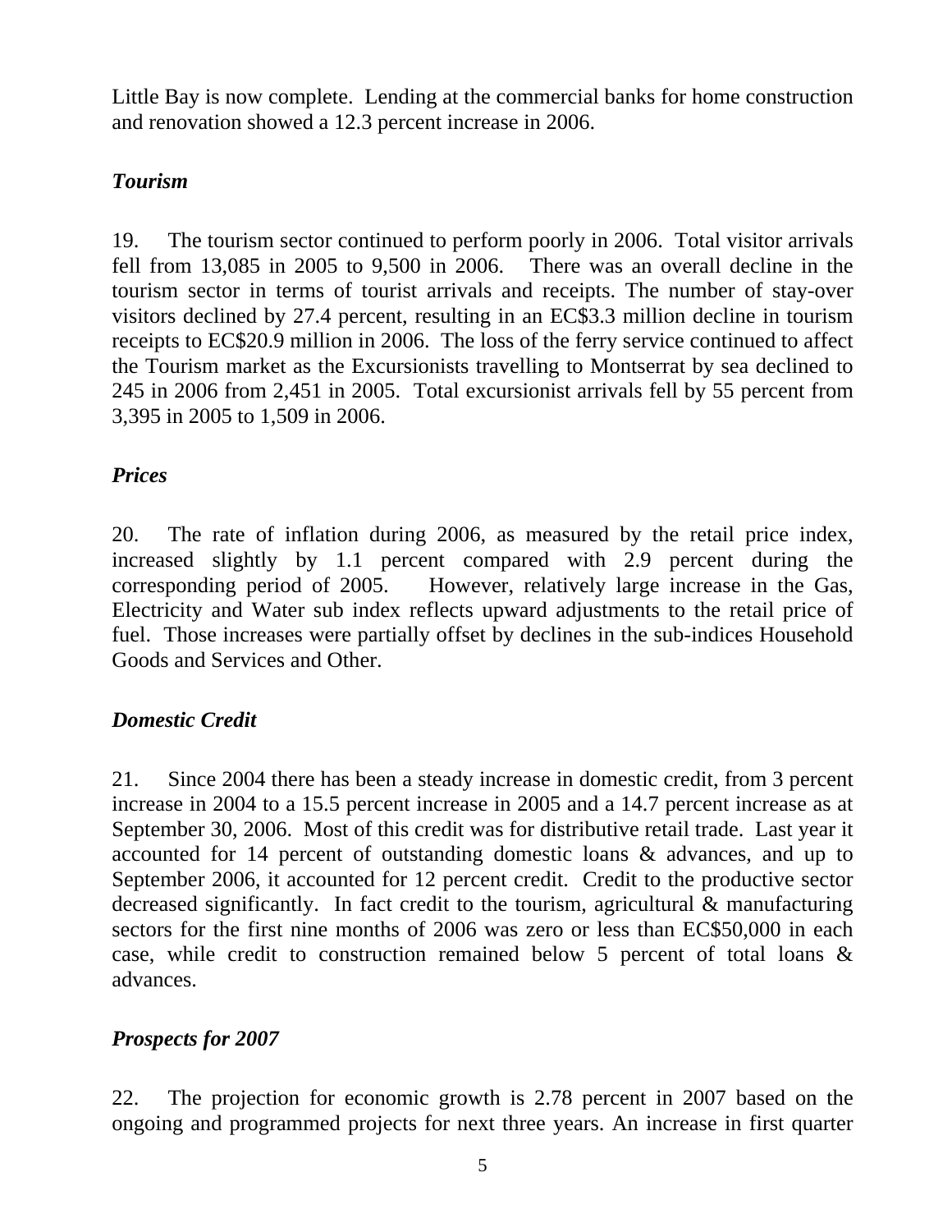Little Bay is now complete. Lending at the commercial banks for home construction and renovation showed a 12.3 percent increase in 2006.

### *Tourism*

19. The tourism sector continued to perform poorly in 2006. Total visitor arrivals fell from 13,085 in 2005 to 9,500 in 2006. There was an overall decline in the tourism sector in terms of tourist arrivals and receipts. The number of stay-over visitors declined by 27.4 percent, resulting in an EC$3.3 million decline in tourism receipts to EC$20.9 million in 2006. The loss of the ferry service continued to affect the Tourism market as the Excursionists travelling to Montserrat by sea declined to 245 in 2006 from 2,451 in 2005. Total excursionist arrivals fell by 55 percent from 3,395 in 2005 to 1,509 in 2006.

### *Prices*

20. The rate of inflation during 2006, as measured by the retail price index, increased slightly by 1.1 percent compared with 2.9 percent during the corresponding period of 2005. However, relatively large increase in the Gas, Electricity and Water sub index reflects upward adjustments to the retail price of fuel. Those increases were partially offset by declines in the sub-indices Household Goods and Services and Other.

### *Domestic Credit*

21. Since 2004 there has been a steady increase in domestic credit, from 3 percent increase in 2004 to a 15.5 percent increase in 2005 and a 14.7 percent increase as at September 30, 2006. Most of this credit was for distributive retail trade. Last year it accounted for 14 percent of outstanding domestic loans & advances, and up to September 2006, it accounted for 12 percent credit. Credit to the productive sector decreased significantly. In fact credit to the tourism, agricultural & manufacturing sectors for the first nine months of 2006 was zero or less than EC$50,000 in each case, while credit to construction remained below 5 percent of total loans & advances.

### *Prospects for 2007*

22. The projection for economic growth is 2.78 percent in 2007 based on the ongoing and programmed projects for next three years. An increase in first quarter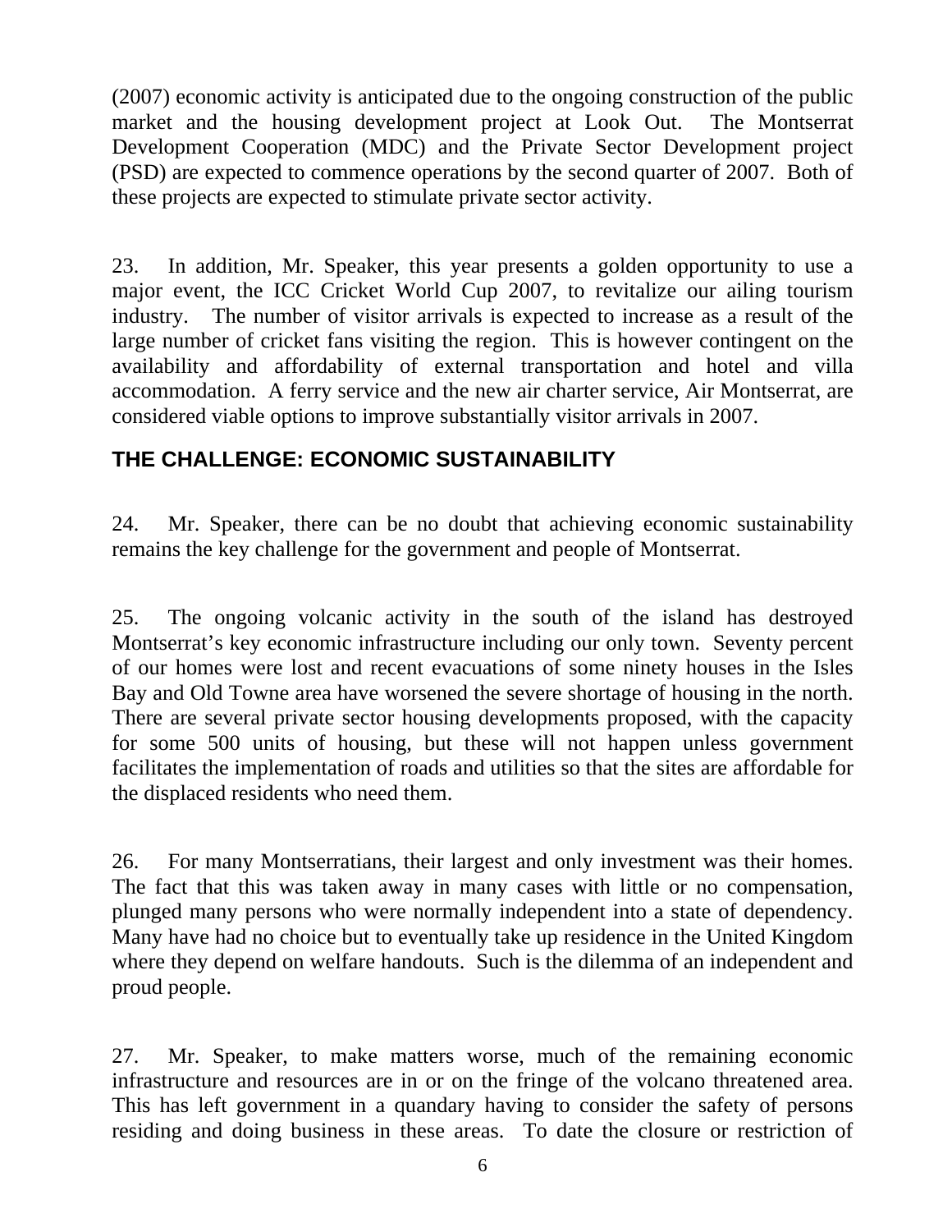(2007) economic activity is anticipated due to the ongoing construction of the public market and the housing development project at Look Out. The Montserrat Development Cooperation (MDC) and the Private Sector Development project (PSD) are expected to commence operations by the second quarter of 2007. Both of these projects are expected to stimulate private sector activity.

23. In addition, Mr. Speaker, this year presents a golden opportunity to use a major event, the ICC Cricket World Cup 2007, to revitalize our ailing tourism industry. The number of visitor arrivals is expected to increase as a result of the large number of cricket fans visiting the region. This is however contingent on the availability and affordability of external transportation and hotel and villa accommodation. A ferry service and the new air charter service, Air Montserrat, are considered viable options to improve substantially visitor arrivals in 2007.

## THE CHALLENGE: ECONOMIC SUSTAINABILITY

24. Mr. Speaker, there can be no doubt that achieving economic sustainability remains the key challenge for the government and people of Montserrat.

25. The ongoing volcanic activity in the south of the island has destroyed Montserrat's key economic infrastructure including our only town. Seventy percent of our homes were lost and recent evacuations of some ninety houses in the Isles Bay and Old Towne area have worsened the severe shortage of housing in the north. There are several private sector housing developments proposed, with the capacity for some 500 units of housing, but these will not happen unless government facilitates the implementation of roads and utilities so that the sites are affordable for the displaced residents who need them.

26. For many Montserratians, their largest and only investment was their homes. The fact that this was taken away in many cases with little or no compensation, plunged many persons who were normally independent into a state of dependency. Many have had no choice but to eventually take up residence in the United Kingdom where they depend on welfare handouts. Such is the dilemma of an independent and proud people.

27. Mr. Speaker, to make matters worse, much of the remaining economic infrastructure and resources are in or on the fringe of the volcano threatened area. This has left government in a quandary having to consider the safety of persons residing and doing business in these areas. To date the closure or restriction of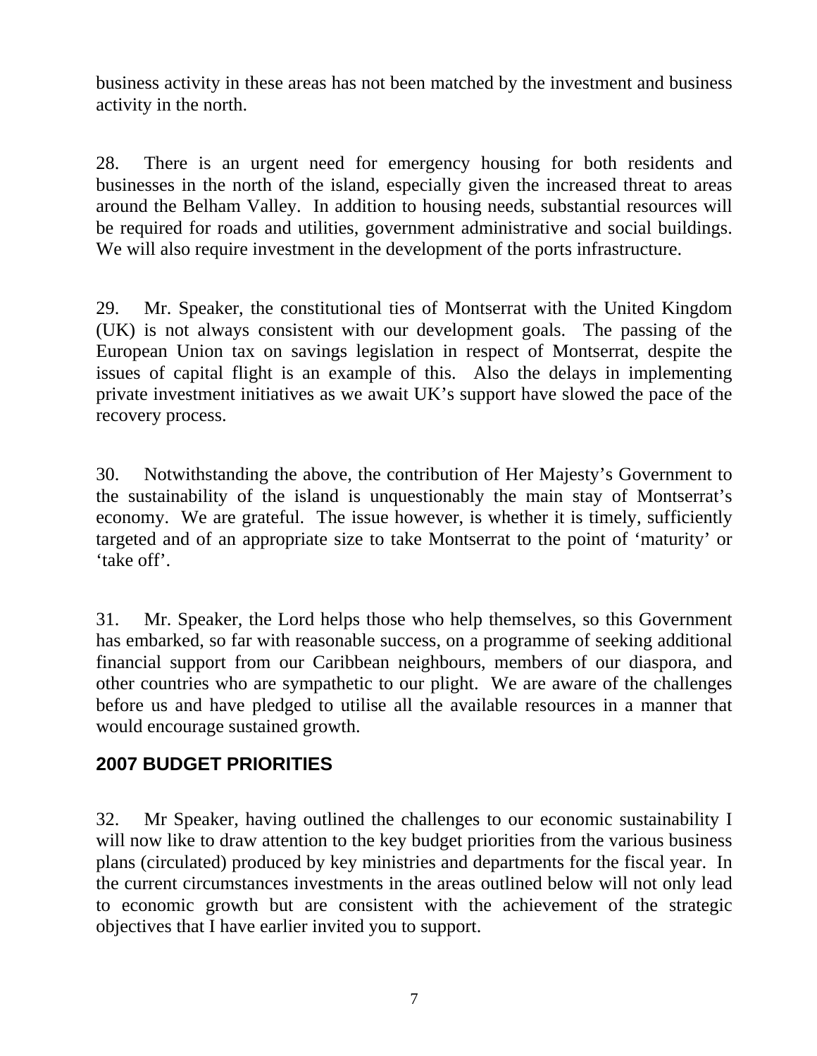business activity in these areas has not been matched by the investment and business activity in the north.

28. There is an urgent need for emergency housing for both residents and businesses in the north of the island, especially given the increased threat to areas around the Belham Valley. In addition to housing needs, substantial resources will be required for roads and utilities, government administrative and social buildings. We will also require investment in the development of the ports infrastructure.

29. Mr. Speaker, the constitutional ties of Montserrat with the United Kingdom (UK) is not always consistent with our development goals. The passing of the European Union tax on savings legislation in respect of Montserrat, despite the issues of capital flight is an example of this. Also the delays in implementing private investment initiatives as we await UK's support have slowed the pace of the recovery process.

30. Notwithstanding the above, the contribution of Her Majesty's Government to the sustainability of the island is unquestionably the main stay of Montserrat's economy. We are grateful. The issue however, is whether it is timely, sufficiently targeted and of an appropriate size to take Montserrat to the point of 'maturity' or 'take off'.

31. Mr. Speaker, the Lord helps those who help themselves, so this Government has embarked, so far with reasonable success, on a programme of seeking additional financial support from our Caribbean neighbours, members of our diaspora, and other countries who are sympathetic to our plight. We are aware of the challenges before us and have pledged to utilise all the available resources in a manner that would encourage sustained growth.

## 2007 BUDGET PRIORITIES

32. Mr Speaker, having outlined the challenges to our economic sustainability I will now like to draw attention to the key budget priorities from the various business plans (circulated) produced by key ministries and departments for the fiscal year. In the current circumstances investments in the areas outlined below will not only lead to economic growth but are consistent with the achievement of the strategic objectives that I have earlier invited you to support.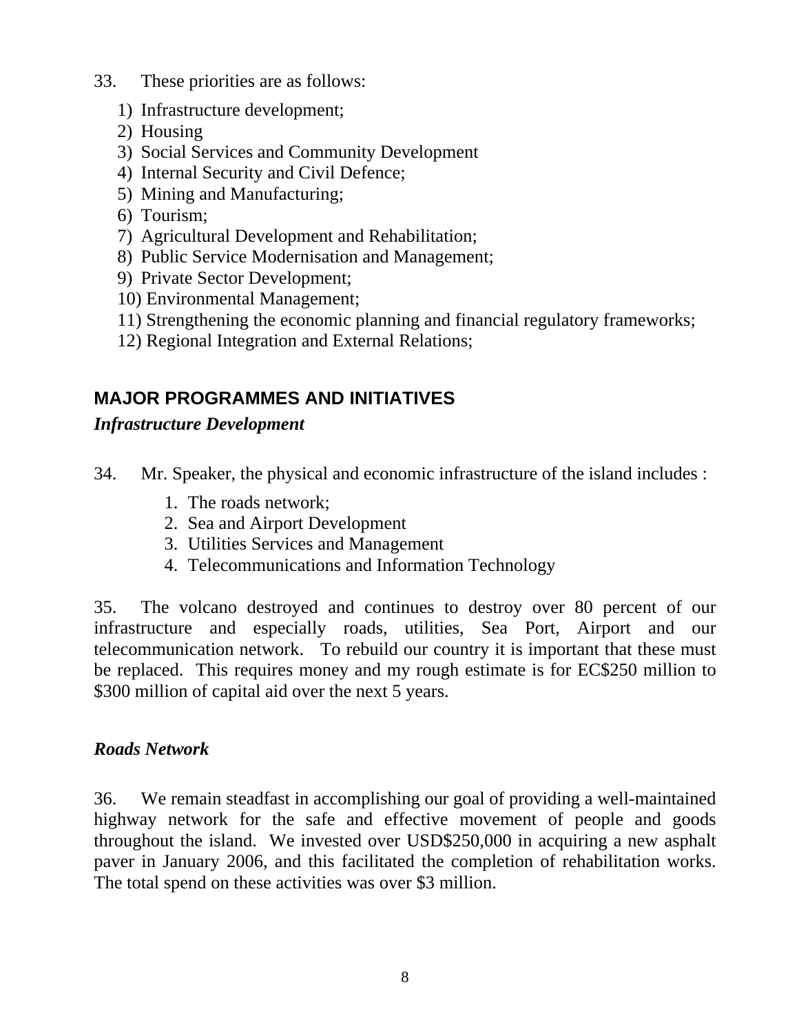33. These priorities are as follows:

1) Infrastructure development;
2) Housing
3) Social Services and Community Development
4) Internal Security and Civil Defence;
5) Mining and Manufacturing;
6) Tourism;
7) Agricultural Development and Rehabilitation;
8) Public Service Modernisation and Management;
9) Private Sector Development;
10) Environmental Management;
11) Strengthening the economic planning and financial regulatory frameworks;
12) Regional Integration and External Relations;

## MAJOR PROGRAMMES AND INITIATIVES

### *Infrastructure Development*

34. Mr. Speaker, the physical and economic infrastructure of the island includes :

1. The roads network;
2. Sea and Airport Development
3. Utilities Services and Management
4. Telecommunications and Information Technology

35. The volcano destroyed and continues to destroy over 80 percent of our infrastructure and especially roads, utilities, Sea Port, Airport and our telecommunication network. To rebuild our country it is important that these must be replaced. This requires money and my rough estimate is for EC$250 million to $300 million of capital aid over the next 5 years.

### *Roads Network*

36. We remain steadfast in accomplishing our goal of providing a well-maintained highway network for the safe and effective movement of people and goods throughout the island. We invested over USD$250,000 in acquiring a new asphalt paver in January 2006, and this facilitated the completion of rehabilitation works. The total spend on these activities was over $3 million.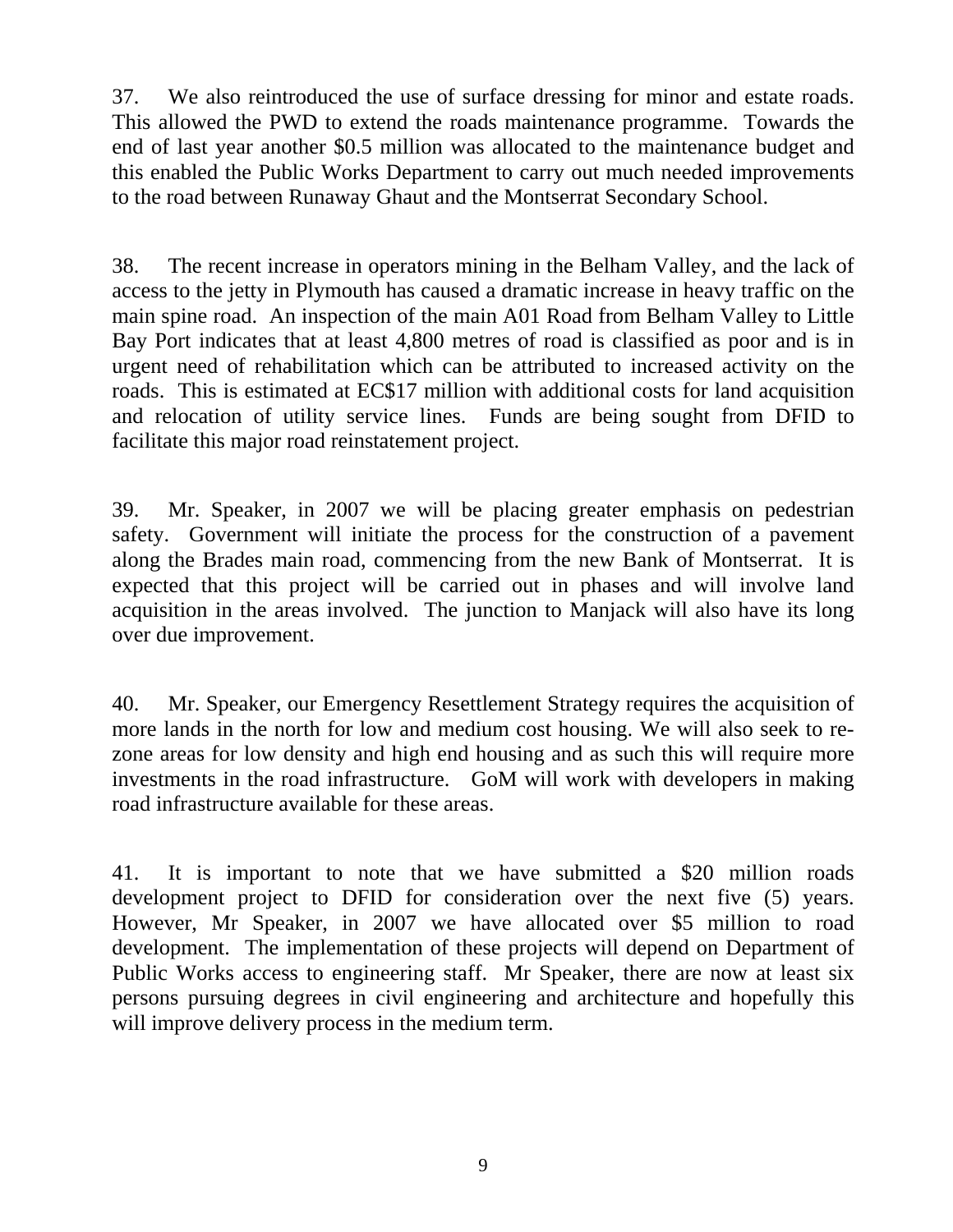37. We also reintroduced the use of surface dressing for minor and estate roads. This allowed the PWD to extend the roads maintenance programme. Towards the end of last year another $0.5 million was allocated to the maintenance budget and this enabled the Public Works Department to carry out much needed improvements to the road between Runaway Ghaut and the Montserrat Secondary School.

38. The recent increase in operators mining in the Belham Valley, and the lack of access to the jetty in Plymouth has caused a dramatic increase in heavy traffic on the main spine road. An inspection of the main A01 Road from Belham Valley to Little Bay Port indicates that at least 4,800 metres of road is classified as poor and is in urgent need of rehabilitation which can be attributed to increased activity on the roads. This is estimated at EC$17 million with additional costs for land acquisition and relocation of utility service lines. Funds are being sought from DFID to facilitate this major road reinstatement project.

39. Mr. Speaker, in 2007 we will be placing greater emphasis on pedestrian safety. Government will initiate the process for the construction of a pavement along the Brades main road, commencing from the new Bank of Montserrat. It is expected that this project will be carried out in phases and will involve land acquisition in the areas involved. The junction to Manjack will also have its long over due improvement.

40. Mr. Speaker, our Emergency Resettlement Strategy requires the acquisition of more lands in the north for low and medium cost housing. We will also seek to re-zone areas for low density and high end housing and as such this will require more investments in the road infrastructure. GoM will work with developers in making road infrastructure available for these areas.

41. It is important to note that we have submitted a $20 million roads development project to DFID for consideration over the next five (5) years. However, Mr Speaker, in 2007 we have allocated over $5 million to road development. The implementation of these projects will depend on Department of Public Works access to engineering staff. Mr Speaker, there are now at least six persons pursuing degrees in civil engineering and architecture and hopefully this will improve delivery process in the medium term.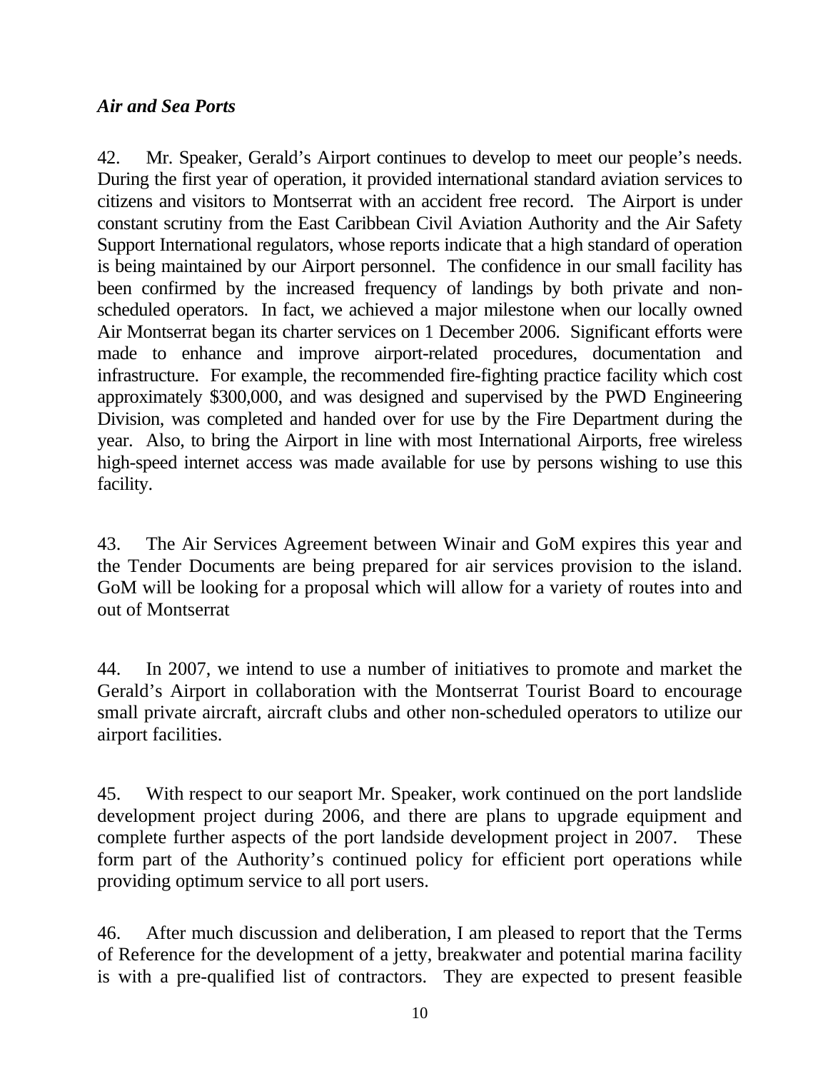### *Air and Sea Ports*

42. Mr. Speaker, Gerald's Airport continues to develop to meet our people's needs. During the first year of operation, it provided international standard aviation services to citizens and visitors to Montserrat with an accident free record. The Airport is under constant scrutiny from the East Caribbean Civil Aviation Authority and the Air Safety Support International regulators, whose reports indicate that a high standard of operation is being maintained by our Airport personnel. The confidence in our small facility has been confirmed by the increased frequency of landings by both private and non-scheduled operators. In fact, we achieved a major milestone when our locally owned Air Montserrat began its charter services on 1 December 2006. Significant efforts were made to enhance and improve airport-related procedures, documentation and infrastructure. For example, the recommended fire-fighting practice facility which cost approximately $300,000, and was designed and supervised by the PWD Engineering Division, was completed and handed over for use by the Fire Department during the year. Also, to bring the Airport in line with most International Airports, free wireless high-speed internet access was made available for use by persons wishing to use this facility.

43. The Air Services Agreement between Winair and GoM expires this year and the Tender Documents are being prepared for air services provision to the island. GoM will be looking for a proposal which will allow for a variety of routes into and out of Montserrat

44. In 2007, we intend to use a number of initiatives to promote and market the Gerald's Airport in collaboration with the Montserrat Tourist Board to encourage small private aircraft, aircraft clubs and other non-scheduled operators to utilize our airport facilities.

45. With respect to our seaport Mr. Speaker, work continued on the port landslide development project during 2006, and there are plans to upgrade equipment and complete further aspects of the port landside development project in 2007. These form part of the Authority's continued policy for efficient port operations while providing optimum service to all port users.

46. After much discussion and deliberation, I am pleased to report that the Terms of Reference for the development of a jetty, breakwater and potential marina facility is with a pre-qualified list of contractors. They are expected to present feasible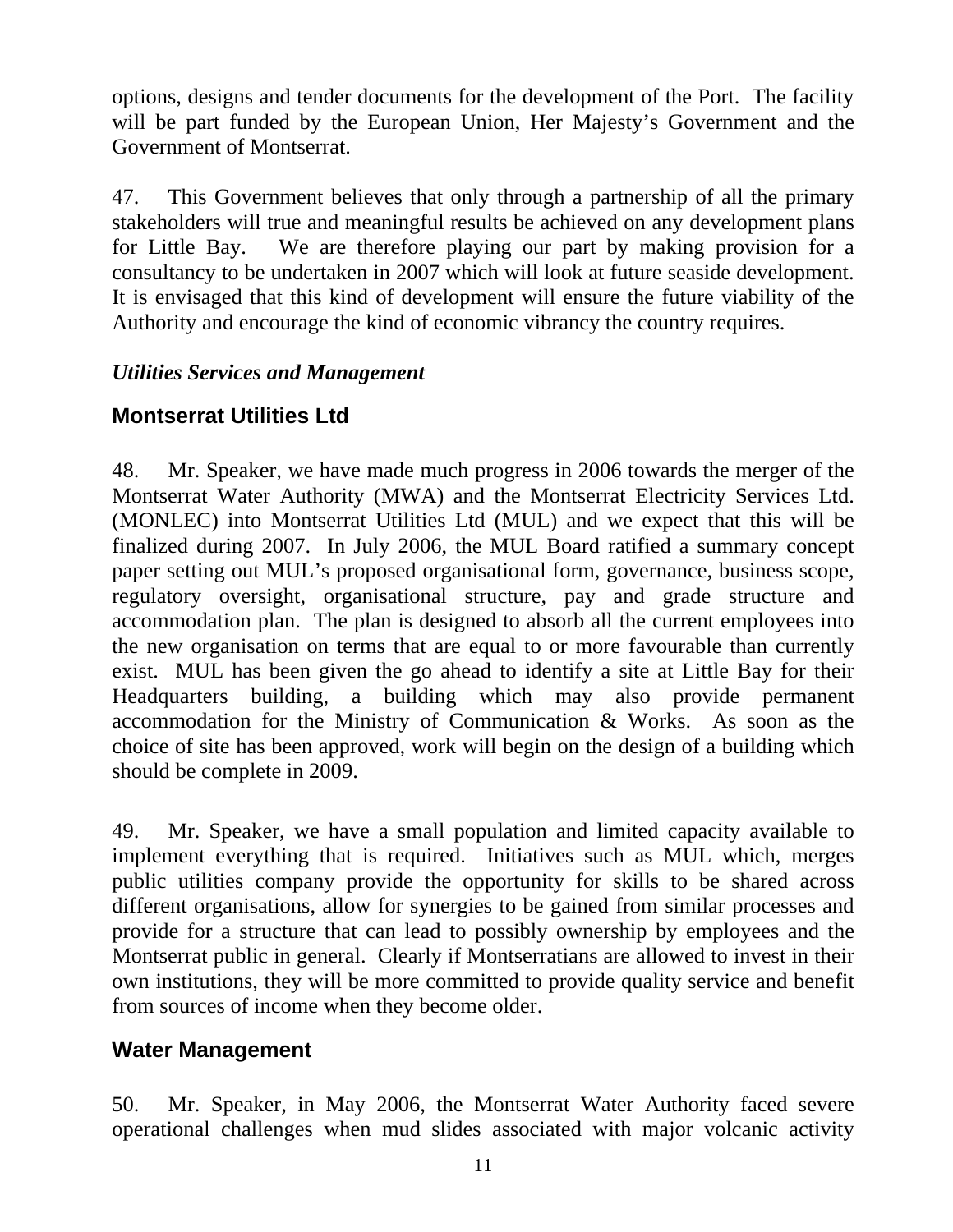options, designs and tender documents for the development of the Port. The facility will be part funded by the European Union, Her Majesty's Government and the Government of Montserrat.

47. This Government believes that only through a partnership of all the primary stakeholders will true and meaningful results be achieved on any development plans for Little Bay. We are therefore playing our part by making provision for a consultancy to be undertaken in 2007 which will look at future seaside development. It is envisaged that this kind of development will ensure the future viability of the Authority and encourage the kind of economic vibrancy the country requires.

***Utilities Services and Management***

## Montserrat Utilities Ltd

48. Mr. Speaker, we have made much progress in 2006 towards the merger of the Montserrat Water Authority (MWA) and the Montserrat Electricity Services Ltd. (MONLEC) into Montserrat Utilities Ltd (MUL) and we expect that this will be finalized during 2007. In July 2006, the MUL Board ratified a summary concept paper setting out MUL's proposed organisational form, governance, business scope, regulatory oversight, organisational structure, pay and grade structure and accommodation plan. The plan is designed to absorb all the current employees into the new organisation on terms that are equal to or more favourable than currently exist. MUL has been given the go ahead to identify a site at Little Bay for their Headquarters building, a building which may also provide permanent accommodation for the Ministry of Communication & Works. As soon as the choice of site has been approved, work will begin on the design of a building which should be complete in 2009.

49. Mr. Speaker, we have a small population and limited capacity available to implement everything that is required. Initiatives such as MUL which, merges public utilities company provide the opportunity for skills to be shared across different organisations, allow for synergies to be gained from similar processes and provide for a structure that can lead to possibly ownership by employees and the Montserrat public in general. Clearly if Montserratians are allowed to invest in their own institutions, they will be more committed to provide quality service and benefit from sources of income when they become older.

## Water Management

50. Mr. Speaker, in May 2006, the Montserrat Water Authority faced severe operational challenges when mud slides associated with major volcanic activity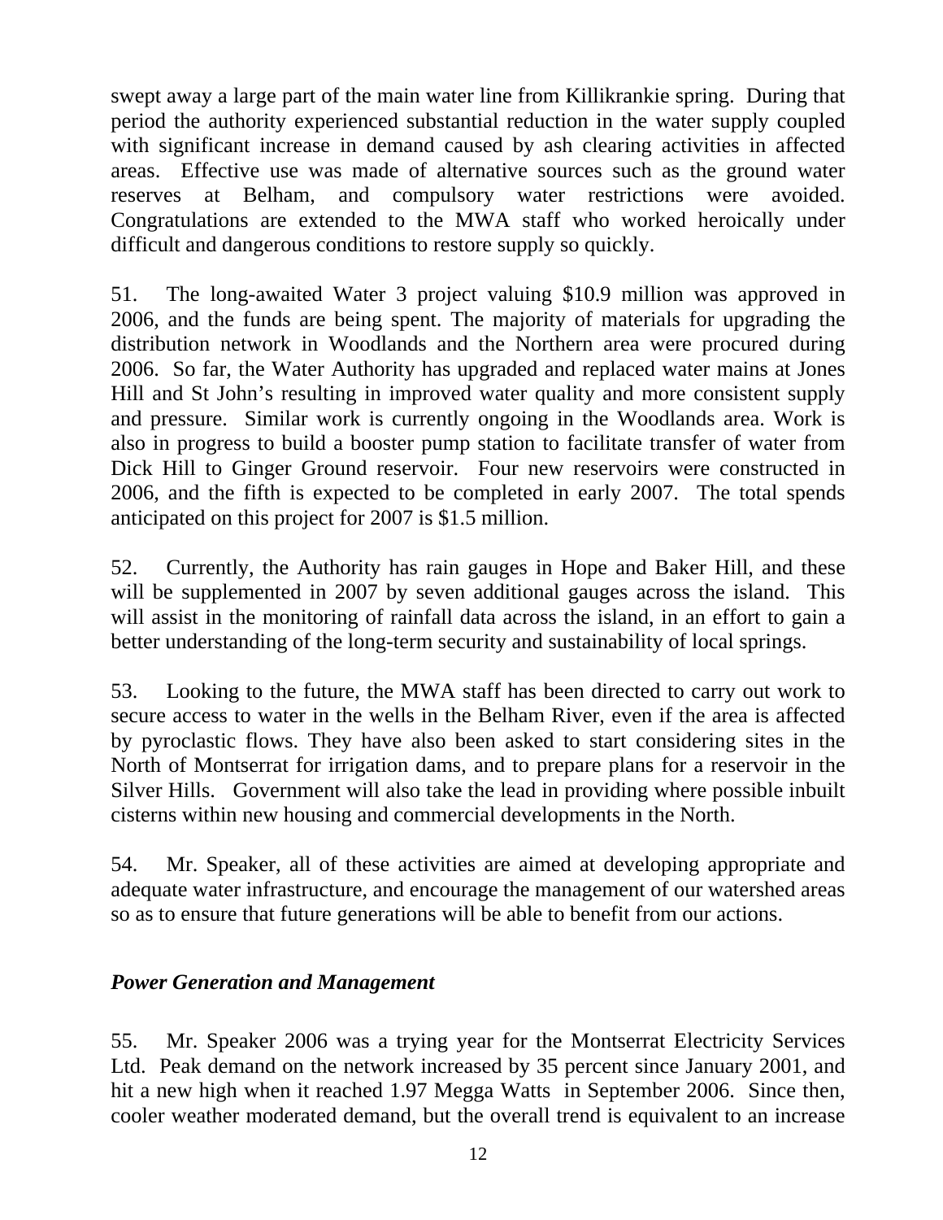swept away a large part of the main water line from Killikrankie spring. During that period the authority experienced substantial reduction in the water supply coupled with significant increase in demand caused by ash clearing activities in affected areas. Effective use was made of alternative sources such as the ground water reserves at Belham, and compulsory water restrictions were avoided. Congratulations are extended to the MWA staff who worked heroically under difficult and dangerous conditions to restore supply so quickly.

51. The long-awaited Water 3 project valuing $10.9 million was approved in 2006, and the funds are being spent. The majority of materials for upgrading the distribution network in Woodlands and the Northern area were procured during 2006. So far, the Water Authority has upgraded and replaced water mains at Jones Hill and St John's resulting in improved water quality and more consistent supply and pressure. Similar work is currently ongoing in the Woodlands area. Work is also in progress to build a booster pump station to facilitate transfer of water from Dick Hill to Ginger Ground reservoir. Four new reservoirs were constructed in 2006, and the fifth is expected to be completed in early 2007. The total spends anticipated on this project for 2007 is $1.5 million.

52. Currently, the Authority has rain gauges in Hope and Baker Hill, and these will be supplemented in 2007 by seven additional gauges across the island. This will assist in the monitoring of rainfall data across the island, in an effort to gain a better understanding of the long-term security and sustainability of local springs.

53. Looking to the future, the MWA staff has been directed to carry out work to secure access to water in the wells in the Belham River, even if the area is affected by pyroclastic flows. They have also been asked to start considering sites in the North of Montserrat for irrigation dams, and to prepare plans for a reservoir in the Silver Hills. Government will also take the lead in providing where possible inbuilt cisterns within new housing and commercial developments in the North.

54. Mr. Speaker, all of these activities are aimed at developing appropriate and adequate water infrastructure, and encourage the management of our watershed areas so as to ensure that future generations will be able to benefit from our actions.

### *Power Generation and Management*

55. Mr. Speaker 2006 was a trying year for the Montserrat Electricity Services Ltd. Peak demand on the network increased by 35 percent since January 2001, and hit a new high when it reached 1.97 Megga Watts in September 2006. Since then, cooler weather moderated demand, but the overall trend is equivalent to an increase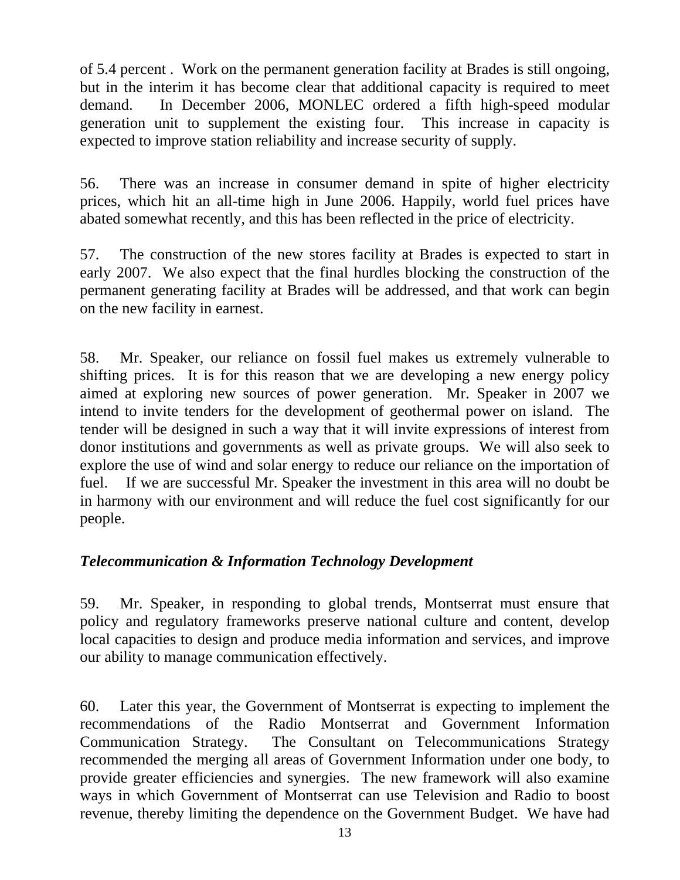of 5.4 percent . Work on the permanent generation facility at Brades is still ongoing, but in the interim it has become clear that additional capacity is required to meet demand. In December 2006, MONLEC ordered a fifth high-speed modular generation unit to supplement the existing four. This increase in capacity is expected to improve station reliability and increase security of supply.

56. There was an increase in consumer demand in spite of higher electricity prices, which hit an all-time high in June 2006. Happily, world fuel prices have abated somewhat recently, and this has been reflected in the price of electricity.

57. The construction of the new stores facility at Brades is expected to start in early 2007. We also expect that the final hurdles blocking the construction of the permanent generating facility at Brades will be addressed, and that work can begin on the new facility in earnest.

58. Mr. Speaker, our reliance on fossil fuel makes us extremely vulnerable to shifting prices. It is for this reason that we are developing a new energy policy aimed at exploring new sources of power generation. Mr. Speaker in 2007 we intend to invite tenders for the development of geothermal power on island. The tender will be designed in such a way that it will invite expressions of interest from donor institutions and governments as well as private groups. We will also seek to explore the use of wind and solar energy to reduce our reliance on the importation of fuel. If we are successful Mr. Speaker the investment in this area will no doubt be in harmony with our environment and will reduce the fuel cost significantly for our people.

***Telecommunication & Information Technology Development***

59. Mr. Speaker, in responding to global trends, Montserrat must ensure that policy and regulatory frameworks preserve national culture and content, develop local capacities to design and produce media information and services, and improve our ability to manage communication effectively.

60. Later this year, the Government of Montserrat is expecting to implement the recommendations of the Radio Montserrat and Government Information Communication Strategy. The Consultant on Telecommunications Strategy recommended the merging all areas of Government Information under one body, to provide greater efficiencies and synergies. The new framework will also examine ways in which Government of Montserrat can use Television and Radio to boost revenue, thereby limiting the dependence on the Government Budget. We have had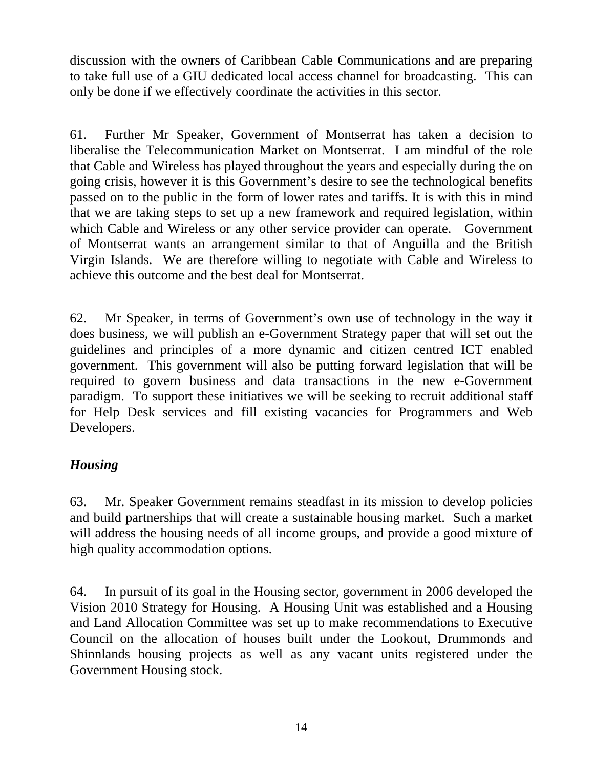discussion with the owners of Caribbean Cable Communications and are preparing to take full use of a GIU dedicated local access channel for broadcasting. This can only be done if we effectively coordinate the activities in this sector.

61. Further Mr Speaker, Government of Montserrat has taken a decision to liberalise the Telecommunication Market on Montserrat. I am mindful of the role that Cable and Wireless has played throughout the years and especially during the on going crisis, however it is this Government's desire to see the technological benefits passed on to the public in the form of lower rates and tariffs. It is with this in mind that we are taking steps to set up a new framework and required legislation, within which Cable and Wireless or any other service provider can operate. Government of Montserrat wants an arrangement similar to that of Anguilla and the British Virgin Islands. We are therefore willing to negotiate with Cable and Wireless to achieve this outcome and the best deal for Montserrat.

62. Mr Speaker, in terms of Government's own use of technology in the way it does business, we will publish an e-Government Strategy paper that will set out the guidelines and principles of a more dynamic and citizen centred ICT enabled government. This government will also be putting forward legislation that will be required to govern business and data transactions in the new e-Government paradigm. To support these initiatives we will be seeking to recruit additional staff for Help Desk services and fill existing vacancies for Programmers and Web Developers.

### *Housing*

63. Mr. Speaker Government remains steadfast in its mission to develop policies and build partnerships that will create a sustainable housing market. Such a market will address the housing needs of all income groups, and provide a good mixture of high quality accommodation options.

64. In pursuit of its goal in the Housing sector, government in 2006 developed the Vision 2010 Strategy for Housing. A Housing Unit was established and a Housing and Land Allocation Committee was set up to make recommendations to Executive Council on the allocation of houses built under the Lookout, Drummonds and Shinnlands housing projects as well as any vacant units registered under the Government Housing stock.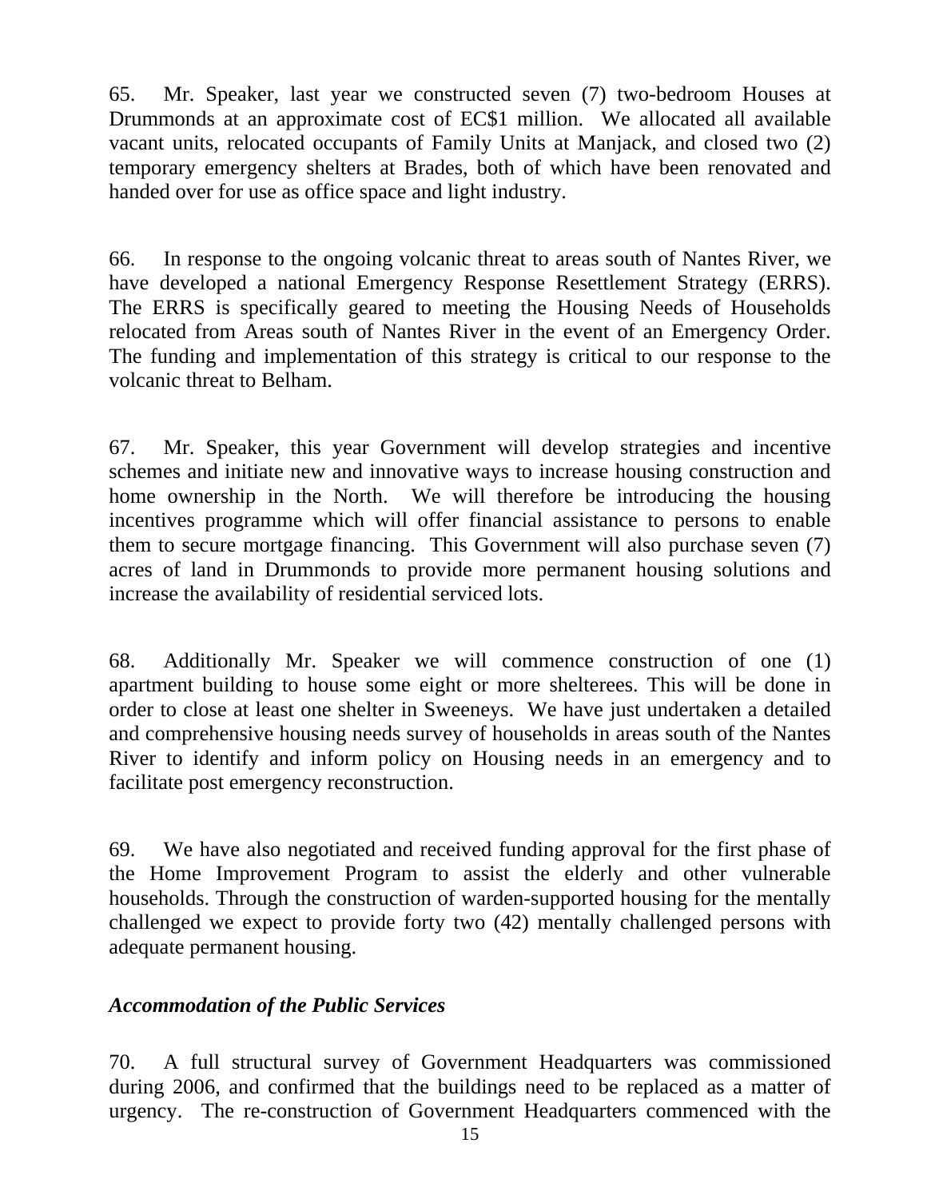65. Mr. Speaker, last year we constructed seven (7) two-bedroom Houses at Drummonds at an approximate cost of EC$1 million. We allocated all available vacant units, relocated occupants of Family Units at Manjack, and closed two (2) temporary emergency shelters at Brades, both of which have been renovated and handed over for use as office space and light industry.

66. In response to the ongoing volcanic threat to areas south of Nantes River, we have developed a national Emergency Response Resettlement Strategy (ERRS). The ERRS is specifically geared to meeting the Housing Needs of Households relocated from Areas south of Nantes River in the event of an Emergency Order. The funding and implementation of this strategy is critical to our response to the volcanic threat to Belham.

67. Mr. Speaker, this year Government will develop strategies and incentive schemes and initiate new and innovative ways to increase housing construction and home ownership in the North. We will therefore be introducing the housing incentives programme which will offer financial assistance to persons to enable them to secure mortgage financing. This Government will also purchase seven (7) acres of land in Drummonds to provide more permanent housing solutions and increase the availability of residential serviced lots.

68. Additionally Mr. Speaker we will commence construction of one (1) apartment building to house some eight or more shelterees. This will be done in order to close at least one shelter in Sweeneys. We have just undertaken a detailed and comprehensive housing needs survey of households in areas south of the Nantes River to identify and inform policy on Housing needs in an emergency and to facilitate post emergency reconstruction.

69. We have also negotiated and received funding approval for the first phase of the Home Improvement Program to assist the elderly and other vulnerable households. Through the construction of warden-supported housing for the mentally challenged we expect to provide forty two (42) mentally challenged persons with adequate permanent housing.

***Accommodation of the Public Services***

70. A full structural survey of Government Headquarters was commissioned during 2006, and confirmed that the buildings need to be replaced as a matter of urgency. The re-construction of Government Headquarters commenced with the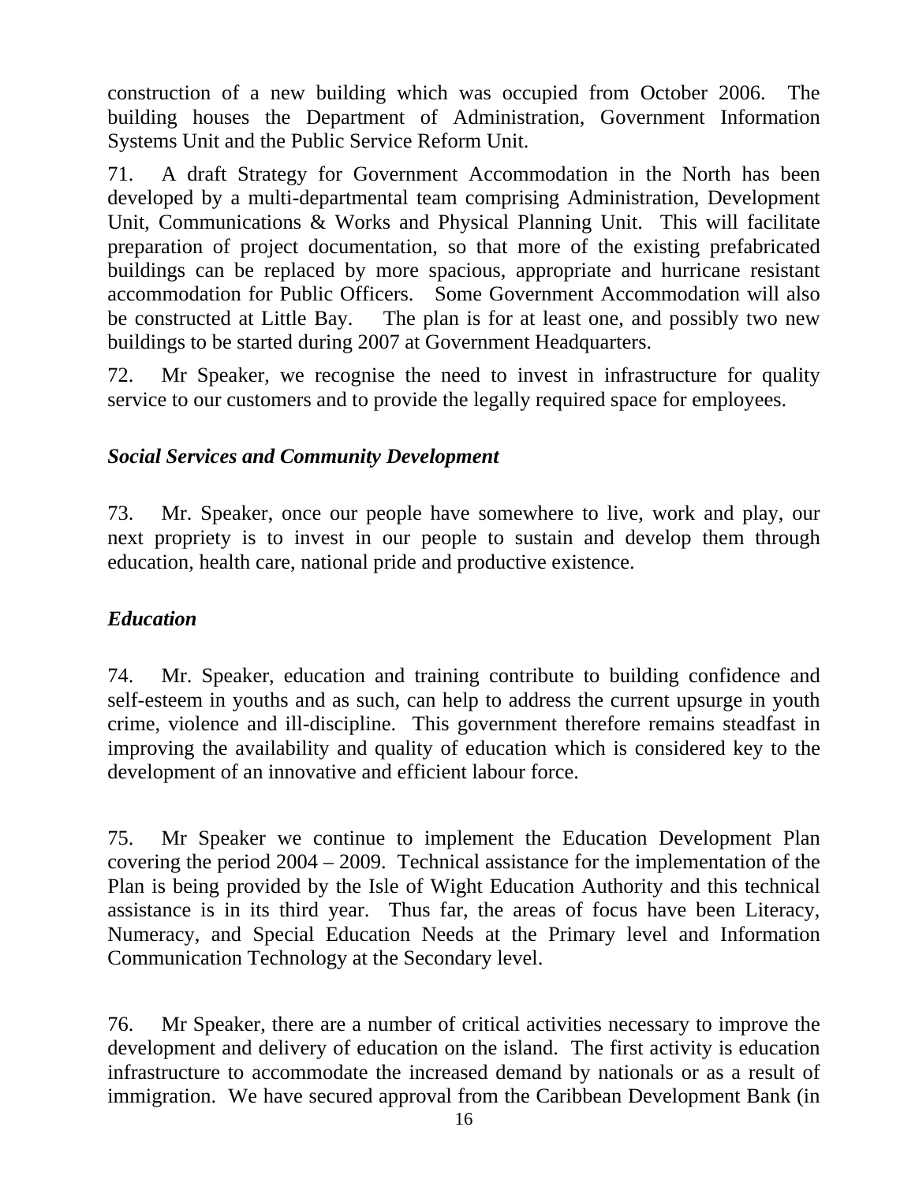construction of a new building which was occupied from October 2006. The building houses the Department of Administration, Government Information Systems Unit and the Public Service Reform Unit.

71. A draft Strategy for Government Accommodation in the North has been developed by a multi-departmental team comprising Administration, Development Unit, Communications & Works and Physical Planning Unit. This will facilitate preparation of project documentation, so that more of the existing prefabricated buildings can be replaced by more spacious, appropriate and hurricane resistant accommodation for Public Officers. Some Government Accommodation will also be constructed at Little Bay. The plan is for at least one, and possibly two new buildings to be started during 2007 at Government Headquarters.

72. Mr Speaker, we recognise the need to invest in infrastructure for quality service to our customers and to provide the legally required space for employees.

### *Social Services and Community Development*

73. Mr. Speaker, once our people have somewhere to live, work and play, our next propriety is to invest in our people to sustain and develop them through education, health care, national pride and productive existence.

### *Education*

74. Mr. Speaker, education and training contribute to building confidence and self-esteem in youths and as such, can help to address the current upsurge in youth crime, violence and ill-discipline. This government therefore remains steadfast in improving the availability and quality of education which is considered key to the development of an innovative and efficient labour force.

75. Mr Speaker we continue to implement the Education Development Plan covering the period 2004 – 2009. Technical assistance for the implementation of the Plan is being provided by the Isle of Wight Education Authority and this technical assistance is in its third year. Thus far, the areas of focus have been Literacy, Numeracy, and Special Education Needs at the Primary level and Information Communication Technology at the Secondary level.

76. Mr Speaker, there are a number of critical activities necessary to improve the development and delivery of education on the island. The first activity is education infrastructure to accommodate the increased demand by nationals or as a result of immigration. We have secured approval from the Caribbean Development Bank (in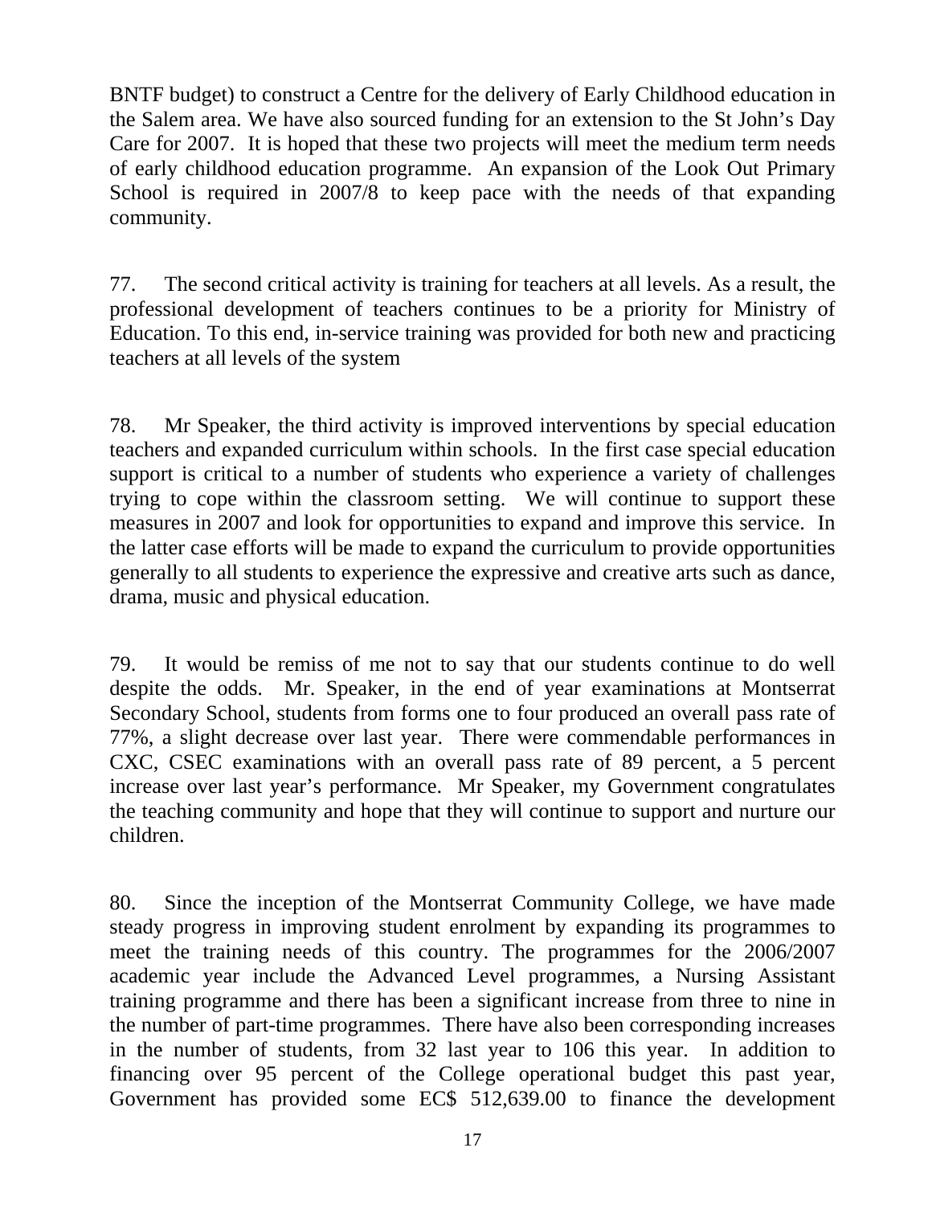BNTF budget) to construct a Centre for the delivery of Early Childhood education in the Salem area. We have also sourced funding for an extension to the St John's Day Care for 2007. It is hoped that these two projects will meet the medium term needs of early childhood education programme. An expansion of the Look Out Primary School is required in 2007/8 to keep pace with the needs of that expanding community.

77. The second critical activity is training for teachers at all levels. As a result, the professional development of teachers continues to be a priority for Ministry of Education. To this end, in-service training was provided for both new and practicing teachers at all levels of the system

78. Mr Speaker, the third activity is improved interventions by special education teachers and expanded curriculum within schools. In the first case special education support is critical to a number of students who experience a variety of challenges trying to cope within the classroom setting. We will continue to support these measures in 2007 and look for opportunities to expand and improve this service. In the latter case efforts will be made to expand the curriculum to provide opportunities generally to all students to experience the expressive and creative arts such as dance, drama, music and physical education.

79. It would be remiss of me not to say that our students continue to do well despite the odds. Mr. Speaker, in the end of year examinations at Montserrat Secondary School, students from forms one to four produced an overall pass rate of 77%, a slight decrease over last year. There were commendable performances in CXC, CSEC examinations with an overall pass rate of 89 percent, a 5 percent increase over last year's performance. Mr Speaker, my Government congratulates the teaching community and hope that they will continue to support and nurture our children.

80. Since the inception of the Montserrat Community College, we have made steady progress in improving student enrolment by expanding its programmes to meet the training needs of this country. The programmes for the 2006/2007 academic year include the Advanced Level programmes, a Nursing Assistant training programme and there has been a significant increase from three to nine in the number of part-time programmes. There have also been corresponding increases in the number of students, from 32 last year to 106 this year. In addition to financing over 95 percent of the College operational budget this past year, Government has provided some EC$ 512,639.00 to finance the development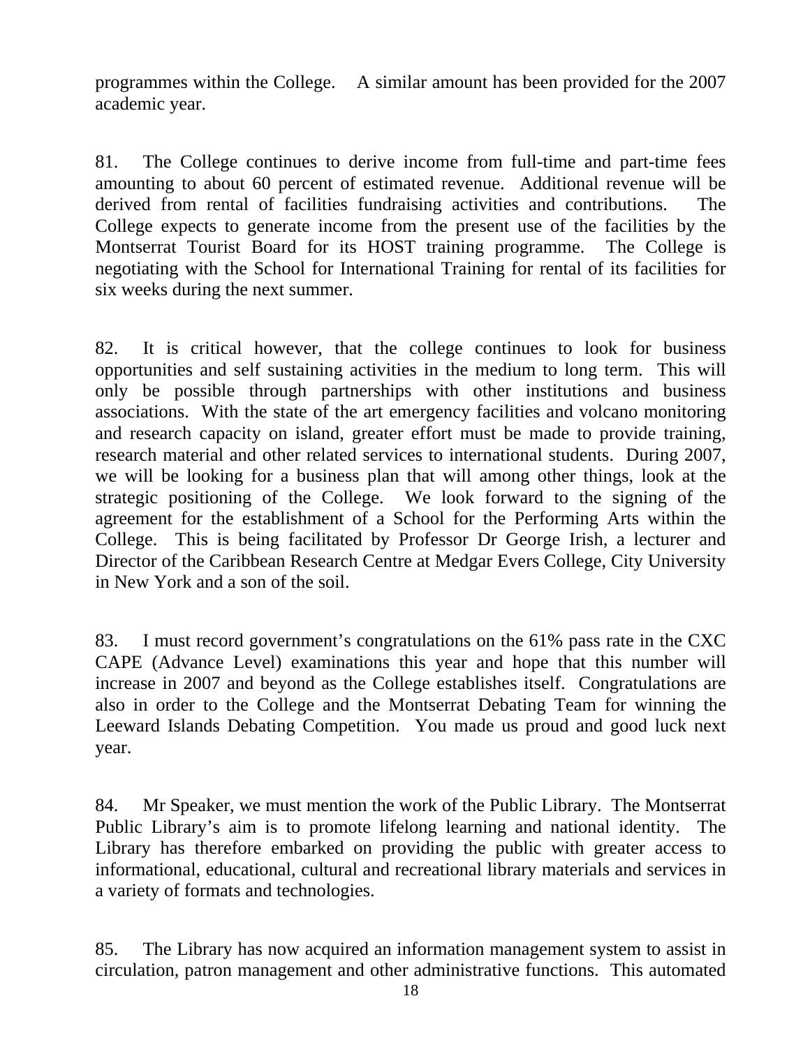programmes within the College. A similar amount has been provided for the 2007 academic year.

81. The College continues to derive income from full-time and part-time fees amounting to about 60 percent of estimated revenue. Additional revenue will be derived from rental of facilities fundraising activities and contributions. The College expects to generate income from the present use of the facilities by the Montserrat Tourist Board for its HOST training programme. The College is negotiating with the School for International Training for rental of its facilities for six weeks during the next summer.

82. It is critical however, that the college continues to look for business opportunities and self sustaining activities in the medium to long term. This will only be possible through partnerships with other institutions and business associations. With the state of the art emergency facilities and volcano monitoring and research capacity on island, greater effort must be made to provide training, research material and other related services to international students. During 2007, we will be looking for a business plan that will among other things, look at the strategic positioning of the College. We look forward to the signing of the agreement for the establishment of a School for the Performing Arts within the College. This is being facilitated by Professor Dr George Irish, a lecturer and Director of the Caribbean Research Centre at Medgar Evers College, City University in New York and a son of the soil.

83. I must record government's congratulations on the 61% pass rate in the CXC CAPE (Advance Level) examinations this year and hope that this number will increase in 2007 and beyond as the College establishes itself. Congratulations are also in order to the College and the Montserrat Debating Team for winning the Leeward Islands Debating Competition. You made us proud and good luck next year.

84. Mr Speaker, we must mention the work of the Public Library. The Montserrat Public Library's aim is to promote lifelong learning and national identity. The Library has therefore embarked on providing the public with greater access to informational, educational, cultural and recreational library materials and services in a variety of formats and technologies.

85. The Library has now acquired an information management system to assist in circulation, patron management and other administrative functions. This automated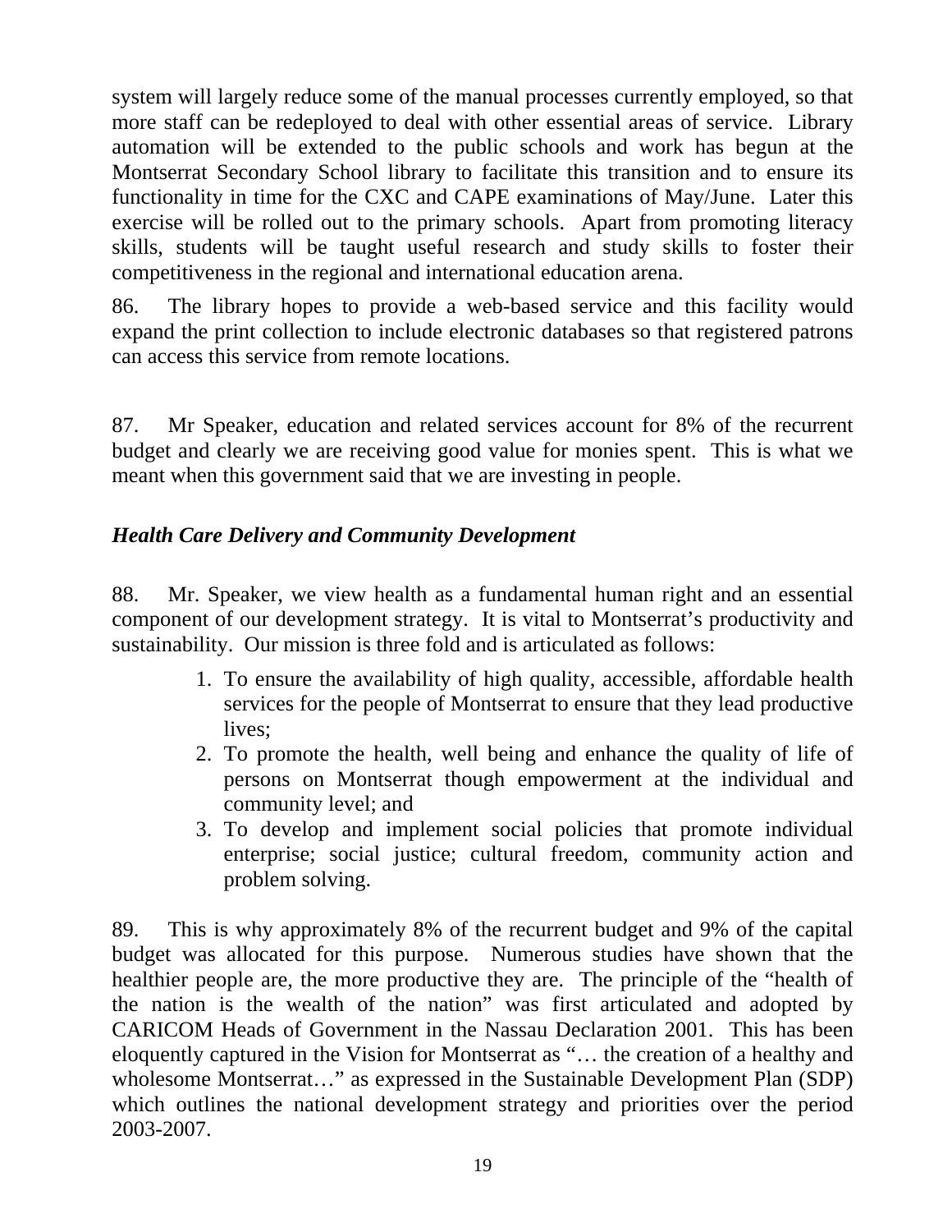system will largely reduce some of the manual processes currently employed, so that more staff can be redeployed to deal with other essential areas of service. Library automation will be extended to the public schools and work has begun at the Montserrat Secondary School library to facilitate this transition and to ensure its functionality in time for the CXC and CAPE examinations of May/June. Later this exercise will be rolled out to the primary schools. Apart from promoting literacy skills, students will be taught useful research and study skills to foster their competitiveness in the regional and international education arena.

86. The library hopes to provide a web-based service and this facility would expand the print collection to include electronic databases so that registered patrons can access this service from remote locations.

87. Mr Speaker, education and related services account for 8% of the recurrent budget and clearly we are receiving good value for monies spent. This is what we meant when this government said that we are investing in people.

***Health Care Delivery and Community Development***

88. Mr. Speaker, we view health as a fundamental human right and an essential component of our development strategy. It is vital to Montserrat's productivity and sustainability. Our mission is three fold and is articulated as follows:

1. To ensure the availability of high quality, accessible, affordable health services for the people of Montserrat to ensure that they lead productive lives;
2. To promote the health, well being and enhance the quality of life of persons on Montserrat though empowerment at the individual and community level; and
3. To develop and implement social policies that promote individual enterprise; social justice; cultural freedom, community action and problem solving.

89. This is why approximately 8% of the recurrent budget and 9% of the capital budget was allocated for this purpose. Numerous studies have shown that the healthier people are, the more productive they are. The principle of the "health of the nation is the wealth of the nation" was first articulated and adopted by CARICOM Heads of Government in the Nassau Declaration 2001. This has been eloquently captured in the Vision for Montserrat as "… the creation of a healthy and wholesome Montserrat…" as expressed in the Sustainable Development Plan (SDP) which outlines the national development strategy and priorities over the period 2003-2007.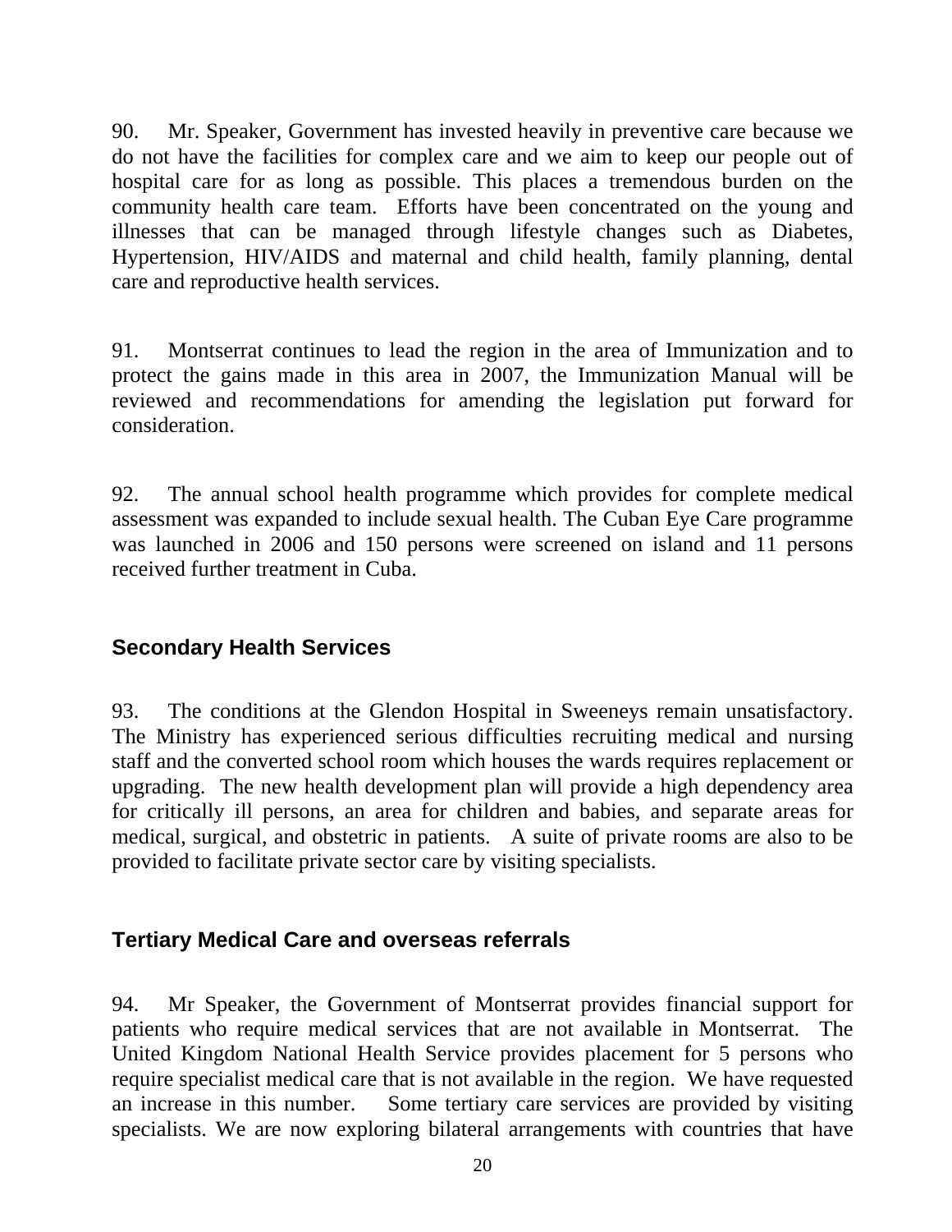90. Mr. Speaker, Government has invested heavily in preventive care because we do not have the facilities for complex care and we aim to keep our people out of hospital care for as long as possible. This places a tremendous burden on the community health care team. Efforts have been concentrated on the young and illnesses that can be managed through lifestyle changes such as Diabetes, Hypertension, HIV/AIDS and maternal and child health, family planning, dental care and reproductive health services.

91. Montserrat continues to lead the region in the area of Immunization and to protect the gains made in this area in 2007, the Immunization Manual will be reviewed and recommendations for amending the legislation put forward for consideration.

92. The annual school health programme which provides for complete medical assessment was expanded to include sexual health. The Cuban Eye Care programme was launched in 2006 and 150 persons were screened on island and 11 persons received further treatment in Cuba.

## Secondary Health Services

93. The conditions at the Glendon Hospital in Sweeneys remain unsatisfactory. The Ministry has experienced serious difficulties recruiting medical and nursing staff and the converted school room which houses the wards requires replacement or upgrading. The new health development plan will provide a high dependency area for critically ill persons, an area for children and babies, and separate areas for medical, surgical, and obstetric in patients. A suite of private rooms are also to be provided to facilitate private sector care by visiting specialists.

## Tertiary Medical Care and overseas referrals

94. Mr Speaker, the Government of Montserrat provides financial support for patients who require medical services that are not available in Montserrat. The United Kingdom National Health Service provides placement for 5 persons who require specialist medical care that is not available in the region. We have requested an increase in this number. Some tertiary care services are provided by visiting specialists. We are now exploring bilateral arrangements with countries that have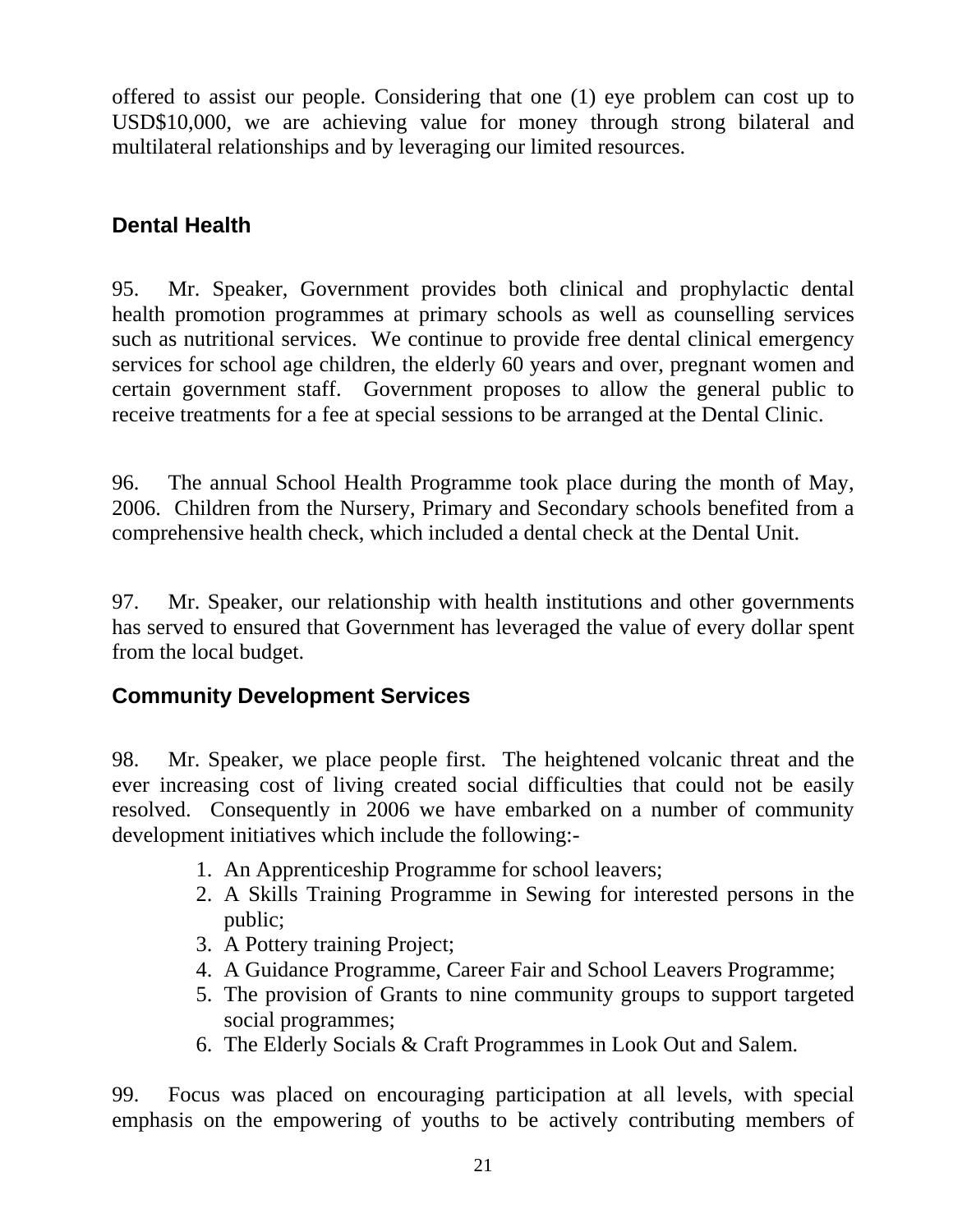offered to assist our people. Considering that one (1) eye problem can cost up to USD$10,000, we are achieving value for money through strong bilateral and multilateral relationships and by leveraging our limited resources.

## Dental Health

95. Mr. Speaker, Government provides both clinical and prophylactic dental health promotion programmes at primary schools as well as counselling services such as nutritional services. We continue to provide free dental clinical emergency services for school age children, the elderly 60 years and over, pregnant women and certain government staff. Government proposes to allow the general public to receive treatments for a fee at special sessions to be arranged at the Dental Clinic.

96. The annual School Health Programme took place during the month of May, 2006. Children from the Nursery, Primary and Secondary schools benefited from a comprehensive health check, which included a dental check at the Dental Unit.

97. Mr. Speaker, our relationship with health institutions and other governments has served to ensured that Government has leveraged the value of every dollar spent from the local budget.

## Community Development Services

98. Mr. Speaker, we place people first. The heightened volcanic threat and the ever increasing cost of living created social difficulties that could not be easily resolved. Consequently in 2006 we have embarked on a number of community development initiatives which include the following:-

1. An Apprenticeship Programme for school leavers;
2. A Skills Training Programme in Sewing for interested persons in the public;
3. A Pottery training Project;
4. A Guidance Programme, Career Fair and School Leavers Programme;
5. The provision of Grants to nine community groups to support targeted social programmes;
6. The Elderly Socials & Craft Programmes in Look Out and Salem.

99. Focus was placed on encouraging participation at all levels, with special emphasis on the empowering of youths to be actively contributing members of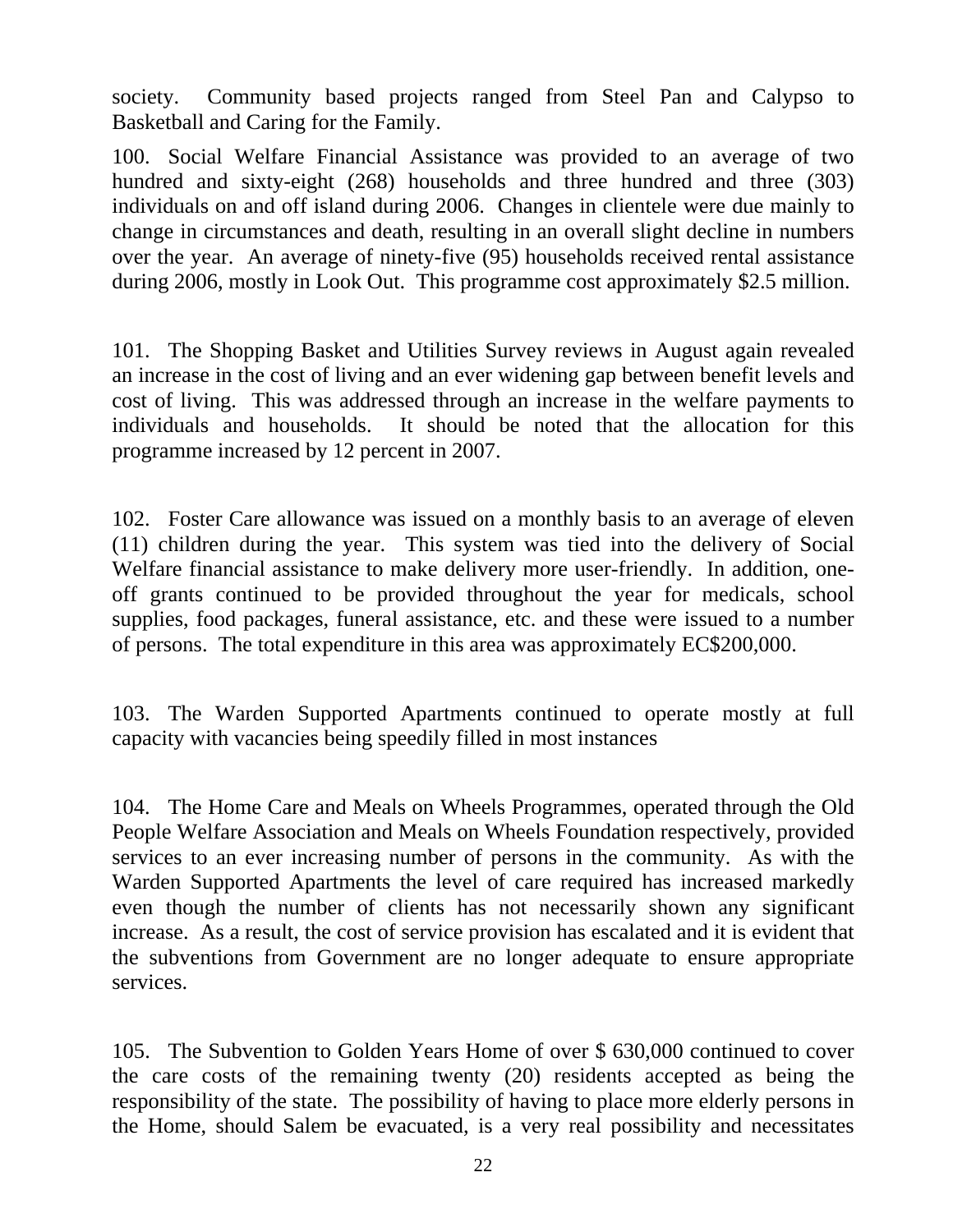society. Community based projects ranged from Steel Pan and Calypso to Basketball and Caring for the Family.

100. Social Welfare Financial Assistance was provided to an average of two hundred and sixty-eight (268) households and three hundred and three (303) individuals on and off island during 2006. Changes in clientele were due mainly to change in circumstances and death, resulting in an overall slight decline in numbers over the year. An average of ninety-five (95) households received rental assistance during 2006, mostly in Look Out. This programme cost approximately $2.5 million.

101. The Shopping Basket and Utilities Survey reviews in August again revealed an increase in the cost of living and an ever widening gap between benefit levels and cost of living. This was addressed through an increase in the welfare payments to individuals and households. It should be noted that the allocation for this programme increased by 12 percent in 2007.

102. Foster Care allowance was issued on a monthly basis to an average of eleven (11) children during the year. This system was tied into the delivery of Social Welfare financial assistance to make delivery more user-friendly. In addition, one-off grants continued to be provided throughout the year for medicals, school supplies, food packages, funeral assistance, etc. and these were issued to a number of persons. The total expenditure in this area was approximately EC$200,000.

103. The Warden Supported Apartments continued to operate mostly at full capacity with vacancies being speedily filled in most instances

104. The Home Care and Meals on Wheels Programmes, operated through the Old People Welfare Association and Meals on Wheels Foundation respectively, provided services to an ever increasing number of persons in the community. As with the Warden Supported Apartments the level of care required has increased markedly even though the number of clients has not necessarily shown any significant increase. As a result, the cost of service provision has escalated and it is evident that the subventions from Government are no longer adequate to ensure appropriate services.

105. The Subvention to Golden Years Home of over $ 630,000 continued to cover the care costs of the remaining twenty (20) residents accepted as being the responsibility of the state. The possibility of having to place more elderly persons in the Home, should Salem be evacuated, is a very real possibility and necessitates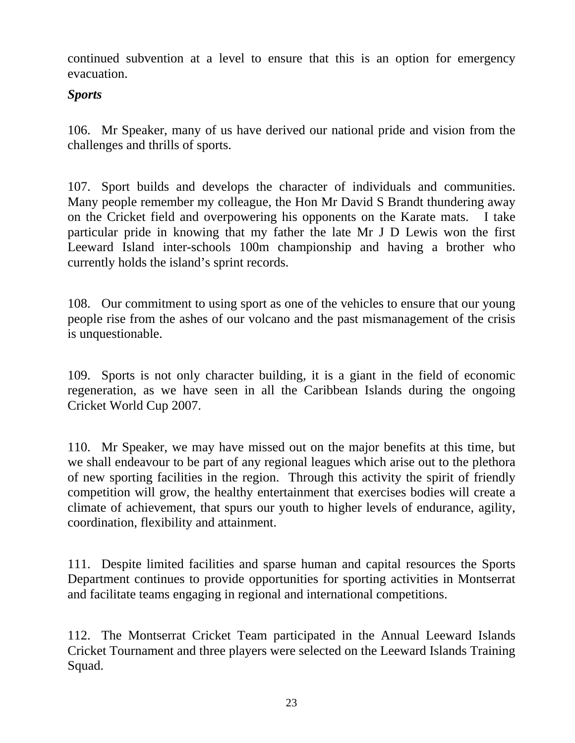continued subvention at a level to ensure that this is an option for emergency evacuation.

***Sports***

106. Mr Speaker, many of us have derived our national pride and vision from the challenges and thrills of sports.

107. Sport builds and develops the character of individuals and communities. Many people remember my colleague, the Hon Mr David S Brandt thundering away on the Cricket field and overpowering his opponents on the Karate mats. I take particular pride in knowing that my father the late Mr J D Lewis won the first Leeward Island inter-schools 100m championship and having a brother who currently holds the island's sprint records.

108. Our commitment to using sport as one of the vehicles to ensure that our young people rise from the ashes of our volcano and the past mismanagement of the crisis is unquestionable.

109. Sports is not only character building, it is a giant in the field of economic regeneration, as we have seen in all the Caribbean Islands during the ongoing Cricket World Cup 2007.

110. Mr Speaker, we may have missed out on the major benefits at this time, but we shall endeavour to be part of any regional leagues which arise out to the plethora of new sporting facilities in the region. Through this activity the spirit of friendly competition will grow, the healthy entertainment that exercises bodies will create a climate of achievement, that spurs our youth to higher levels of endurance, agility, coordination, flexibility and attainment.

111. Despite limited facilities and sparse human and capital resources the Sports Department continues to provide opportunities for sporting activities in Montserrat and facilitate teams engaging in regional and international competitions.

112. The Montserrat Cricket Team participated in the Annual Leeward Islands Cricket Tournament and three players were selected on the Leeward Islands Training Squad.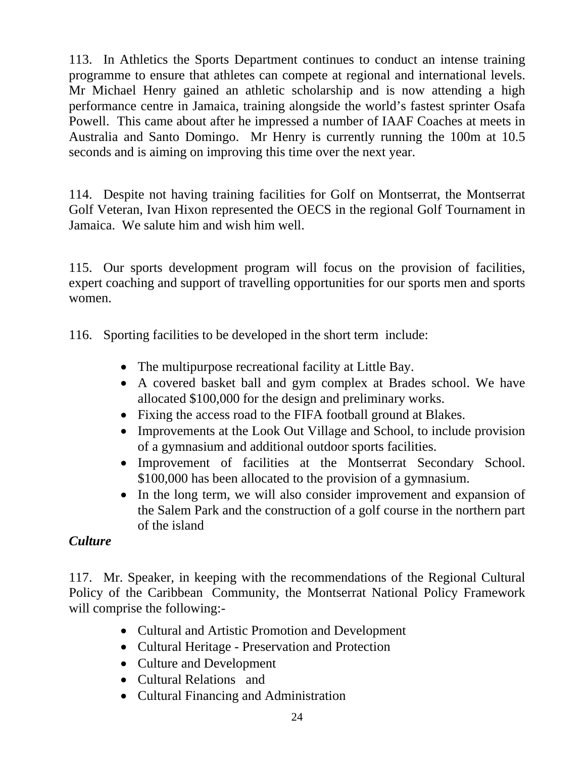113. In Athletics the Sports Department continues to conduct an intense training programme to ensure that athletes can compete at regional and international levels. Mr Michael Henry gained an athletic scholarship and is now attending a high performance centre in Jamaica, training alongside the world's fastest sprinter Osafa Powell. This came about after he impressed a number of IAAF Coaches at meets in Australia and Santo Domingo. Mr Henry is currently running the 100m at 10.5 seconds and is aiming on improving this time over the next year.

114. Despite not having training facilities for Golf on Montserrat, the Montserrat Golf Veteran, Ivan Hixon represented the OECS in the regional Golf Tournament in Jamaica. We salute him and wish him well.

115. Our sports development program will focus on the provision of facilities, expert coaching and support of travelling opportunities for our sports men and sports women.

116. Sporting facilities to be developed in the short term include:

- The multipurpose recreational facility at Little Bay.
- A covered basket ball and gym complex at Brades school. We have allocated $100,000 for the design and preliminary works.
- Fixing the access road to the FIFA football ground at Blakes.
- Improvements at the Look Out Village and School, to include provision of a gymnasium and additional outdoor sports facilities.
- Improvement of facilities at the Montserrat Secondary School. $100,000 has been allocated to the provision of a gymnasium.
- In the long term, we will also consider improvement and expansion of the Salem Park and the construction of a golf course in the northern part of the island

***Culture***

117. Mr. Speaker, in keeping with the recommendations of the Regional Cultural Policy of the Caribbean Community, the Montserrat National Policy Framework will comprise the following:-

- Cultural and Artistic Promotion and Development
- Cultural Heritage - Preservation and Protection
- Culture and Development
- Cultural Relations and
- Cultural Financing and Administration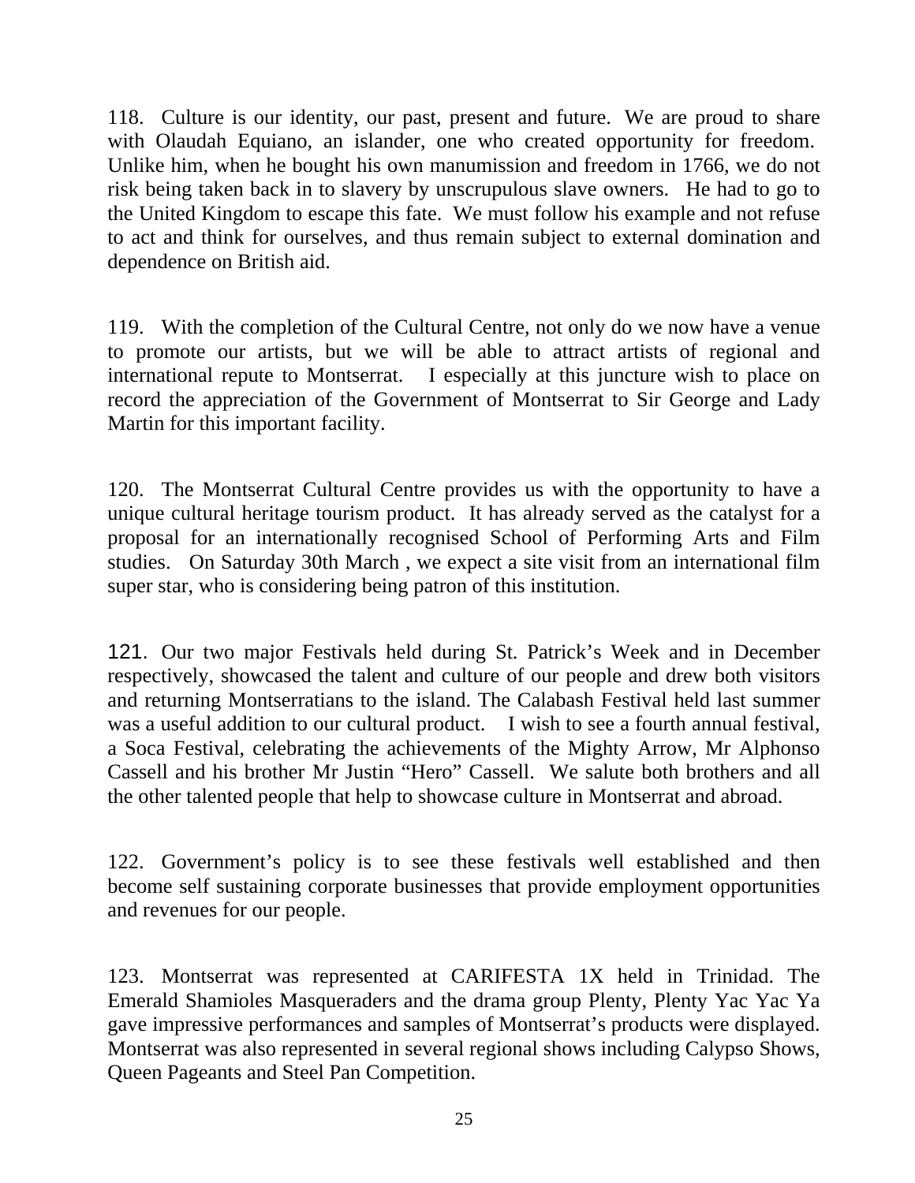118. Culture is our identity, our past, present and future. We are proud to share with Olaudah Equiano, an islander, one who created opportunity for freedom. Unlike him, when he bought his own manumission and freedom in 1766, we do not risk being taken back in to slavery by unscrupulous slave owners. He had to go to the United Kingdom to escape this fate. We must follow his example and not refuse to act and think for ourselves, and thus remain subject to external domination and dependence on British aid.

119. With the completion of the Cultural Centre, not only do we now have a venue to promote our artists, but we will be able to attract artists of regional and international repute to Montserrat. I especially at this juncture wish to place on record the appreciation of the Government of Montserrat to Sir George and Lady Martin for this important facility.

120. The Montserrat Cultural Centre provides us with the opportunity to have a unique cultural heritage tourism product. It has already served as the catalyst for a proposal for an internationally recognised School of Performing Arts and Film studies. On Saturday 30th March , we expect a site visit from an international film super star, who is considering being patron of this institution.

121. Our two major Festivals held during St. Patrick's Week and in December respectively, showcased the talent and culture of our people and drew both visitors and returning Montserratians to the island. The Calabash Festival held last summer was a useful addition to our cultural product. I wish to see a fourth annual festival, a Soca Festival, celebrating the achievements of the Mighty Arrow, Mr Alphonso Cassell and his brother Mr Justin "Hero" Cassell. We salute both brothers and all the other talented people that help to showcase culture in Montserrat and abroad.

122. Government's policy is to see these festivals well established and then become self sustaining corporate businesses that provide employment opportunities and revenues for our people.

123. Montserrat was represented at CARIFESTA 1X held in Trinidad. The Emerald Shamioles Masqueraders and the drama group Plenty, Plenty Yac Yac Ya gave impressive performances and samples of Montserrat's products were displayed. Montserrat was also represented in several regional shows including Calypso Shows, Queen Pageants and Steel Pan Competition.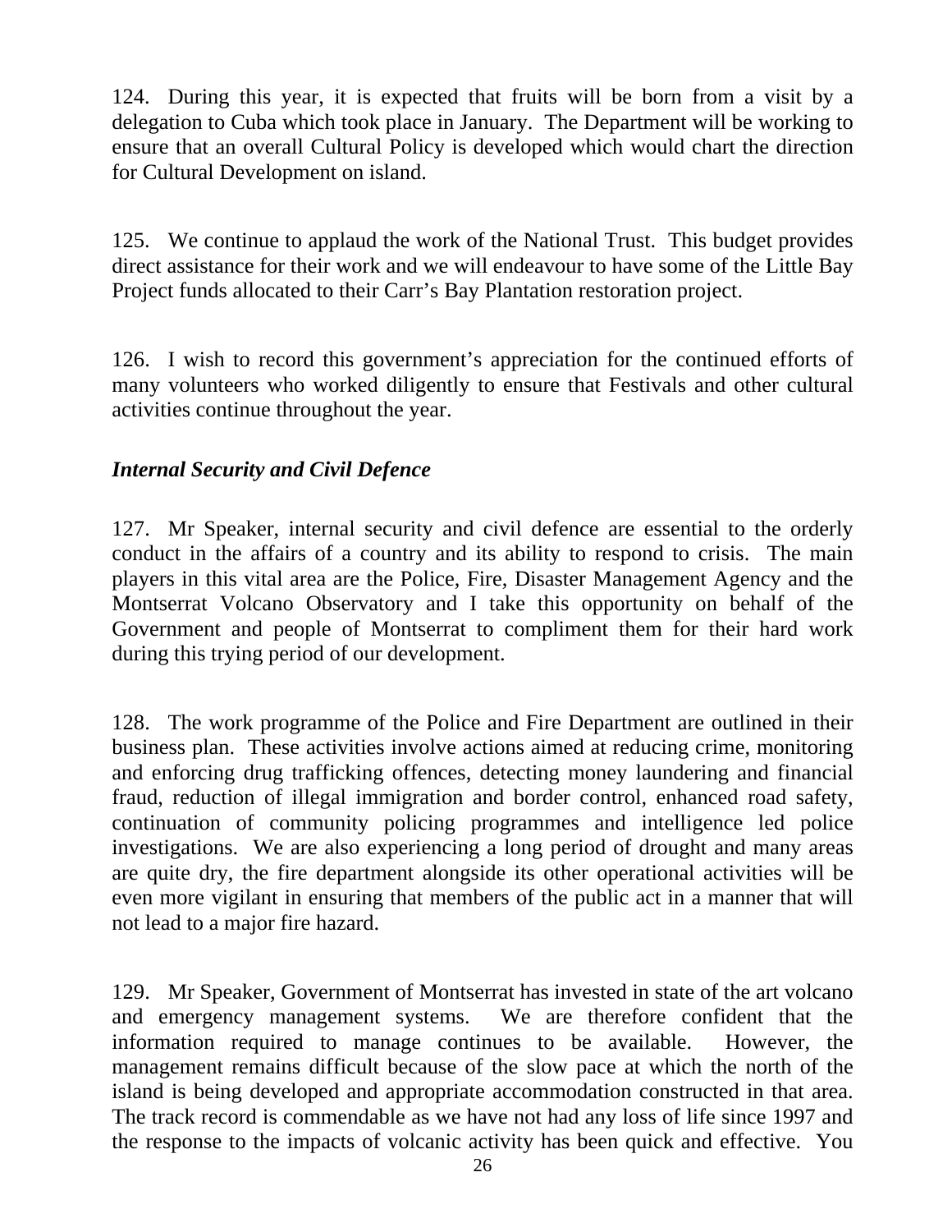124. During this year, it is expected that fruits will be born from a visit by a delegation to Cuba which took place in January. The Department will be working to ensure that an overall Cultural Policy is developed which would chart the direction for Cultural Development on island.

125. We continue to applaud the work of the National Trust. This budget provides direct assistance for their work and we will endeavour to have some of the Little Bay Project funds allocated to their Carr's Bay Plantation restoration project.

126. I wish to record this government's appreciation for the continued efforts of many volunteers who worked diligently to ensure that Festivals and other cultural activities continue throughout the year.

### *Internal Security and Civil Defence*

127. Mr Speaker, internal security and civil defence are essential to the orderly conduct in the affairs of a country and its ability to respond to crisis. The main players in this vital area are the Police, Fire, Disaster Management Agency and the Montserrat Volcano Observatory and I take this opportunity on behalf of the Government and people of Montserrat to compliment them for their hard work during this trying period of our development.

128. The work programme of the Police and Fire Department are outlined in their business plan. These activities involve actions aimed at reducing crime, monitoring and enforcing drug trafficking offences, detecting money laundering and financial fraud, reduction of illegal immigration and border control, enhanced road safety, continuation of community policing programmes and intelligence led police investigations. We are also experiencing a long period of drought and many areas are quite dry, the fire department alongside its other operational activities will be even more vigilant in ensuring that members of the public act in a manner that will not lead to a major fire hazard.

129. Mr Speaker, Government of Montserrat has invested in state of the art volcano and emergency management systems. We are therefore confident that the information required to manage continues to be available. However, the management remains difficult because of the slow pace at which the north of the island is being developed and appropriate accommodation constructed in that area. The track record is commendable as we have not had any loss of life since 1997 and the response to the impacts of volcanic activity has been quick and effective. You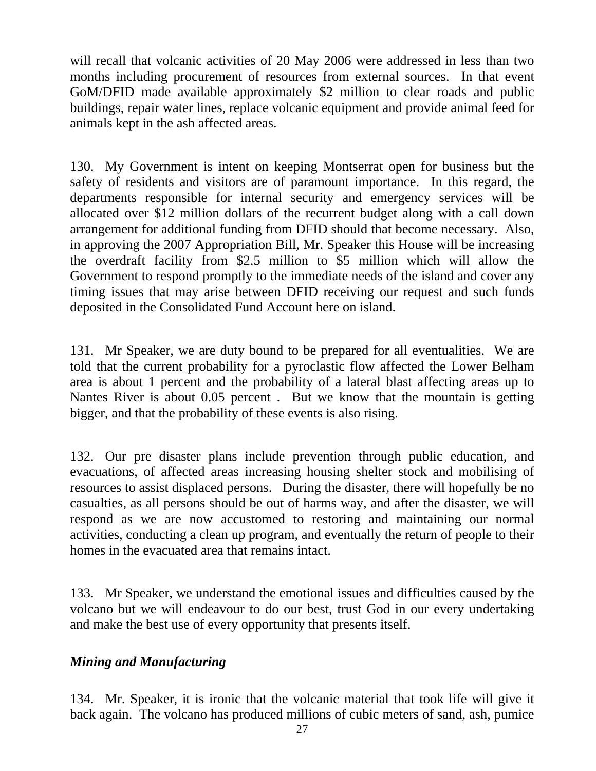will recall that volcanic activities of 20 May 2006 were addressed in less than two months including procurement of resources from external sources. In that event GoM/DFID made available approximately $2 million to clear roads and public buildings, repair water lines, replace volcanic equipment and provide animal feed for animals kept in the ash affected areas.

130. My Government is intent on keeping Montserrat open for business but the safety of residents and visitors are of paramount importance. In this regard, the departments responsible for internal security and emergency services will be allocated over $12 million dollars of the recurrent budget along with a call down arrangement for additional funding from DFID should that become necessary. Also, in approving the 2007 Appropriation Bill, Mr. Speaker this House will be increasing the overdraft facility from $2.5 million to $5 million which will allow the Government to respond promptly to the immediate needs of the island and cover any timing issues that may arise between DFID receiving our request and such funds deposited in the Consolidated Fund Account here on island.

131. Mr Speaker, we are duty bound to be prepared for all eventualities. We are told that the current probability for a pyroclastic flow affected the Lower Belham area is about 1 percent and the probability of a lateral blast affecting areas up to Nantes River is about 0.05 percent . But we know that the mountain is getting bigger, and that the probability of these events is also rising.

132. Our pre disaster plans include prevention through public education, and evacuations, of affected areas increasing housing shelter stock and mobilising of resources to assist displaced persons. During the disaster, there will hopefully be no casualties, as all persons should be out of harms way, and after the disaster, we will respond as we are now accustomed to restoring and maintaining our normal activities, conducting a clean up program, and eventually the return of people to their homes in the evacuated area that remains intact.

133. Mr Speaker, we understand the emotional issues and difficulties caused by the volcano but we will endeavour to do our best, trust God in our every undertaking and make the best use of every opportunity that presents itself.

### *Mining and Manufacturing*

134. Mr. Speaker, it is ironic that the volcanic material that took life will give it back again. The volcano has produced millions of cubic meters of sand, ash, pumice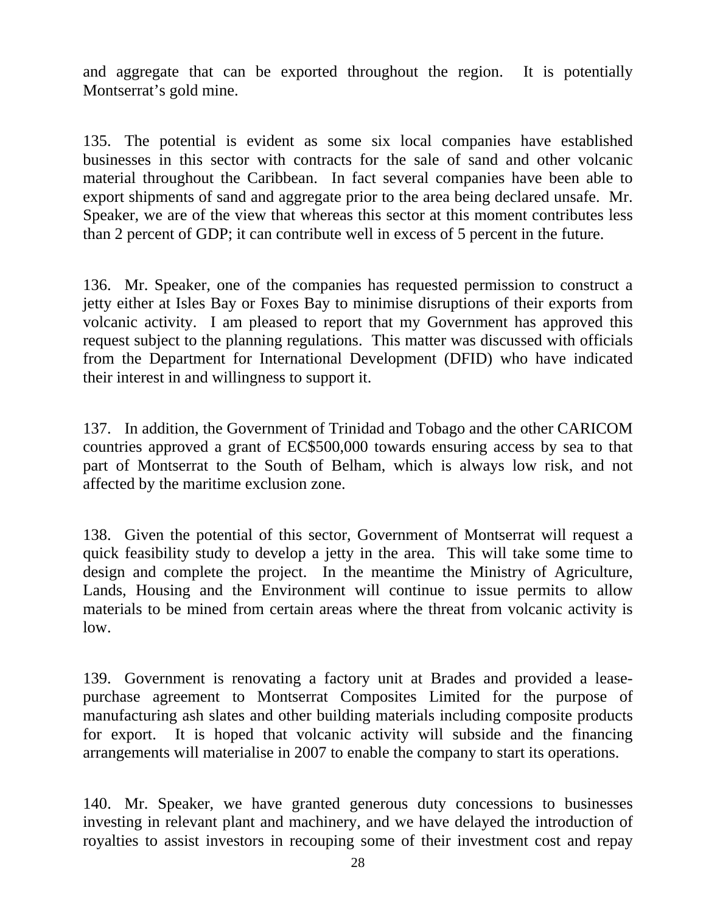and aggregate that can be exported throughout the region. It is potentially Montserrat's gold mine.

135. The potential is evident as some six local companies have established businesses in this sector with contracts for the sale of sand and other volcanic material throughout the Caribbean. In fact several companies have been able to export shipments of sand and aggregate prior to the area being declared unsafe. Mr. Speaker, we are of the view that whereas this sector at this moment contributes less than 2 percent of GDP; it can contribute well in excess of 5 percent in the future.

136. Mr. Speaker, one of the companies has requested permission to construct a jetty either at Isles Bay or Foxes Bay to minimise disruptions of their exports from volcanic activity. I am pleased to report that my Government has approved this request subject to the planning regulations. This matter was discussed with officials from the Department for International Development (DFID) who have indicated their interest in and willingness to support it.

137. In addition, the Government of Trinidad and Tobago and the other CARICOM countries approved a grant of EC$500,000 towards ensuring access by sea to that part of Montserrat to the South of Belham, which is always low risk, and not affected by the maritime exclusion zone.

138. Given the potential of this sector, Government of Montserrat will request a quick feasibility study to develop a jetty in the area. This will take some time to design and complete the project. In the meantime the Ministry of Agriculture, Lands, Housing and the Environment will continue to issue permits to allow materials to be mined from certain areas where the threat from volcanic activity is low.

139. Government is renovating a factory unit at Brades and provided a lease-purchase agreement to Montserrat Composites Limited for the purpose of manufacturing ash slates and other building materials including composite products for export. It is hoped that volcanic activity will subside and the financing arrangements will materialise in 2007 to enable the company to start its operations.

140. Mr. Speaker, we have granted generous duty concessions to businesses investing in relevant plant and machinery, and we have delayed the introduction of royalties to assist investors in recouping some of their investment cost and repay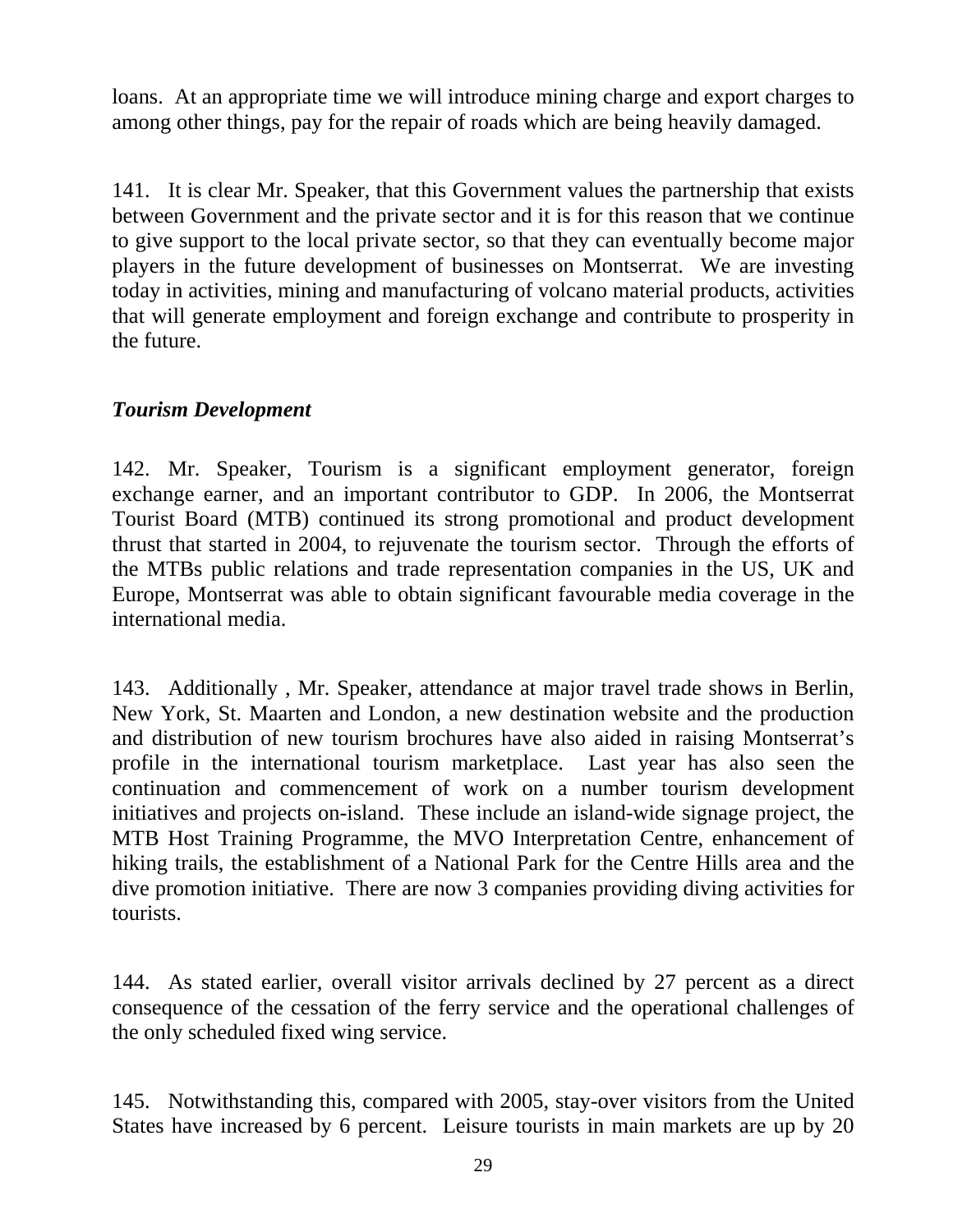loans. At an appropriate time we will introduce mining charge and export charges to among other things, pay for the repair of roads which are being heavily damaged.

141. It is clear Mr. Speaker, that this Government values the partnership that exists between Government and the private sector and it is for this reason that we continue to give support to the local private sector, so that they can eventually become major players in the future development of businesses on Montserrat. We are investing today in activities, mining and manufacturing of volcano material products, activities that will generate employment and foreign exchange and contribute to prosperity in the future.

***Tourism Development***

142. Mr. Speaker, Tourism is a significant employment generator, foreign exchange earner, and an important contributor to GDP. In 2006, the Montserrat Tourist Board (MTB) continued its strong promotional and product development thrust that started in 2004, to rejuvenate the tourism sector. Through the efforts of the MTBs public relations and trade representation companies in the US, UK and Europe, Montserrat was able to obtain significant favourable media coverage in the international media.

143. Additionally , Mr. Speaker, attendance at major travel trade shows in Berlin, New York, St. Maarten and London, a new destination website and the production and distribution of new tourism brochures have also aided in raising Montserrat's profile in the international tourism marketplace. Last year has also seen the continuation and commencement of work on a number tourism development initiatives and projects on-island. These include an island-wide signage project, the MTB Host Training Programme, the MVO Interpretation Centre, enhancement of hiking trails, the establishment of a National Park for the Centre Hills area and the dive promotion initiative. There are now 3 companies providing diving activities for tourists.

144. As stated earlier, overall visitor arrivals declined by 27 percent as a direct consequence of the cessation of the ferry service and the operational challenges of the only scheduled fixed wing service.

145. Notwithstanding this, compared with 2005, stay-over visitors from the United States have increased by 6 percent. Leisure tourists in main markets are up by 20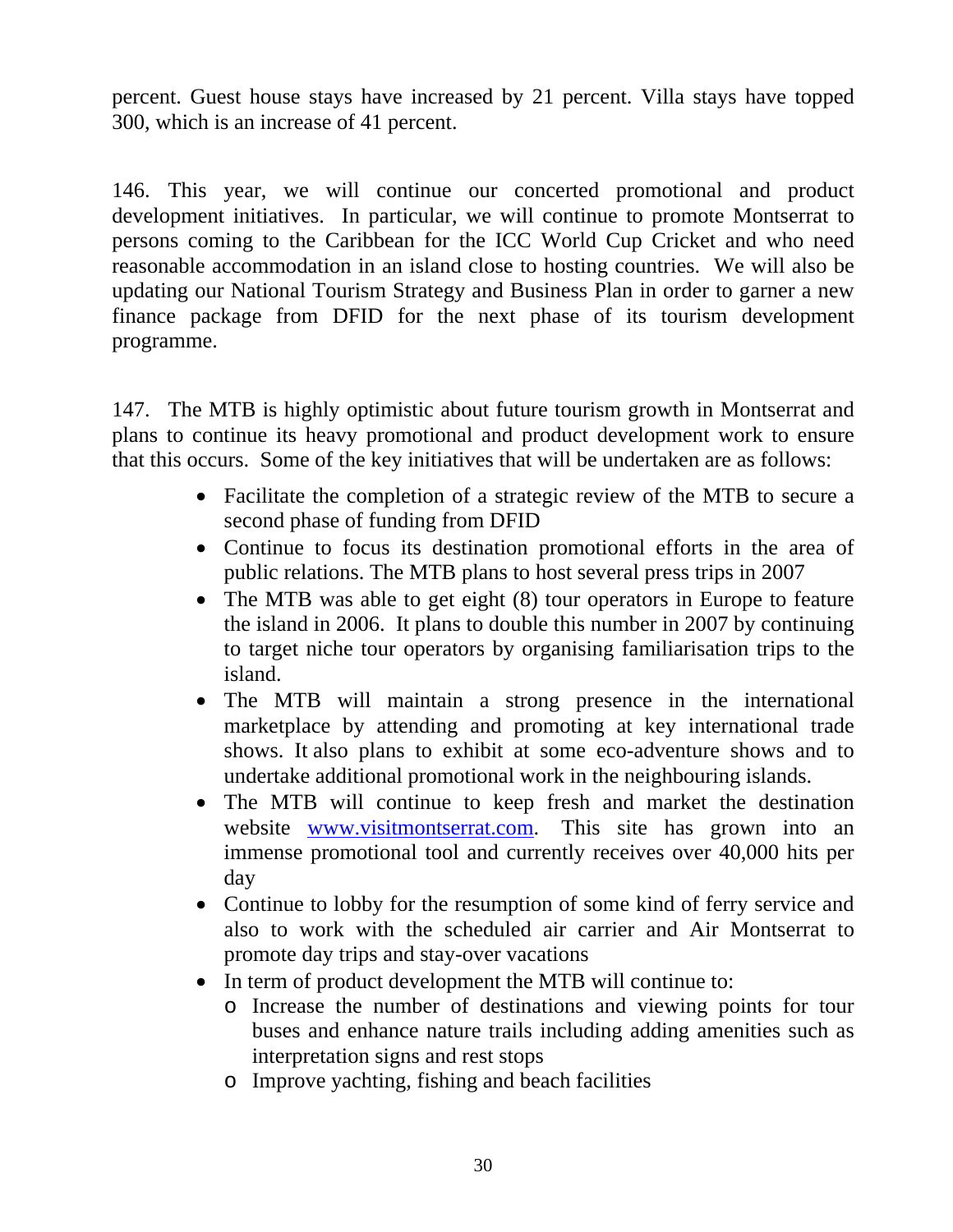percent. Guest house stays have increased by 21 percent. Villa stays have topped 300, which is an increase of 41 percent.

146. This year, we will continue our concerted promotional and product development initiatives. In particular, we will continue to promote Montserrat to persons coming to the Caribbean for the ICC World Cup Cricket and who need reasonable accommodation in an island close to hosting countries. We will also be updating our National Tourism Strategy and Business Plan in order to garner a new finance package from DFID for the next phase of its tourism development programme.

147. The MTB is highly optimistic about future tourism growth in Montserrat and plans to continue its heavy promotional and product development work to ensure that this occurs. Some of the key initiatives that will be undertaken are as follows:

- Facilitate the completion of a strategic review of the MTB to secure a second phase of funding from DFID
- Continue to focus its destination promotional efforts in the area of public relations. The MTB plans to host several press trips in 2007
- The MTB was able to get eight (8) tour operators in Europe to feature the island in 2006. It plans to double this number in 2007 by continuing to target niche tour operators by organising familiarisation trips to the island.
- The MTB will maintain a strong presence in the international marketplace by attending and promoting at key international trade shows. It also plans to exhibit at some eco-adventure shows and to undertake additional promotional work in the neighbouring islands.
- The MTB will continue to keep fresh and market the destination website www.visitmontserrat.com. This site has grown into an immense promotional tool and currently receives over 40,000 hits per day
- Continue to lobby for the resumption of some kind of ferry service and also to work with the scheduled air carrier and Air Montserrat to promote day trips and stay-over vacations
- In term of product development the MTB will continue to:
  - Increase the number of destinations and viewing points for tour buses and enhance nature trails including adding amenities such as interpretation signs and rest stops
  - Improve yachting, fishing and beach facilities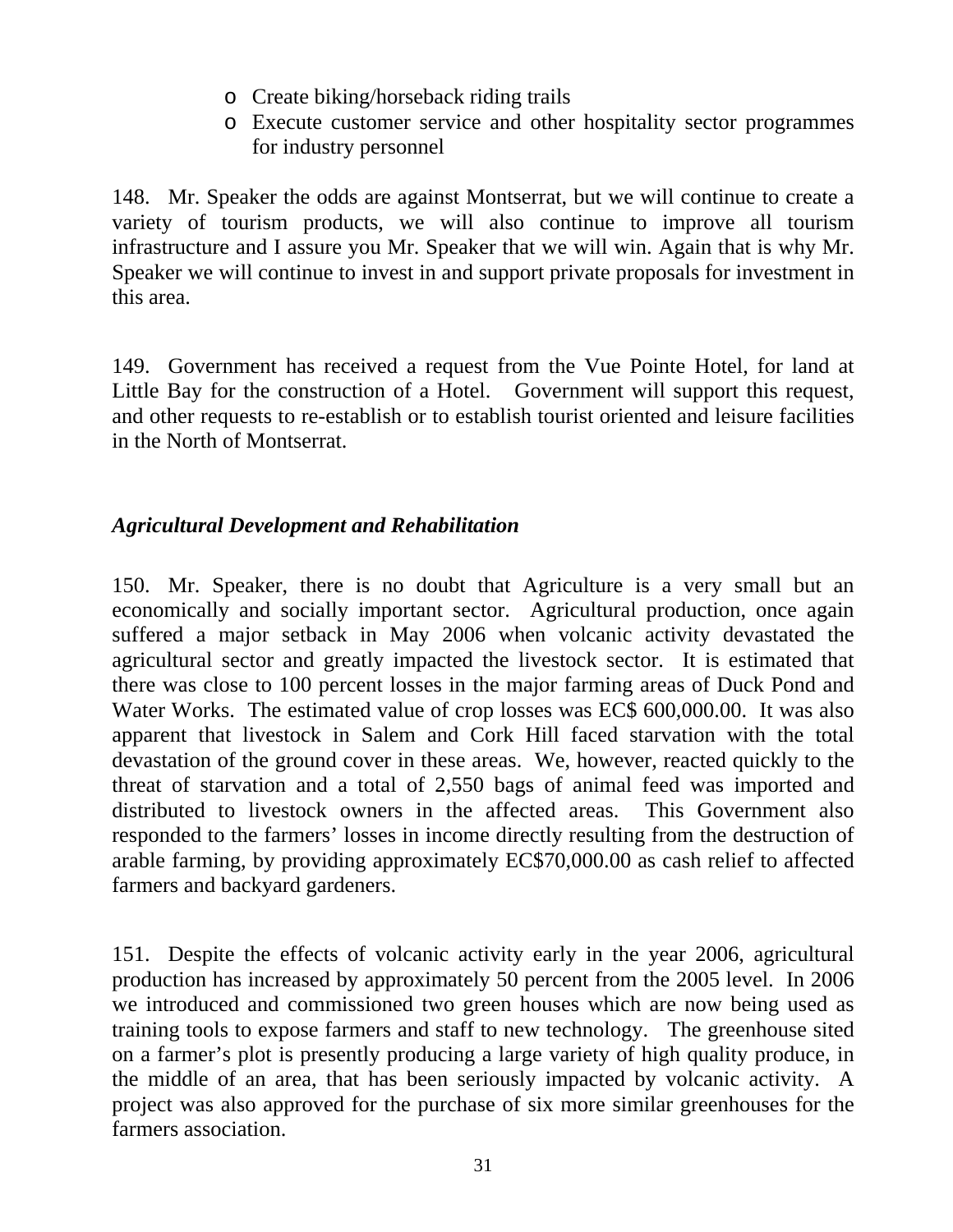- Create biking/horseback riding trails
- Execute customer service and other hospitality sector programmes for industry personnel

148. Mr. Speaker the odds are against Montserrat, but we will continue to create a variety of tourism products, we will also continue to improve all tourism infrastructure and I assure you Mr. Speaker that we will win. Again that is why Mr. Speaker we will continue to invest in and support private proposals for investment in this area.

149. Government has received a request from the Vue Pointe Hotel, for land at Little Bay for the construction of a Hotel. Government will support this request, and other requests to re-establish or to establish tourist oriented and leisure facilities in the North of Montserrat.

***Agricultural Development and Rehabilitation***

150. Mr. Speaker, there is no doubt that Agriculture is a very small but an economically and socially important sector. Agricultural production, once again suffered a major setback in May 2006 when volcanic activity devastated the agricultural sector and greatly impacted the livestock sector. It is estimated that there was close to 100 percent losses in the major farming areas of Duck Pond and Water Works. The estimated value of crop losses was EC$ 600,000.00. It was also apparent that livestock in Salem and Cork Hill faced starvation with the total devastation of the ground cover in these areas. We, however, reacted quickly to the threat of starvation and a total of 2,550 bags of animal feed was imported and distributed to livestock owners in the affected areas. This Government also responded to the farmers' losses in income directly resulting from the destruction of arable farming, by providing approximately EC$70,000.00 as cash relief to affected farmers and backyard gardeners.

151. Despite the effects of volcanic activity early in the year 2006, agricultural production has increased by approximately 50 percent from the 2005 level. In 2006 we introduced and commissioned two green houses which are now being used as training tools to expose farmers and staff to new technology. The greenhouse sited on a farmer's plot is presently producing a large variety of high quality produce, in the middle of an area, that has been seriously impacted by volcanic activity. A project was also approved for the purchase of six more similar greenhouses for the farmers association.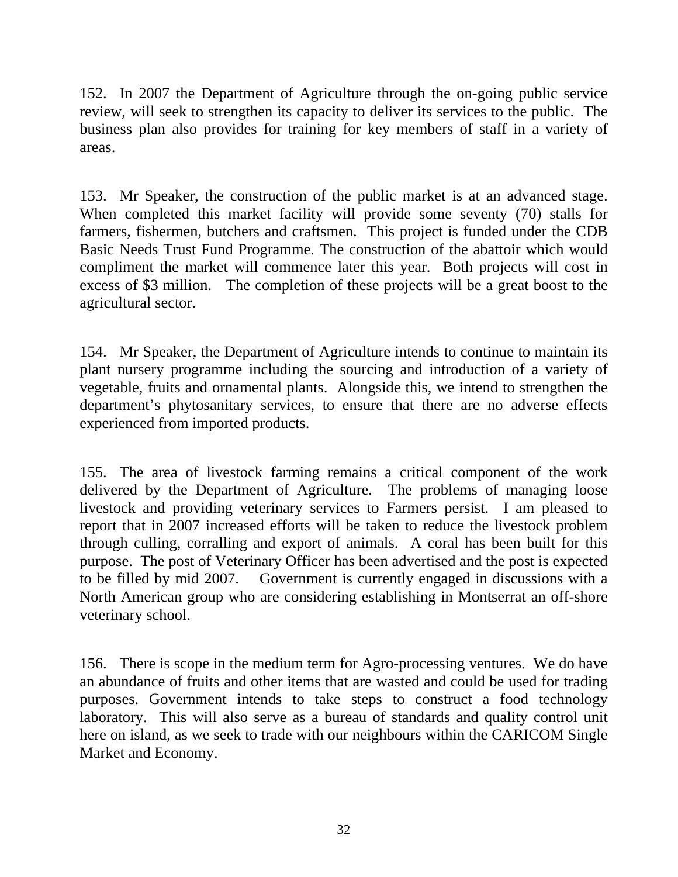152. In 2007 the Department of Agriculture through the on-going public service review, will seek to strengthen its capacity to deliver its services to the public. The business plan also provides for training for key members of staff in a variety of areas.

153. Mr Speaker, the construction of the public market is at an advanced stage. When completed this market facility will provide some seventy (70) stalls for farmers, fishermen, butchers and craftsmen. This project is funded under the CDB Basic Needs Trust Fund Programme. The construction of the abattoir which would compliment the market will commence later this year. Both projects will cost in excess of $3 million. The completion of these projects will be a great boost to the agricultural sector.

154. Mr Speaker, the Department of Agriculture intends to continue to maintain its plant nursery programme including the sourcing and introduction of a variety of vegetable, fruits and ornamental plants. Alongside this, we intend to strengthen the department's phytosanitary services, to ensure that there are no adverse effects experienced from imported products.

155. The area of livestock farming remains a critical component of the work delivered by the Department of Agriculture. The problems of managing loose livestock and providing veterinary services to Farmers persist. I am pleased to report that in 2007 increased efforts will be taken to reduce the livestock problem through culling, corralling and export of animals. A coral has been built for this purpose. The post of Veterinary Officer has been advertised and the post is expected to be filled by mid 2007. Government is currently engaged in discussions with a North American group who are considering establishing in Montserrat an off-shore veterinary school.

156. There is scope in the medium term for Agro-processing ventures. We do have an abundance of fruits and other items that are wasted and could be used for trading purposes. Government intends to take steps to construct a food technology laboratory. This will also serve as a bureau of standards and quality control unit here on island, as we seek to trade with our neighbours within the CARICOM Single Market and Economy.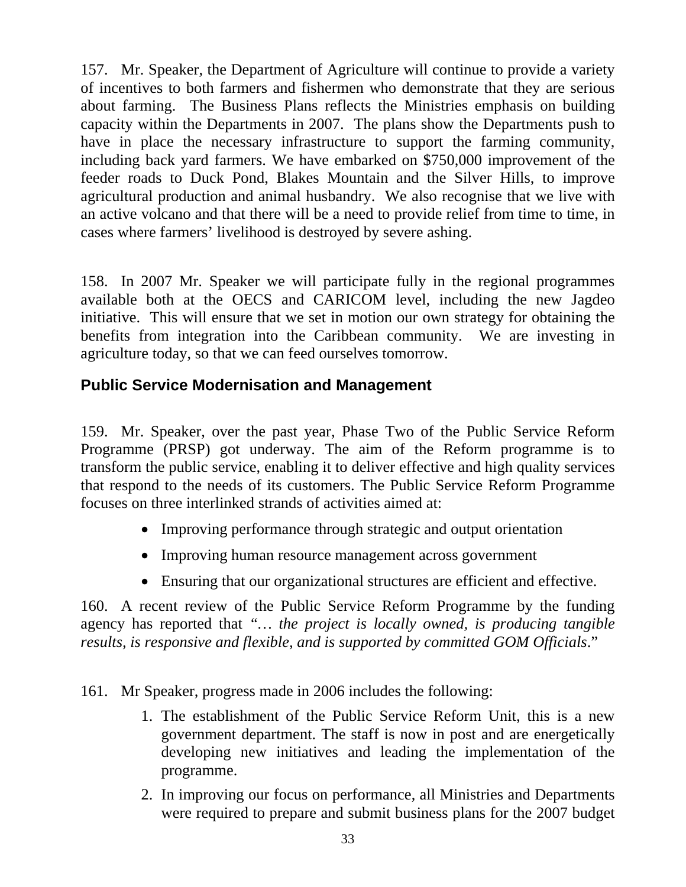157. Mr. Speaker, the Department of Agriculture will continue to provide a variety of incentives to both farmers and fishermen who demonstrate that they are serious about farming. The Business Plans reflects the Ministries emphasis on building capacity within the Departments in 2007. The plans show the Departments push to have in place the necessary infrastructure to support the farming community, including back yard farmers. We have embarked on $750,000 improvement of the feeder roads to Duck Pond, Blakes Mountain and the Silver Hills, to improve agricultural production and animal husbandry. We also recognise that we live with an active volcano and that there will be a need to provide relief from time to time, in cases where farmers' livelihood is destroyed by severe ashing.

158. In 2007 Mr. Speaker we will participate fully in the regional programmes available both at the OECS and CARICOM level, including the new Jagdeo initiative. This will ensure that we set in motion our own strategy for obtaining the benefits from integration into the Caribbean community. We are investing in agriculture today, so that we can feed ourselves tomorrow.

## Public Service Modernisation and Management

159. Mr. Speaker, over the past year, Phase Two of the Public Service Reform Programme (PRSP) got underway. The aim of the Reform programme is to transform the public service, enabling it to deliver effective and high quality services that respond to the needs of its customers. The Public Service Reform Programme focuses on three interlinked strands of activities aimed at:

- Improving performance through strategic and output orientation
- Improving human resource management across government
- Ensuring that our organizational structures are efficient and effective.

160. A recent review of the Public Service Reform Programme by the funding agency has reported that "*… the project is locally owned, is producing tangible results, is responsive and flexible, and is supported by committed GOM Officials*."

161. Mr Speaker, progress made in 2006 includes the following:

1. The establishment of the Public Service Reform Unit, this is a new government department. The staff is now in post and are energetically developing new initiatives and leading the implementation of the programme.
2. In improving our focus on performance, all Ministries and Departments were required to prepare and submit business plans for the 2007 budget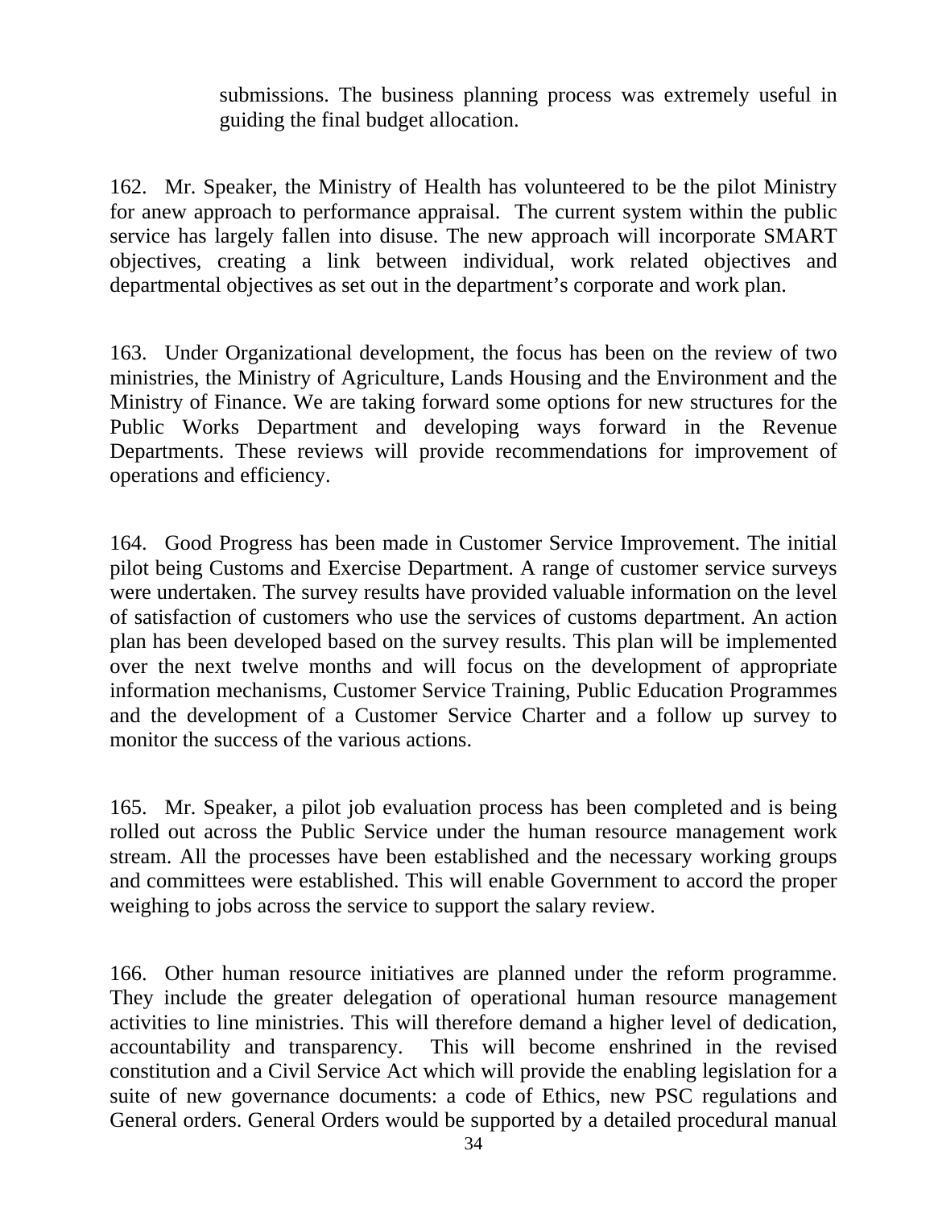submissions. The business planning process was extremely useful in guiding the final budget allocation.

162. Mr. Speaker, the Ministry of Health has volunteered to be the pilot Ministry for anew approach to performance appraisal. The current system within the public service has largely fallen into disuse. The new approach will incorporate SMART objectives, creating a link between individual, work related objectives and departmental objectives as set out in the department's corporate and work plan.

163. Under Organizational development, the focus has been on the review of two ministries, the Ministry of Agriculture, Lands Housing and the Environment and the Ministry of Finance. We are taking forward some options for new structures for the Public Works Department and developing ways forward in the Revenue Departments. These reviews will provide recommendations for improvement of operations and efficiency.

164. Good Progress has been made in Customer Service Improvement. The initial pilot being Customs and Exercise Department. A range of customer service surveys were undertaken. The survey results have provided valuable information on the level of satisfaction of customers who use the services of customs department. An action plan has been developed based on the survey results. This plan will be implemented over the next twelve months and will focus on the development of appropriate information mechanisms, Customer Service Training, Public Education Programmes and the development of a Customer Service Charter and a follow up survey to monitor the success of the various actions.

165. Mr. Speaker, a pilot job evaluation process has been completed and is being rolled out across the Public Service under the human resource management work stream. All the processes have been established and the necessary working groups and committees were established. This will enable Government to accord the proper weighing to jobs across the service to support the salary review.

166. Other human resource initiatives are planned under the reform programme. They include the greater delegation of operational human resource management activities to line ministries. This will therefore demand a higher level of dedication, accountability and transparency. This will become enshrined in the revised constitution and a Civil Service Act which will provide the enabling legislation for a suite of new governance documents: a code of Ethics, new PSC regulations and General orders. General Orders would be supported by a detailed procedural manual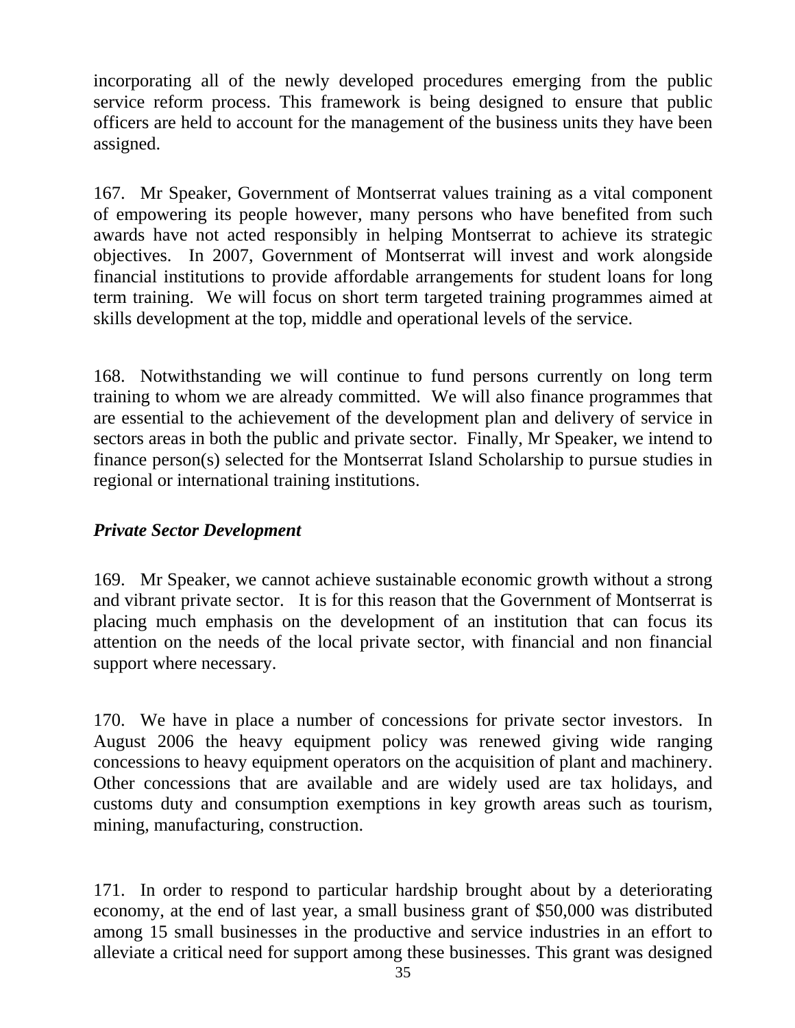incorporating all of the newly developed procedures emerging from the public service reform process. This framework is being designed to ensure that public officers are held to account for the management of the business units they have been assigned.

167. Mr Speaker, Government of Montserrat values training as a vital component of empowering its people however, many persons who have benefited from such awards have not acted responsibly in helping Montserrat to achieve its strategic objectives. In 2007, Government of Montserrat will invest and work alongside financial institutions to provide affordable arrangements for student loans for long term training. We will focus on short term targeted training programmes aimed at skills development at the top, middle and operational levels of the service.

168. Notwithstanding we will continue to fund persons currently on long term training to whom we are already committed. We will also finance programmes that are essential to the achievement of the development plan and delivery of service in sectors areas in both the public and private sector. Finally, Mr Speaker, we intend to finance person(s) selected for the Montserrat Island Scholarship to pursue studies in regional or international training institutions.

***Private Sector Development***

169. Mr Speaker, we cannot achieve sustainable economic growth without a strong and vibrant private sector. It is for this reason that the Government of Montserrat is placing much emphasis on the development of an institution that can focus its attention on the needs of the local private sector, with financial and non financial support where necessary.

170. We have in place a number of concessions for private sector investors. In August 2006 the heavy equipment policy was renewed giving wide ranging concessions to heavy equipment operators on the acquisition of plant and machinery. Other concessions that are available and are widely used are tax holidays, and customs duty and consumption exemptions in key growth areas such as tourism, mining, manufacturing, construction.

171. In order to respond to particular hardship brought about by a deteriorating economy, at the end of last year, a small business grant of $50,000 was distributed among 15 small businesses in the productive and service industries in an effort to alleviate a critical need for support among these businesses. This grant was designed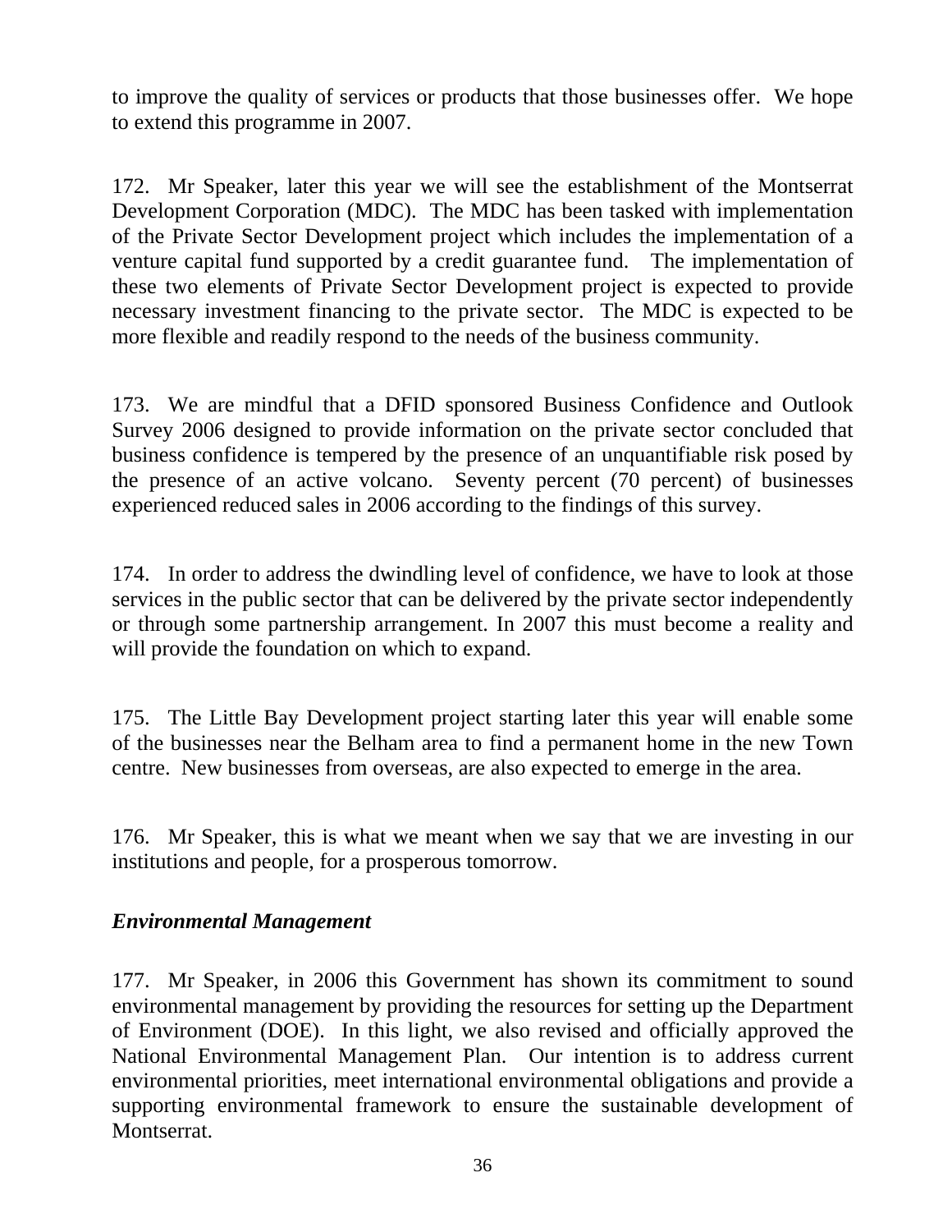to improve the quality of services or products that those businesses offer. We hope to extend this programme in 2007.

172. Mr Speaker, later this year we will see the establishment of the Montserrat Development Corporation (MDC). The MDC has been tasked with implementation of the Private Sector Development project which includes the implementation of a venture capital fund supported by a credit guarantee fund. The implementation of these two elements of Private Sector Development project is expected to provide necessary investment financing to the private sector. The MDC is expected to be more flexible and readily respond to the needs of the business community.

173. We are mindful that a DFID sponsored Business Confidence and Outlook Survey 2006 designed to provide information on the private sector concluded that business confidence is tempered by the presence of an unquantifiable risk posed by the presence of an active volcano. Seventy percent (70 percent) of businesses experienced reduced sales in 2006 according to the findings of this survey.

174. In order to address the dwindling level of confidence, we have to look at those services in the public sector that can be delivered by the private sector independently or through some partnership arrangement. In 2007 this must become a reality and will provide the foundation on which to expand.

175. The Little Bay Development project starting later this year will enable some of the businesses near the Belham area to find a permanent home in the new Town centre. New businesses from overseas, are also expected to emerge in the area.

176. Mr Speaker, this is what we meant when we say that we are investing in our institutions and people, for a prosperous tomorrow.

### *Environmental Management*

177. Mr Speaker, in 2006 this Government has shown its commitment to sound environmental management by providing the resources for setting up the Department of Environment (DOE). In this light, we also revised and officially approved the National Environmental Management Plan. Our intention is to address current environmental priorities, meet international environmental obligations and provide a supporting environmental framework to ensure the sustainable development of Montserrat.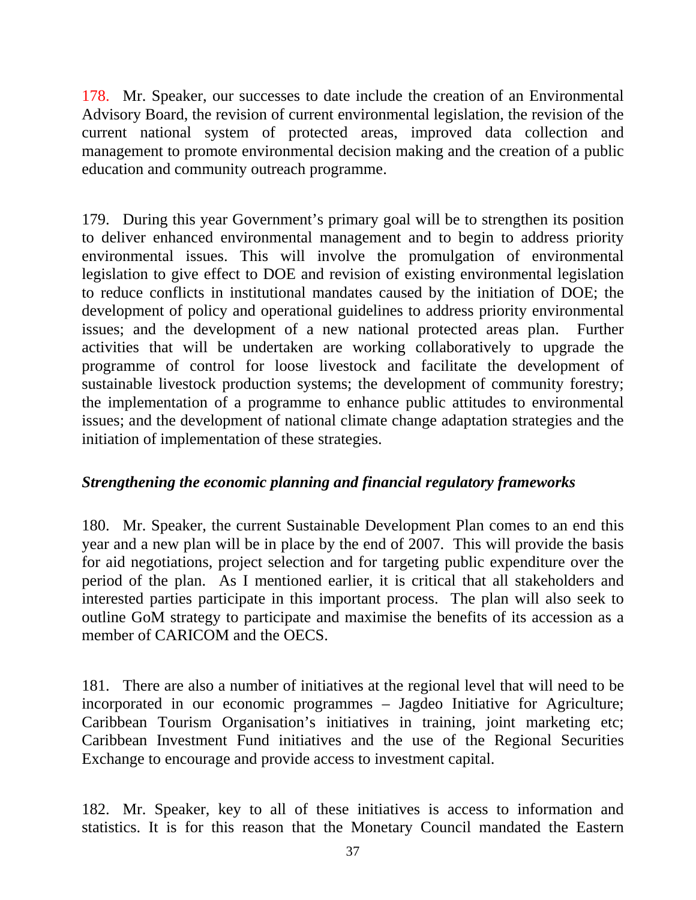178. Mr. Speaker, our successes to date include the creation of an Environmental Advisory Board, the revision of current environmental legislation, the revision of the current national system of protected areas, improved data collection and management to promote environmental decision making and the creation of a public education and community outreach programme.

179. During this year Government's primary goal will be to strengthen its position to deliver enhanced environmental management and to begin to address priority environmental issues. This will involve the promulgation of environmental legislation to give effect to DOE and revision of existing environmental legislation to reduce conflicts in institutional mandates caused by the initiation of DOE; the development of policy and operational guidelines to address priority environmental issues; and the development of a new national protected areas plan. Further activities that will be undertaken are working collaboratively to upgrade the programme of control for loose livestock and facilitate the development of sustainable livestock production systems; the development of community forestry; the implementation of a programme to enhance public attitudes to environmental issues; and the development of national climate change adaptation strategies and the initiation of implementation of these strategies.

***Strengthening the economic planning and financial regulatory frameworks***

180. Mr. Speaker, the current Sustainable Development Plan comes to an end this year and a new plan will be in place by the end of 2007. This will provide the basis for aid negotiations, project selection and for targeting public expenditure over the period of the plan. As I mentioned earlier, it is critical that all stakeholders and interested parties participate in this important process. The plan will also seek to outline GoM strategy to participate and maximise the benefits of its accession as a member of CARICOM and the OECS.

181. There are also a number of initiatives at the regional level that will need to be incorporated in our economic programmes – Jagdeo Initiative for Agriculture; Caribbean Tourism Organisation's initiatives in training, joint marketing etc; Caribbean Investment Fund initiatives and the use of the Regional Securities Exchange to encourage and provide access to investment capital.

182. Mr. Speaker, key to all of these initiatives is access to information and statistics. It is for this reason that the Monetary Council mandated the Eastern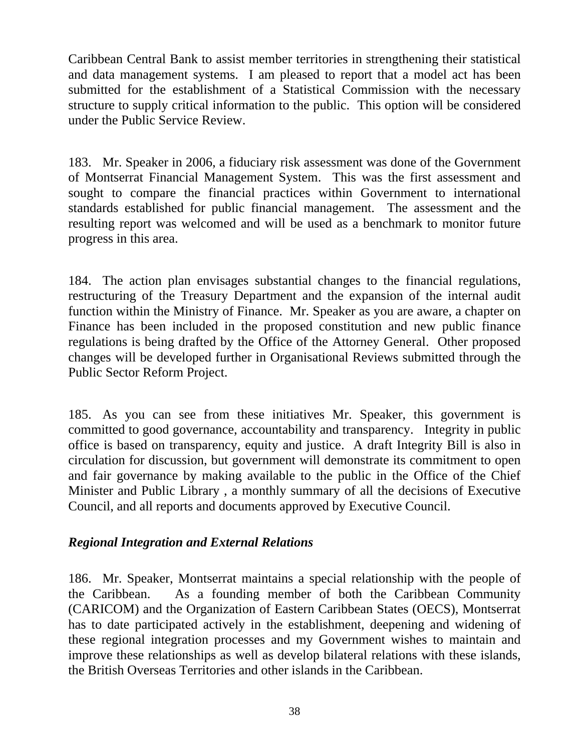Caribbean Central Bank to assist member territories in strengthening their statistical and data management systems. I am pleased to report that a model act has been submitted for the establishment of a Statistical Commission with the necessary structure to supply critical information to the public. This option will be considered under the Public Service Review.

183. Mr. Speaker in 2006, a fiduciary risk assessment was done of the Government of Montserrat Financial Management System. This was the first assessment and sought to compare the financial practices within Government to international standards established for public financial management. The assessment and the resulting report was welcomed and will be used as a benchmark to monitor future progress in this area.

184. The action plan envisages substantial changes to the financial regulations, restructuring of the Treasury Department and the expansion of the internal audit function within the Ministry of Finance. Mr. Speaker as you are aware, a chapter on Finance has been included in the proposed constitution and new public finance regulations is being drafted by the Office of the Attorney General. Other proposed changes will be developed further in Organisational Reviews submitted through the Public Sector Reform Project.

185. As you can see from these initiatives Mr. Speaker, this government is committed to good governance, accountability and transparency. Integrity in public office is based on transparency, equity and justice. A draft Integrity Bill is also in circulation for discussion, but government will demonstrate its commitment to open and fair governance by making available to the public in the Office of the Chief Minister and Public Library , a monthly summary of all the decisions of Executive Council, and all reports and documents approved by Executive Council.

***Regional Integration and External Relations***

186. Mr. Speaker, Montserrat maintains a special relationship with the people of the Caribbean. As a founding member of both the Caribbean Community (CARICOM) and the Organization of Eastern Caribbean States (OECS), Montserrat has to date participated actively in the establishment, deepening and widening of these regional integration processes and my Government wishes to maintain and improve these relationships as well as develop bilateral relations with these islands, the British Overseas Territories and other islands in the Caribbean.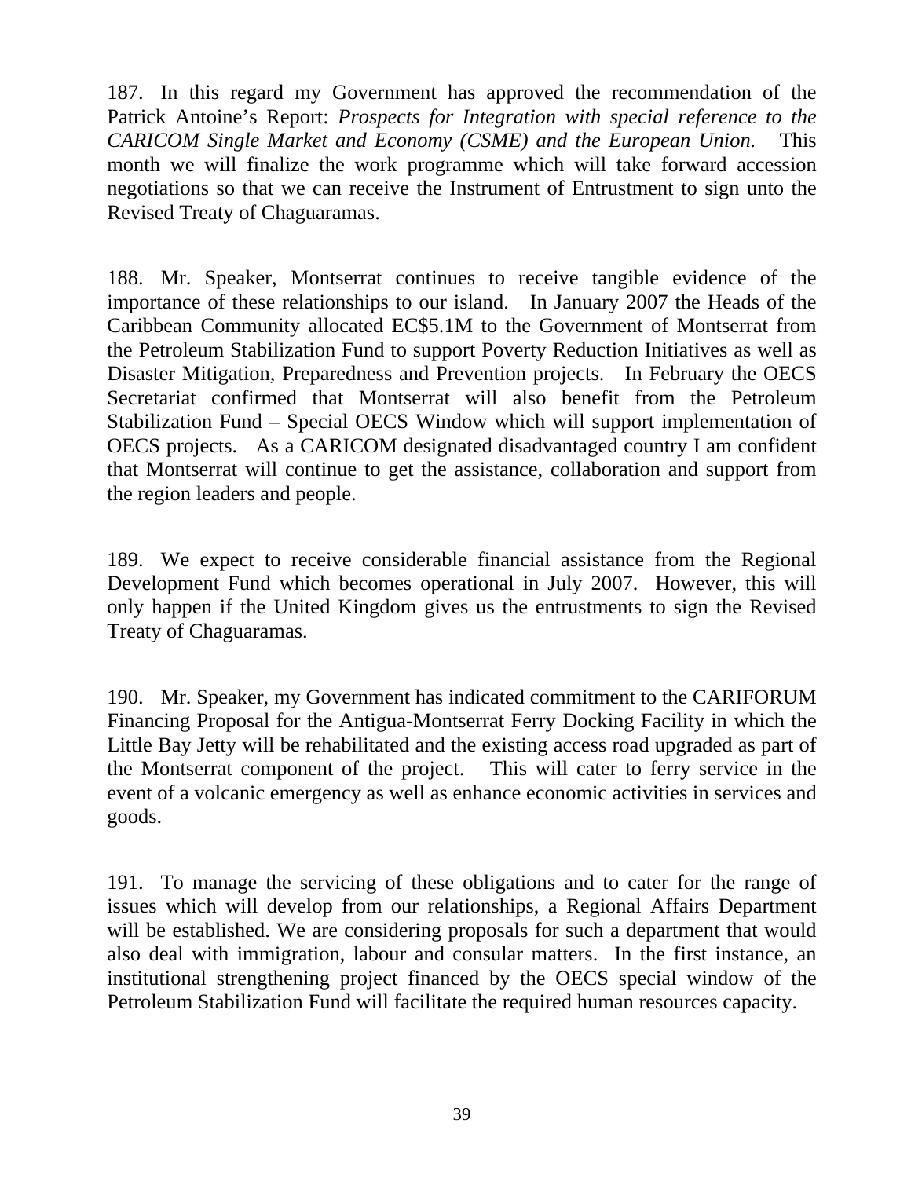187. In this regard my Government has approved the recommendation of the Patrick Antoine's Report: *Prospects for Integration with special reference to the CARICOM Single Market and Economy (CSME) and the European Union.* This month we will finalize the work programme which will take forward accession negotiations so that we can receive the Instrument of Entrustment to sign unto the Revised Treaty of Chaguaramas.

188. Mr. Speaker, Montserrat continues to receive tangible evidence of the importance of these relationships to our island. In January 2007 the Heads of the Caribbean Community allocated EC$5.1M to the Government of Montserrat from the Petroleum Stabilization Fund to support Poverty Reduction Initiatives as well as Disaster Mitigation, Preparedness and Prevention projects. In February the OECS Secretariat confirmed that Montserrat will also benefit from the Petroleum Stabilization Fund – Special OECS Window which will support implementation of OECS projects. As a CARICOM designated disadvantaged country I am confident that Montserrat will continue to get the assistance, collaboration and support from the region leaders and people.

189. We expect to receive considerable financial assistance from the Regional Development Fund which becomes operational in July 2007. However, this will only happen if the United Kingdom gives us the entrustments to sign the Revised Treaty of Chaguaramas.

190. Mr. Speaker, my Government has indicated commitment to the CARIFORUM Financing Proposal for the Antigua-Montserrat Ferry Docking Facility in which the Little Bay Jetty will be rehabilitated and the existing access road upgraded as part of the Montserrat component of the project. This will cater to ferry service in the event of a volcanic emergency as well as enhance economic activities in services and goods.

191. To manage the servicing of these obligations and to cater for the range of issues which will develop from our relationships, a Regional Affairs Department will be established. We are considering proposals for such a department that would also deal with immigration, labour and consular matters. In the first instance, an institutional strengthening project financed by the OECS special window of the Petroleum Stabilization Fund will facilitate the required human resources capacity.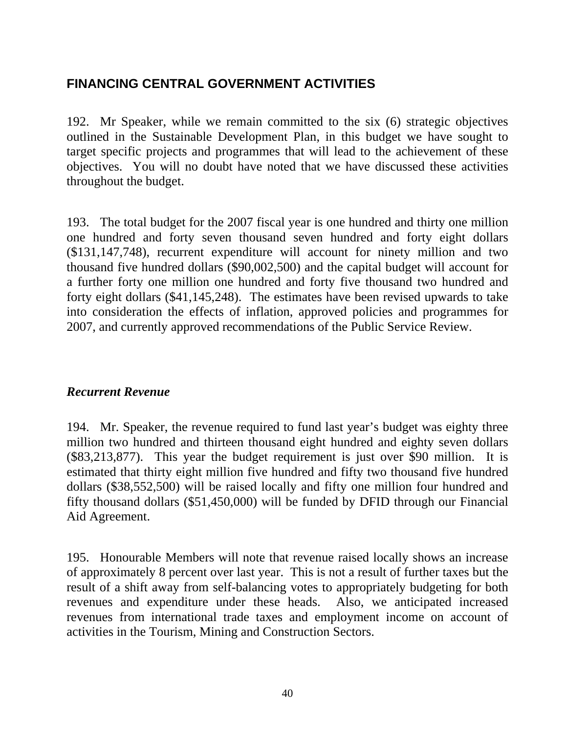## FINANCING CENTRAL GOVERNMENT ACTIVITIES

192. Mr Speaker, while we remain committed to the six (6) strategic objectives outlined in the Sustainable Development Plan, in this budget we have sought to target specific projects and programmes that will lead to the achievement of these objectives. You will no doubt have noted that we have discussed these activities throughout the budget.

193. The total budget for the 2007 fiscal year is one hundred and thirty one million one hundred and forty seven thousand seven hundred and forty eight dollars ($131,147,748), recurrent expenditure will account for ninety million and two thousand five hundred dollars ($90,002,500) and the capital budget will account for a further forty one million one hundred and forty five thousand two hundred and forty eight dollars ($41,145,248). The estimates have been revised upwards to take into consideration the effects of inflation, approved policies and programmes for 2007, and currently approved recommendations of the Public Service Review.

### *Recurrent Revenue*

194. Mr. Speaker, the revenue required to fund last year's budget was eighty three million two hundred and thirteen thousand eight hundred and eighty seven dollars ($83,213,877). This year the budget requirement is just over $90 million. It is estimated that thirty eight million five hundred and fifty two thousand five hundred dollars ($38,552,500) will be raised locally and fifty one million four hundred and fifty thousand dollars ($51,450,000) will be funded by DFID through our Financial Aid Agreement.

195. Honourable Members will note that revenue raised locally shows an increase of approximately 8 percent over last year. This is not a result of further taxes but the result of a shift away from self-balancing votes to appropriately budgeting for both revenues and expenditure under these heads. Also, we anticipated increased revenues from international trade taxes and employment income on account of activities in the Tourism, Mining and Construction Sectors.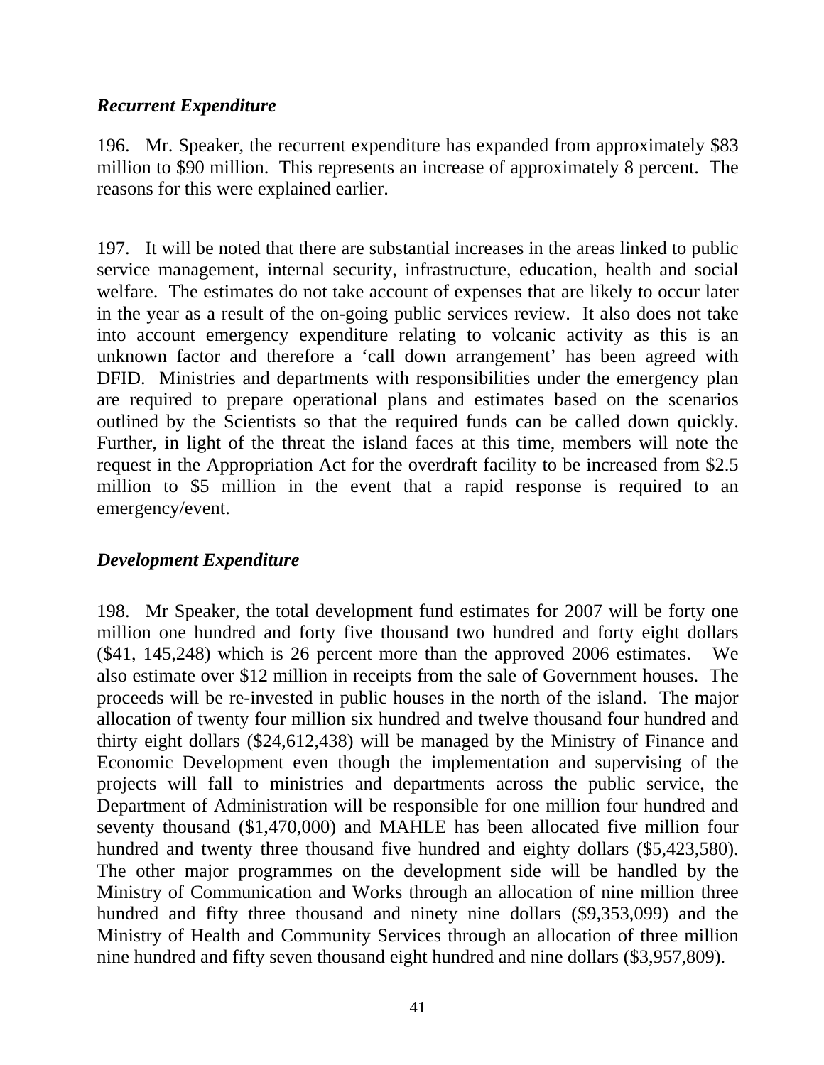*Recurrent Expenditure*

196. Mr. Speaker, the recurrent expenditure has expanded from approximately $83 million to $90 million. This represents an increase of approximately 8 percent. The reasons for this were explained earlier.

197. It will be noted that there are substantial increases in the areas linked to public service management, internal security, infrastructure, education, health and social welfare. The estimates do not take account of expenses that are likely to occur later in the year as a result of the on-going public services review. It also does not take into account emergency expenditure relating to volcanic activity as this is an unknown factor and therefore a 'call down arrangement' has been agreed with DFID. Ministries and departments with responsibilities under the emergency plan are required to prepare operational plans and estimates based on the scenarios outlined by the Scientists so that the required funds can be called down quickly. Further, in light of the threat the island faces at this time, members will note the request in the Appropriation Act for the overdraft facility to be increased from $2.5 million to $5 million in the event that a rapid response is required to an emergency/event.

*Development Expenditure*

198. Mr Speaker, the total development fund estimates for 2007 will be forty one million one hundred and forty five thousand two hundred and forty eight dollars ($41, 145,248) which is 26 percent more than the approved 2006 estimates. We also estimate over $12 million in receipts from the sale of Government houses. The proceeds will be re-invested in public houses in the north of the island. The major allocation of twenty four million six hundred and twelve thousand four hundred and thirty eight dollars ($24,612,438) will be managed by the Ministry of Finance and Economic Development even though the implementation and supervising of the projects will fall to ministries and departments across the public service, the Department of Administration will be responsible for one million four hundred and seventy thousand ($1,470,000) and MAHLE has been allocated five million four hundred and twenty three thousand five hundred and eighty dollars ($5,423,580). The other major programmes on the development side will be handled by the Ministry of Communication and Works through an allocation of nine million three hundred and fifty three thousand and ninety nine dollars ($9,353,099) and the Ministry of Health and Community Services through an allocation of three million nine hundred and fifty seven thousand eight hundred and nine dollars ($3,957,809).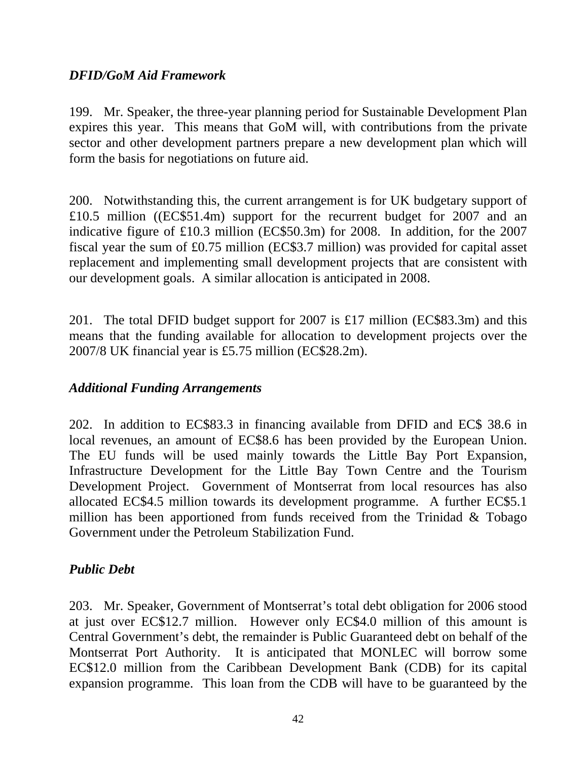### *DFID/GoM Aid Framework*

199. Mr. Speaker, the three-year planning period for Sustainable Development Plan expires this year. This means that GoM will, with contributions from the private sector and other development partners prepare a new development plan which will form the basis for negotiations on future aid.

200. Notwithstanding this, the current arrangement is for UK budgetary support of £10.5 million ((EC$51.4m) support for the recurrent budget for 2007 and an indicative figure of £10.3 million (EC$50.3m) for 2008. In addition, for the 2007 fiscal year the sum of £0.75 million (EC$3.7 million) was provided for capital asset replacement and implementing small development projects that are consistent with our development goals. A similar allocation is anticipated in 2008.

201. The total DFID budget support for 2007 is £17 million (EC$83.3m) and this means that the funding available for allocation to development projects over the 2007/8 UK financial year is £5.75 million (EC$28.2m).

### *Additional Funding Arrangements*

202. In addition to EC$83.3 in financing available from DFID and EC$ 38.6 in local revenues, an amount of EC$8.6 has been provided by the European Union. The EU funds will be used mainly towards the Little Bay Port Expansion, Infrastructure Development for the Little Bay Town Centre and the Tourism Development Project. Government of Montserrat from local resources has also allocated EC$4.5 million towards its development programme. A further EC$5.1 million has been apportioned from funds received from the Trinidad & Tobago Government under the Petroleum Stabilization Fund.

### *Public Debt*

203. Mr. Speaker, Government of Montserrat's total debt obligation for 2006 stood at just over EC$12.7 million. However only EC$4.0 million of this amount is Central Government's debt, the remainder is Public Guaranteed debt on behalf of the Montserrat Port Authority. It is anticipated that MONLEC will borrow some EC$12.0 million from the Caribbean Development Bank (CDB) for its capital expansion programme. This loan from the CDB will have to be guaranteed by the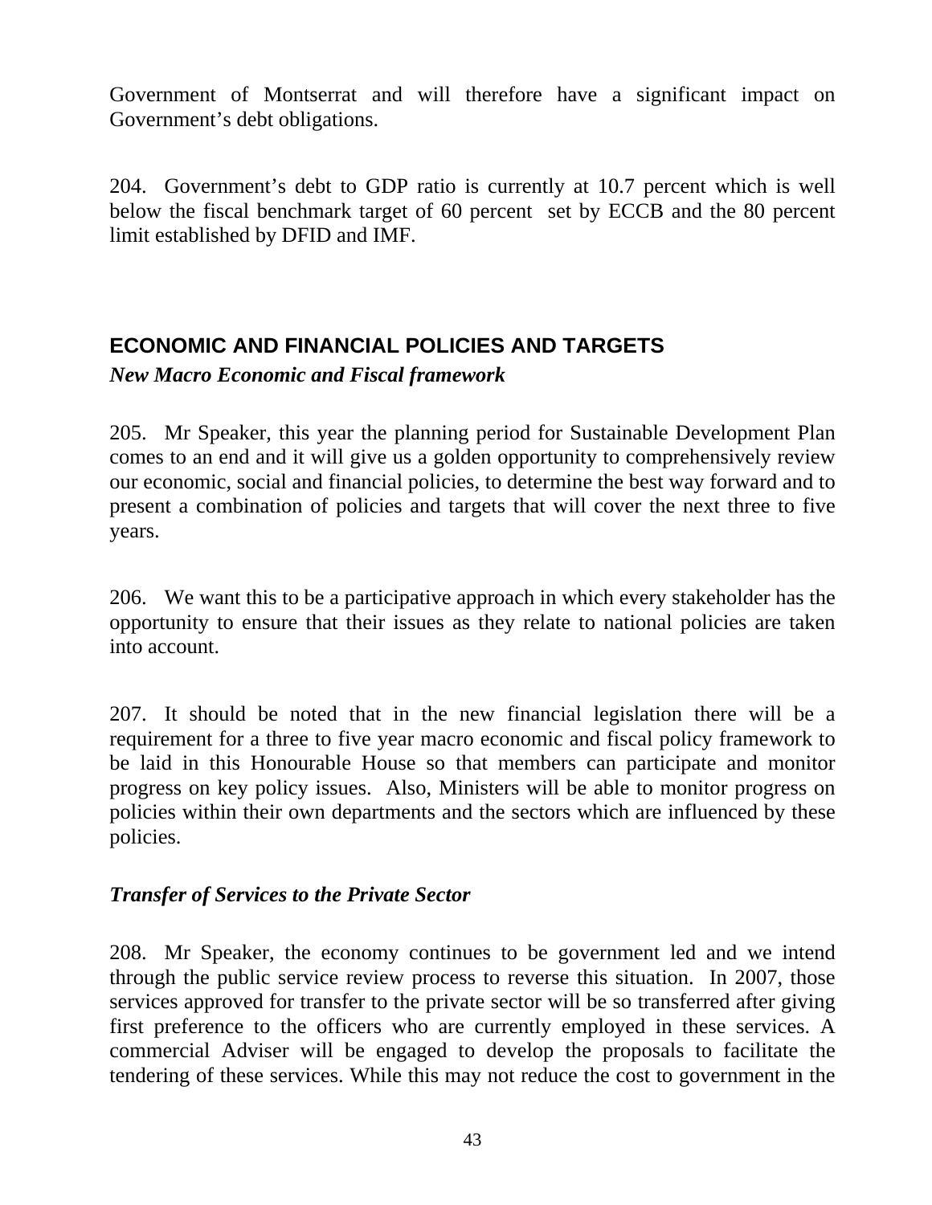Government of Montserrat and will therefore have a significant impact on Government's debt obligations.

204. Government's debt to GDP ratio is currently at 10.7 percent which is well below the fiscal benchmark target of 60 percent set by ECCB and the 80 percent limit established by DFID and IMF.

## ECONOMIC AND FINANCIAL POLICIES AND TARGETS

***New Macro Economic and Fiscal framework***

205. Mr Speaker, this year the planning period for Sustainable Development Plan comes to an end and it will give us a golden opportunity to comprehensively review our economic, social and financial policies, to determine the best way forward and to present a combination of policies and targets that will cover the next three to five years.

206. We want this to be a participative approach in which every stakeholder has the opportunity to ensure that their issues as they relate to national policies are taken into account.

207. It should be noted that in the new financial legislation there will be a requirement for a three to five year macro economic and fiscal policy framework to be laid in this Honourable House so that members can participate and monitor progress on key policy issues. Also, Ministers will be able to monitor progress on policies within their own departments and the sectors which are influenced by these policies.

***Transfer of Services to the Private Sector***

208. Mr Speaker, the economy continues to be government led and we intend through the public service review process to reverse this situation. In 2007, those services approved for transfer to the private sector will be so transferred after giving first preference to the officers who are currently employed in these services. A commercial Adviser will be engaged to develop the proposals to facilitate the tendering of these services. While this may not reduce the cost to government in the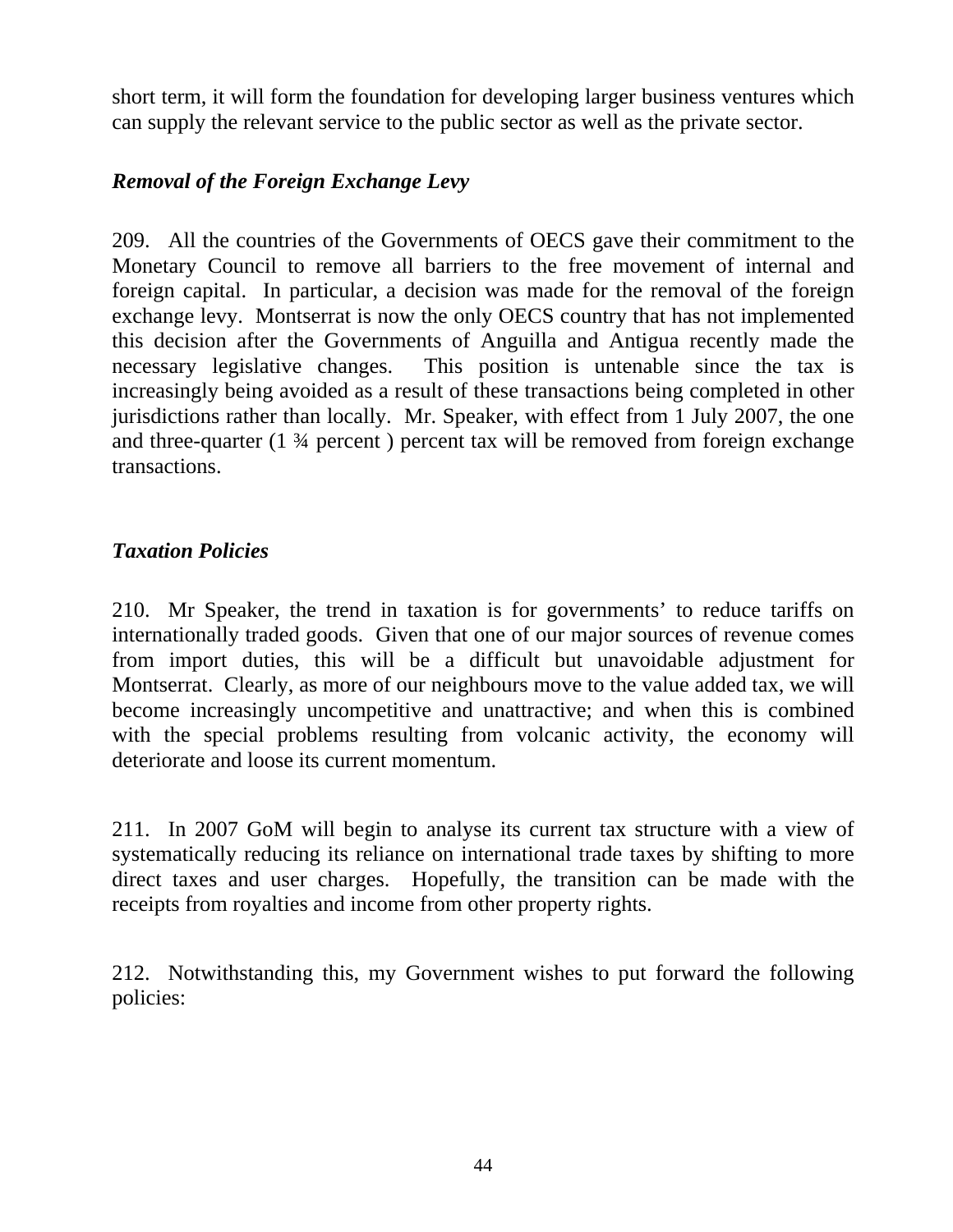short term, it will form the foundation for developing larger business ventures which can supply the relevant service to the public sector as well as the private sector.

### *Removal of the Foreign Exchange Levy*

209. All the countries of the Governments of OECS gave their commitment to the Monetary Council to remove all barriers to the free movement of internal and foreign capital. In particular, a decision was made for the removal of the foreign exchange levy. Montserrat is now the only OECS country that has not implemented this decision after the Governments of Anguilla and Antigua recently made the necessary legislative changes. This position is untenable since the tax is increasingly being avoided as a result of these transactions being completed in other jurisdictions rather than locally. Mr. Speaker, with effect from 1 July 2007, the one and three-quarter (1 ¾ percent ) percent tax will be removed from foreign exchange transactions.

### *Taxation Policies*

210. Mr Speaker, the trend in taxation is for governments' to reduce tariffs on internationally traded goods. Given that one of our major sources of revenue comes from import duties, this will be a difficult but unavoidable adjustment for Montserrat. Clearly, as more of our neighbours move to the value added tax, we will become increasingly uncompetitive and unattractive; and when this is combined with the special problems resulting from volcanic activity, the economy will deteriorate and loose its current momentum.

211. In 2007 GoM will begin to analyse its current tax structure with a view of systematically reducing its reliance on international trade taxes by shifting to more direct taxes and user charges. Hopefully, the transition can be made with the receipts from royalties and income from other property rights.

212. Notwithstanding this, my Government wishes to put forward the following policies: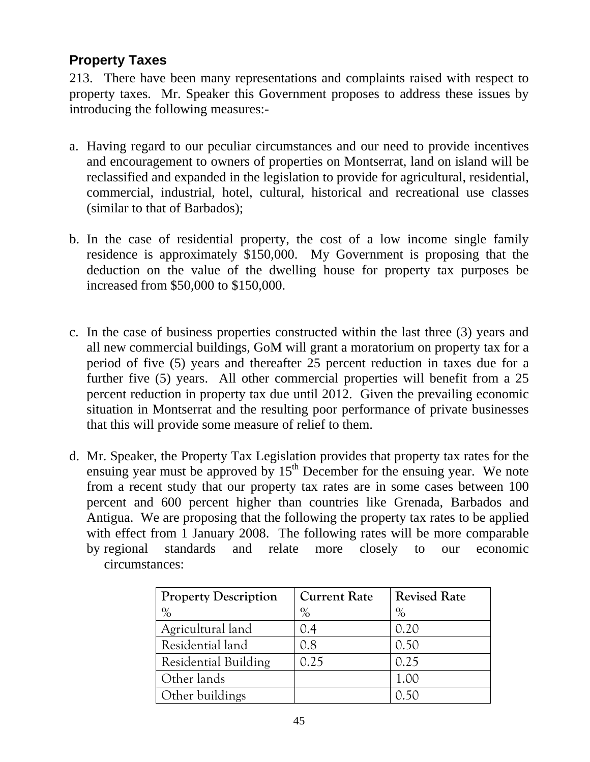## Property Taxes

213. There have been many representations and complaints raised with respect to property taxes. Mr. Speaker this Government proposes to address these issues by introducing the following measures:-

a. Having regard to our peculiar circumstances and our need to provide incentives and encouragement to owners of properties on Montserrat, land on island will be reclassified and expanded in the legislation to provide for agricultural, residential, commercial, industrial, hotel, cultural, historical and recreational use classes (similar to that of Barbados);

b. In the case of residential property, the cost of a low income single family residence is approximately $150,000. My Government is proposing that the deduction on the value of the dwelling house for property tax purposes be increased from $50,000 to $150,000.

c. In the case of business properties constructed within the last three (3) years and all new commercial buildings, GoM will grant a moratorium on property tax for a period of five (5) years and thereafter 25 percent reduction in taxes due for a further five (5) years. All other commercial properties will benefit from a 25 percent reduction in property tax due until 2012. Given the prevailing economic situation in Montserrat and the resulting poor performance of private businesses that this will provide some measure of relief to them.

d. Mr. Speaker, the Property Tax Legislation provides that property tax rates for the ensuing year must be approved by 15th December for the ensuing year. We note from a recent study that our property tax rates are in some cases between 100 percent and 600 percent higher than countries like Grenada, Barbados and Antigua. We are proposing that the following the property tax rates to be applied with effect from 1 January 2008. The following rates will be more comparable by regional standards and relate more closely to our economic circumstances:

| Property Description % | Current Rate % | Revised Rate % |
|---|---|---|
| Agricultural land | 0.4 | 0.20 |
| Residential land | 0.8 | 0.50 |
| Residential Building | 0.25 | 0.25 |
| Other lands | | 1.00 |
| Other buildings | | 0.50 |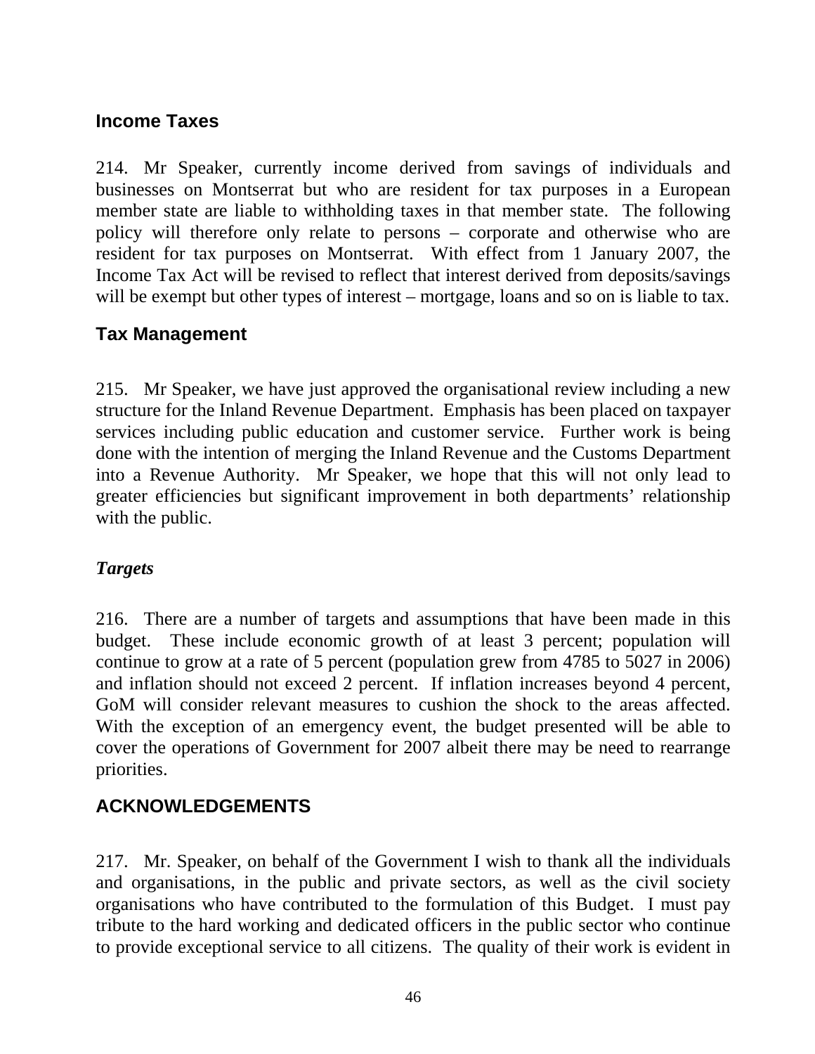## Income Taxes

214. Mr Speaker, currently income derived from savings of individuals and businesses on Montserrat but who are resident for tax purposes in a European member state are liable to withholding taxes in that member state. The following policy will therefore only relate to persons – corporate and otherwise who are resident for tax purposes on Montserrat. With effect from 1 January 2007, the Income Tax Act will be revised to reflect that interest derived from deposits/savings will be exempt but other types of interest – mortgage, loans and so on is liable to tax.

## Tax Management

215. Mr Speaker, we have just approved the organisational review including a new structure for the Inland Revenue Department. Emphasis has been placed on taxpayer services including public education and customer service. Further work is being done with the intention of merging the Inland Revenue and the Customs Department into a Revenue Authority. Mr Speaker, we hope that this will not only lead to greater efficiencies but significant improvement in both departments' relationship with the public.

### *Targets*

216. There are a number of targets and assumptions that have been made in this budget. These include economic growth of at least 3 percent; population will continue to grow at a rate of 5 percent (population grew from 4785 to 5027 in 2006) and inflation should not exceed 2 percent. If inflation increases beyond 4 percent, GoM will consider relevant measures to cushion the shock to the areas affected. With the exception of an emergency event, the budget presented will be able to cover the operations of Government for 2007 albeit there may be need to rearrange priorities.

## ACKNOWLEDGEMENTS

217. Mr. Speaker, on behalf of the Government I wish to thank all the individuals and organisations, in the public and private sectors, as well as the civil society organisations who have contributed to the formulation of this Budget. I must pay tribute to the hard working and dedicated officers in the public sector who continue to provide exceptional service to all citizens. The quality of their work is evident in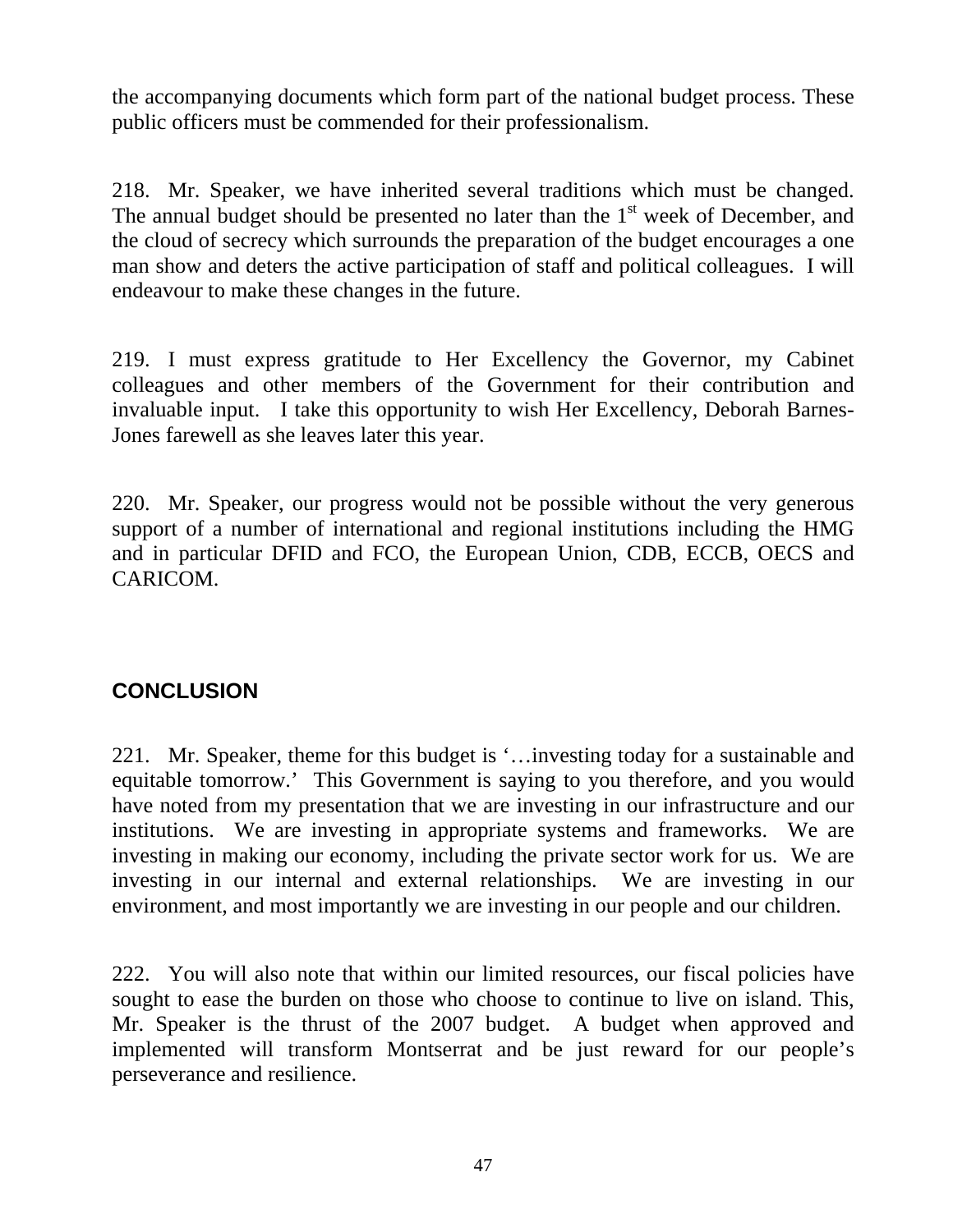the accompanying documents which form part of the national budget process. These public officers must be commended for their professionalism.

218. Mr. Speaker, we have inherited several traditions which must be changed. The annual budget should be presented no later than the 1st week of December, and the cloud of secrecy which surrounds the preparation of the budget encourages a one man show and deters the active participation of staff and political colleagues. I will endeavour to make these changes in the future.

219. I must express gratitude to Her Excellency the Governor, my Cabinet colleagues and other members of the Government for their contribution and invaluable input. I take this opportunity to wish Her Excellency, Deborah Barnes-Jones farewell as she leaves later this year.

220. Mr. Speaker, our progress would not be possible without the very generous support of a number of international and regional institutions including the HMG and in particular DFID and FCO, the European Union, CDB, ECCB, OECS and CARICOM.

## CONCLUSION

221. Mr. Speaker, theme for this budget is '…investing today for a sustainable and equitable tomorrow.' This Government is saying to you therefore, and you would have noted from my presentation that we are investing in our infrastructure and our institutions. We are investing in appropriate systems and frameworks. We are investing in making our economy, including the private sector work for us. We are investing in our internal and external relationships. We are investing in our environment, and most importantly we are investing in our people and our children.

222. You will also note that within our limited resources, our fiscal policies have sought to ease the burden on those who choose to continue to live on island. This, Mr. Speaker is the thrust of the 2007 budget. A budget when approved and implemented will transform Montserrat and be just reward for our people's perseverance and resilience.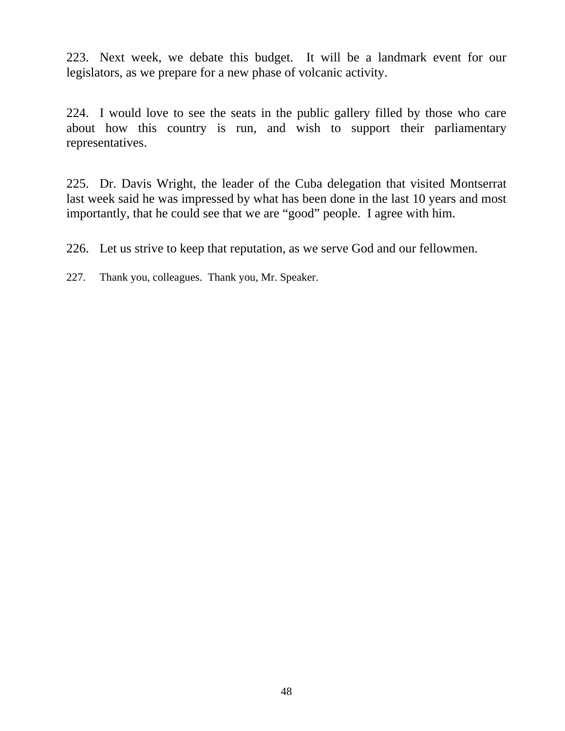223. Next week, we debate this budget. It will be a landmark event for our legislators, as we prepare for a new phase of volcanic activity.

224. I would love to see the seats in the public gallery filled by those who care about how this country is run, and wish to support their parliamentary representatives.

225. Dr. Davis Wright, the leader of the Cuba delegation that visited Montserrat last week said he was impressed by what has been done in the last 10 years and most importantly, that he could see that we are "good" people. I agree with him.

226. Let us strive to keep that reputation, as we serve God and our fellowmen.

227. Thank you, colleagues. Thank you, Mr. Speaker.